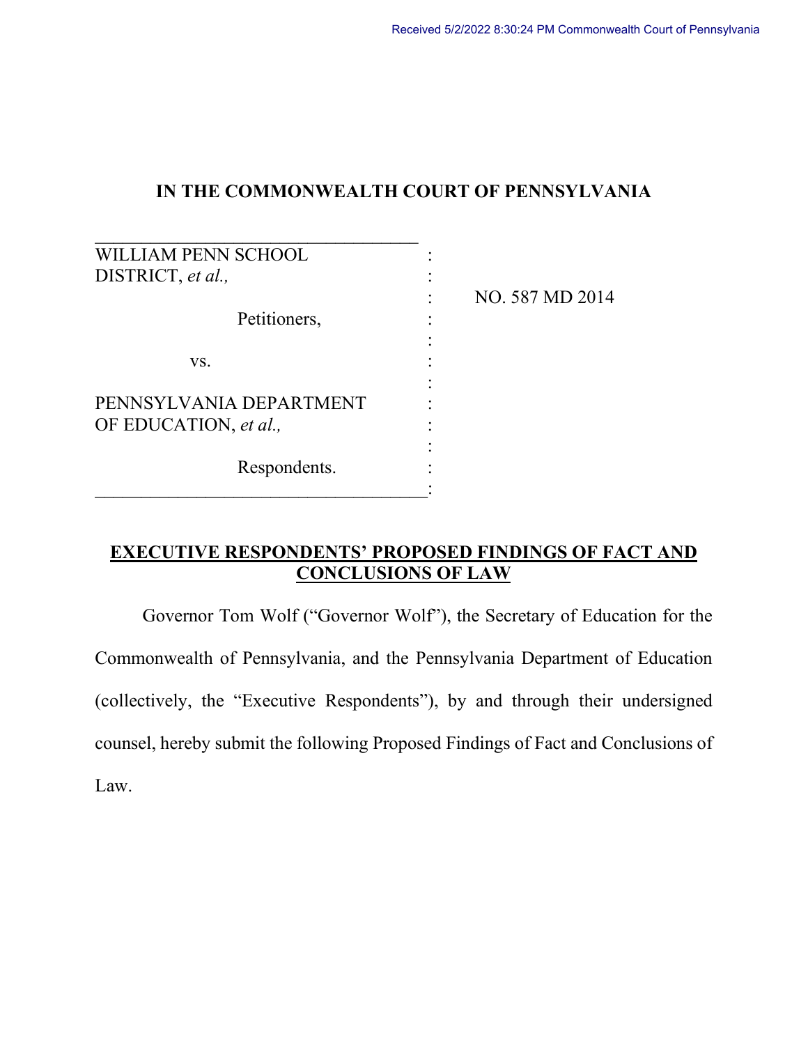Received 5/2/2022 8:30:24 PM Commonwealth Court of Pennsylvania

**IN THE COMMONWEALTH COURT OF PENNSYLVANIA**

| | |
|---|---|
| WILLIAM PENN SCHOOL DISTRICT, *et al.,* | NO. 587 MD 2014 |
| Petitioners, | |
| vs. | |
| PENNSYLVANIA DEPARTMENT OF EDUCATION, *et al.,* | |
| Respondents. | |

**EXECUTIVE RESPONDENTS' PROPOSED FINDINGS OF FACT AND CONCLUSIONS OF LAW**

Governor Tom Wolf ("Governor Wolf"), the Secretary of Education for the Commonwealth of Pennsylvania, and the Pennsylvania Department of Education (collectively, the "Executive Respondents"), by and through their undersigned counsel, hereby submit the following Proposed Findings of Fact and Conclusions of Law.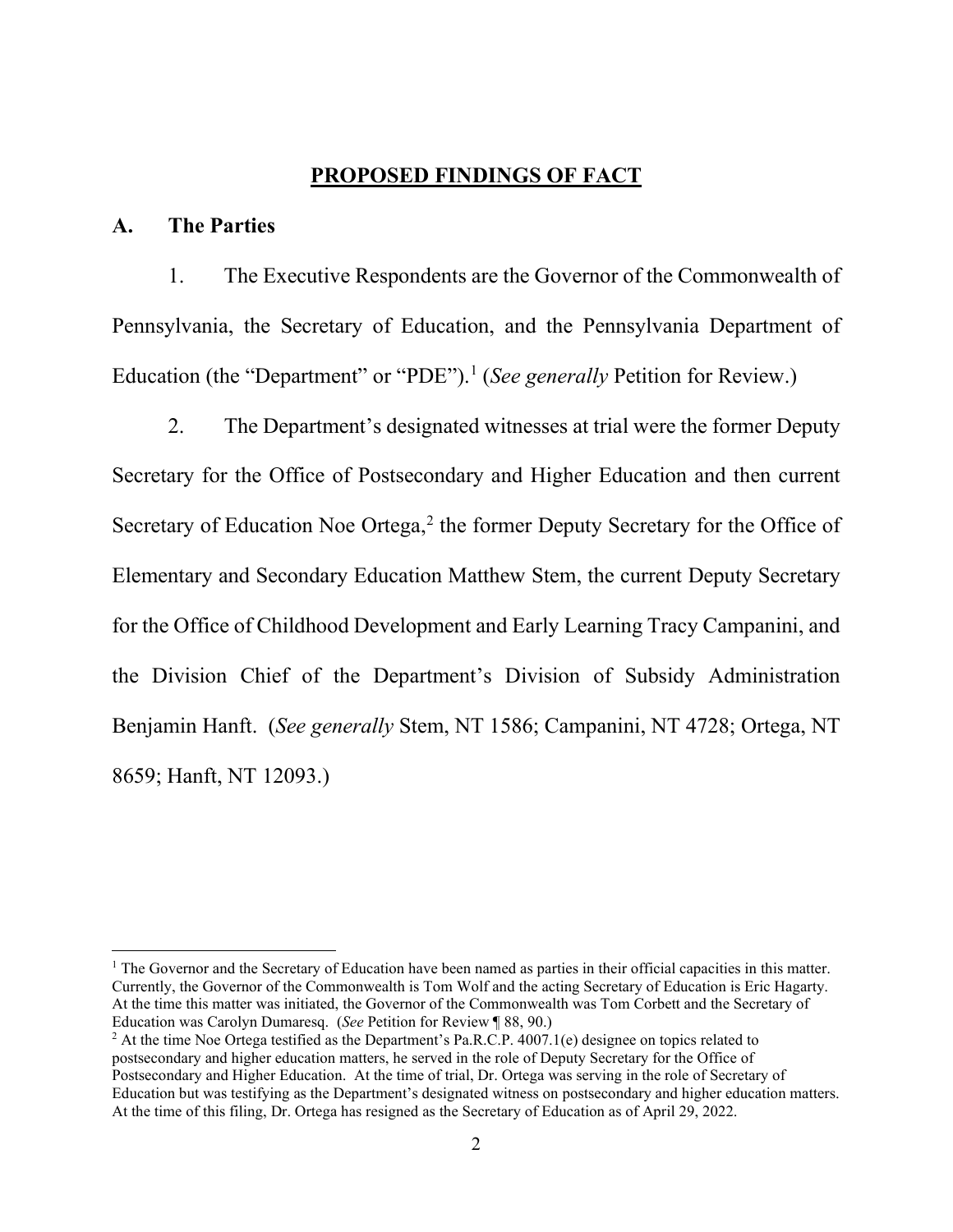## PROPOSED FINDINGS OF FACT

### A. The Parties

1. The Executive Respondents are the Governor of the Commonwealth of Pennsylvania, the Secretary of Education, and the Pennsylvania Department of Education (the "Department" or "PDE").[1] (*See generally* Petition for Review.)

2. The Department's designated witnesses at trial were the former Deputy Secretary for the Office of Postsecondary and Higher Education and then current Secretary of Education Noe Ortega,[2] the former Deputy Secretary for the Office of Elementary and Secondary Education Matthew Stem, the current Deputy Secretary for the Office of Childhood Development and Early Learning Tracy Campanini, and the Division Chief of the Department's Division of Subsidy Administration Benjamin Hanft. (*See generally* Stem, NT 1586; Campanini, NT 4728; Ortega, NT 8659; Hanft, NT 12093.)

---

[1] The Governor and the Secretary of Education have been named as parties in their official capacities in this matter. Currently, the Governor of the Commonwealth is Tom Wolf and the acting Secretary of Education is Eric Hagarty. At the time this matter was initiated, the Governor of the Commonwealth was Tom Corbett and the Secretary of Education was Carolyn Dumaresq. (*See* Petition for Review ¶ 88, 90.)

[2] At the time Noe Ortega testified as the Department's Pa.R.C.P. 4007.1(e) designee on topics related to postsecondary and higher education matters, he served in the role of Deputy Secretary for the Office of Postsecondary and Higher Education. At the time of trial, Dr. Ortega was serving in the role of Secretary of Education but was testifying as the Department's designated witness on postsecondary and higher education matters. At the time of this filing, Dr. Ortega has resigned as the Secretary of Education as of April 29, 2022.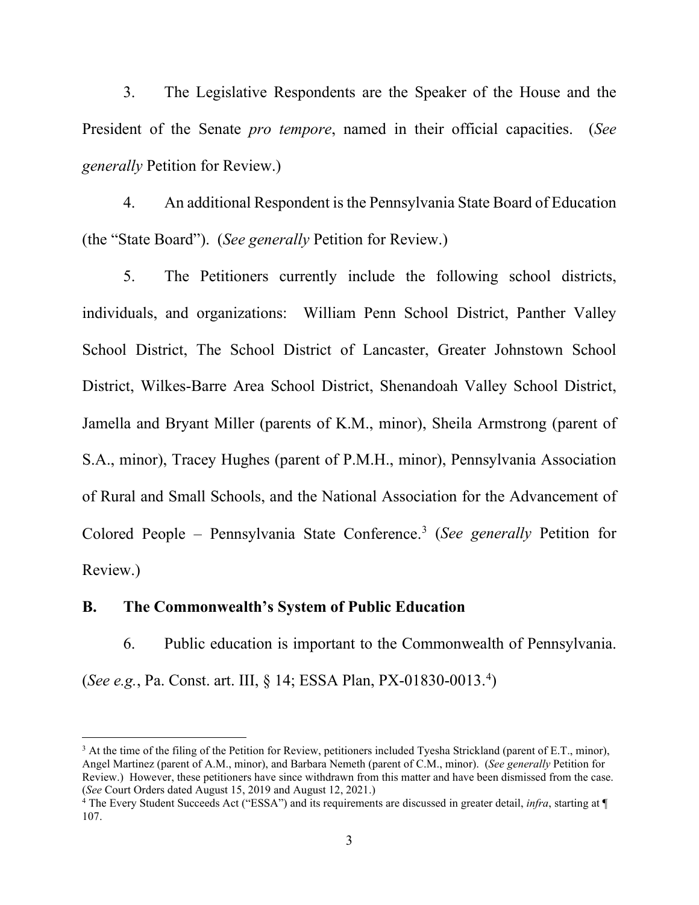3. The Legislative Respondents are the Speaker of the House and the President of the Senate *pro tempore*, named in their official capacities. (*See generally* Petition for Review.)

4. An additional Respondent is the Pennsylvania State Board of Education (the "State Board"). (*See generally* Petition for Review.)

5. The Petitioners currently include the following school districts, individuals, and organizations: William Penn School District, Panther Valley School District, The School District of Lancaster, Greater Johnstown School District, Wilkes-Barre Area School District, Shenandoah Valley School District, Jamella and Bryant Miller (parents of K.M., minor), Sheila Armstrong (parent of S.A., minor), Tracey Hughes (parent of P.M.H., minor), Pennsylvania Association of Rural and Small Schools, and the National Association for the Advancement of Colored People – Pennsylvania State Conference.[3] (*See generally* Petition for Review.)

## B. The Commonwealth's System of Public Education

6. Public education is important to the Commonwealth of Pennsylvania. (*See e.g.*, Pa. Const. art. III, § 14; ESSA Plan, PX-01830-0013.[4])

---

[3] At the time of the filing of the Petition for Review, petitioners included Tyesha Strickland (parent of E.T., minor), Angel Martinez (parent of A.M., minor), and Barbara Nemeth (parent of C.M., minor). (*See generally* Petition for Review.) However, these petitioners have since withdrawn from this matter and have been dismissed from the case. (*See* Court Orders dated August 15, 2019 and August 12, 2021.)

[4] The Every Student Succeeds Act ("ESSA") and its requirements are discussed in greater detail, *infra*, starting at ¶ 107.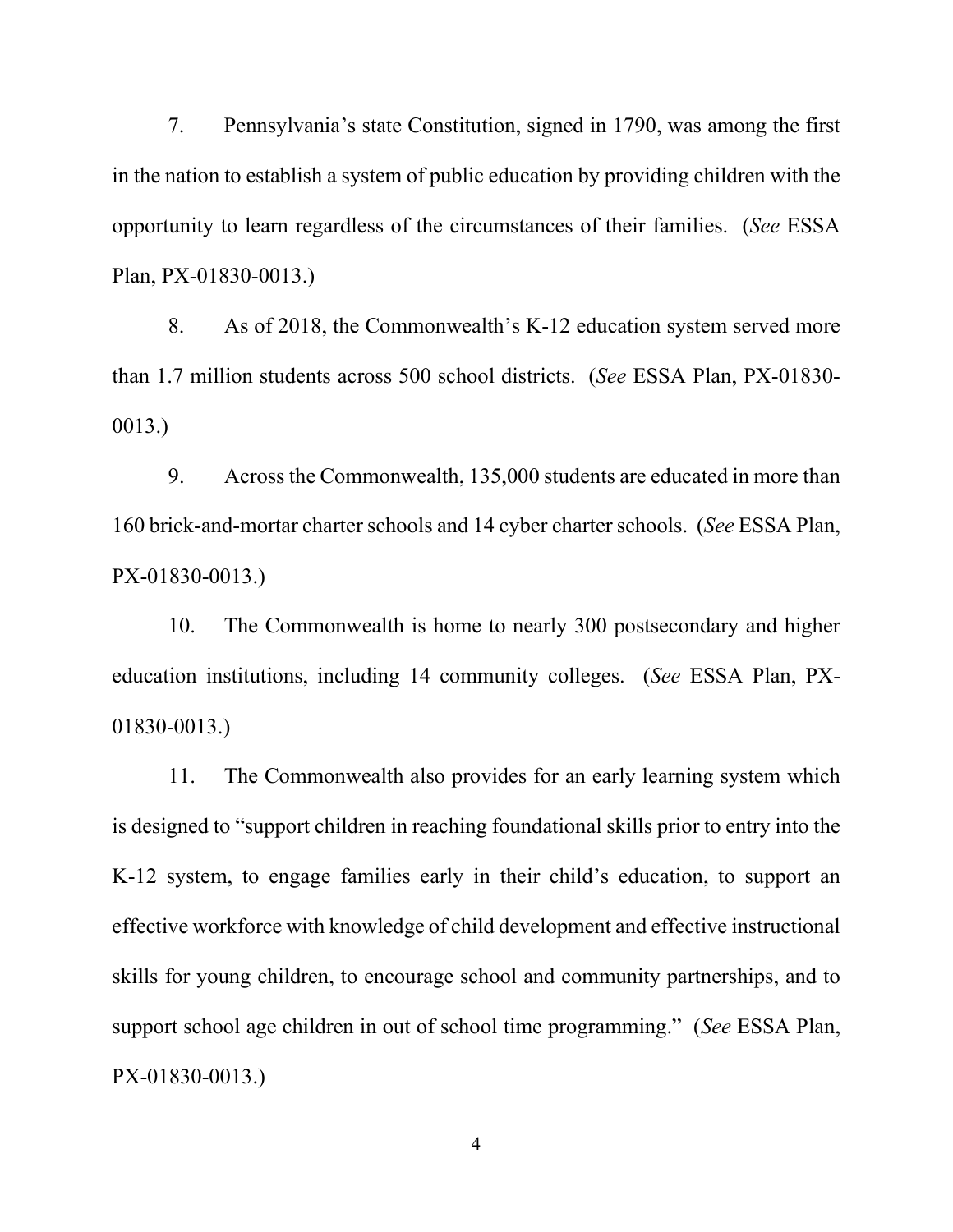7. Pennsylvania's state Constitution, signed in 1790, was among the first in the nation to establish a system of public education by providing children with the opportunity to learn regardless of the circumstances of their families. (*See* ESSA Plan, PX-01830-0013.)

8. As of 2018, the Commonwealth's K-12 education system served more than 1.7 million students across 500 school districts. (*See* ESSA Plan, PX-01830-0013.)

9. Across the Commonwealth, 135,000 students are educated in more than 160 brick-and-mortar charter schools and 14 cyber charter schools. (*See* ESSA Plan, PX-01830-0013.)

10. The Commonwealth is home to nearly 300 postsecondary and higher education institutions, including 14 community colleges. (*See* ESSA Plan, PX-01830-0013.)

11. The Commonwealth also provides for an early learning system which is designed to "support children in reaching foundational skills prior to entry into the K-12 system, to engage families early in their child's education, to support an effective workforce with knowledge of child development and effective instructional skills for young children, to encourage school and community partnerships, and to support school age children in out of school time programming." (*See* ESSA Plan, PX-01830-0013.)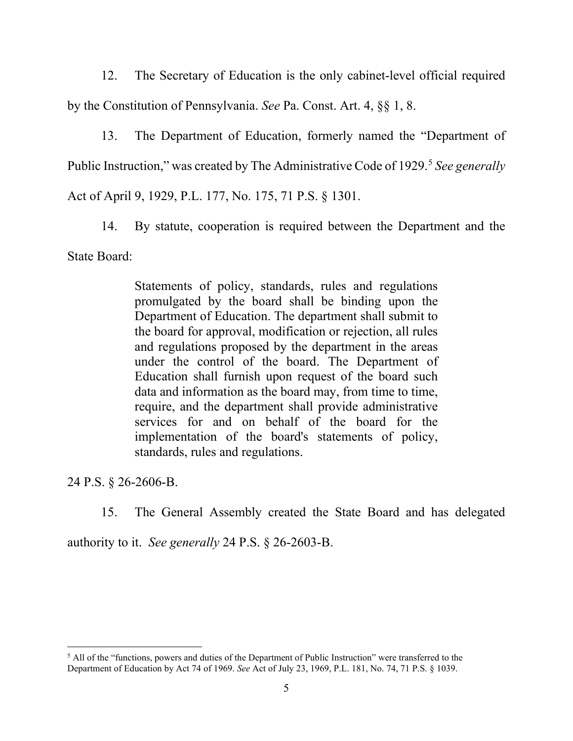12. The Secretary of Education is the only cabinet-level official required by the Constitution of Pennsylvania. *See* Pa. Const. Art. 4, §§ 1, 8.

13. The Department of Education, formerly named the "Department of Public Instruction," was created by The Administrative Code of 1929.[5] *See generally* Act of April 9, 1929, P.L. 177, No. 175, 71 P.S. § 1301.

14. By statute, cooperation is required between the Department and the State Board:

> Statements of policy, standards, rules and regulations promulgated by the board shall be binding upon the Department of Education. The department shall submit to the board for approval, modification or rejection, all rules and regulations proposed by the department in the areas under the control of the board. The Department of Education shall furnish upon request of the board such data and information as the board may, from time to time, require, and the department shall provide administrative services for and on behalf of the board for the implementation of the board's statements of policy, standards, rules and regulations.

24 P.S. § 26-2606-B.

15. The General Assembly created the State Board and has delegated authority to it. *See generally* 24 P.S. § 26-2603-B.

---

[5] All of the "functions, powers and duties of the Department of Public Instruction" were transferred to the Department of Education by Act 74 of 1969. *See* Act of July 23, 1969, P.L. 181, No. 74, 71 P.S. § 1039.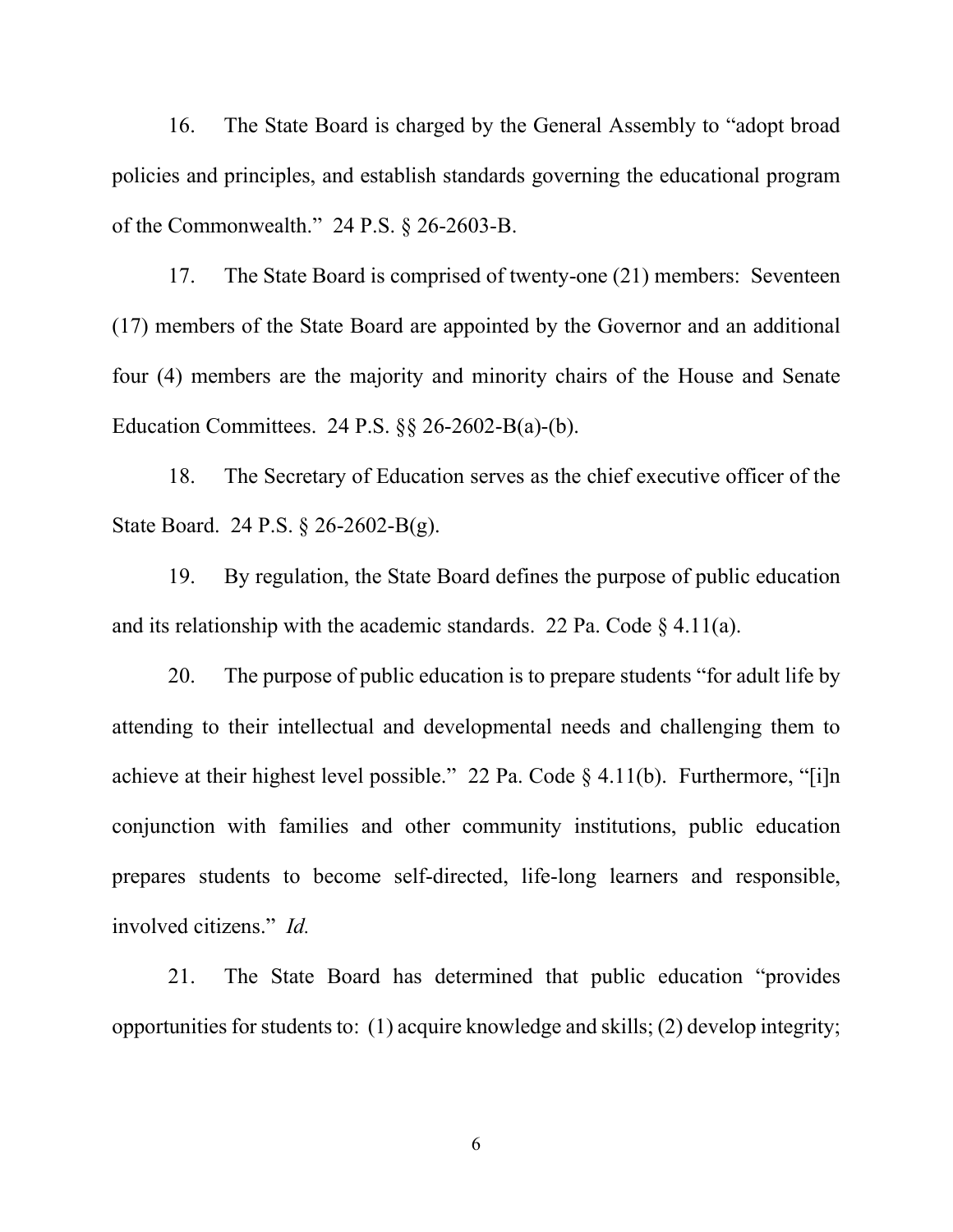16. The State Board is charged by the General Assembly to "adopt broad policies and principles, and establish standards governing the educational program of the Commonwealth." 24 P.S. § 26-2603-B.

17. The State Board is comprised of twenty-one (21) members: Seventeen (17) members of the State Board are appointed by the Governor and an additional four (4) members are the majority and minority chairs of the House and Senate Education Committees. 24 P.S. §§ 26-2602-B(a)-(b).

18. The Secretary of Education serves as the chief executive officer of the State Board. 24 P.S. § 26-2602-B(g).

19. By regulation, the State Board defines the purpose of public education and its relationship with the academic standards. 22 Pa. Code § 4.11(a).

20. The purpose of public education is to prepare students "for adult life by attending to their intellectual and developmental needs and challenging them to achieve at their highest level possible." 22 Pa. Code § 4.11(b). Furthermore, "[i]n conjunction with families and other community institutions, public education prepares students to become self-directed, life-long learners and responsible, involved citizens." *Id.*

21. The State Board has determined that public education "provides opportunities for students to: (1) acquire knowledge and skills; (2) develop integrity;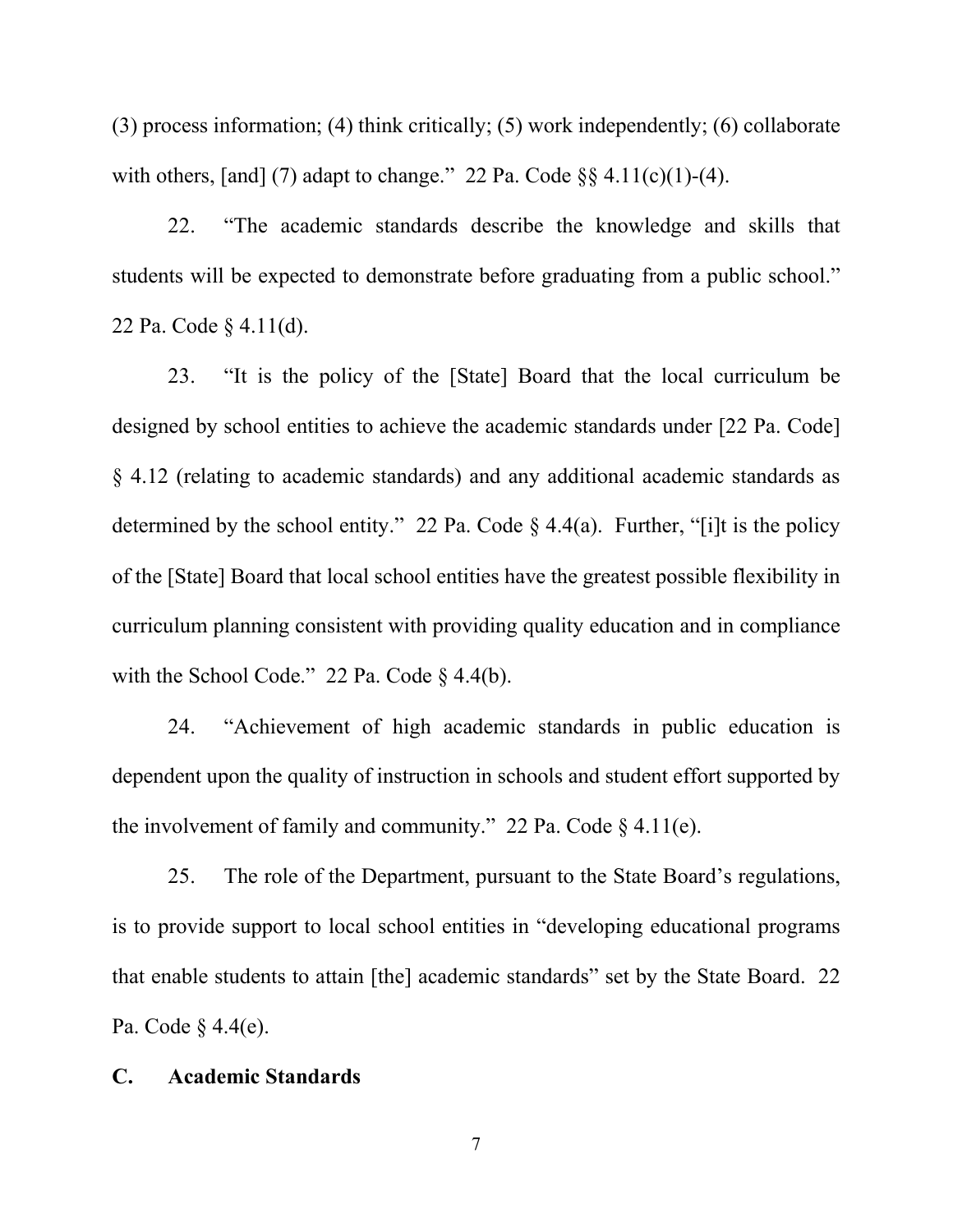(3) process information; (4) think critically; (5) work independently; (6) collaborate with others, [and] (7) adapt to change." 22 Pa. Code §§ 4.11(c)(1)-(4).

22. "The academic standards describe the knowledge and skills that students will be expected to demonstrate before graduating from a public school." 22 Pa. Code § 4.11(d).

23. "It is the policy of the [State] Board that the local curriculum be designed by school entities to achieve the academic standards under [22 Pa. Code] § 4.12 (relating to academic standards) and any additional academic standards as determined by the school entity." 22 Pa. Code § 4.4(a). Further, "[i]t is the policy of the [State] Board that local school entities have the greatest possible flexibility in curriculum planning consistent with providing quality education and in compliance with the School Code." 22 Pa. Code § 4.4(b).

24. "Achievement of high academic standards in public education is dependent upon the quality of instruction in schools and student effort supported by the involvement of family and community." 22 Pa. Code § 4.11(e).

25. The role of the Department, pursuant to the State Board's regulations, is to provide support to local school entities in "developing educational programs that enable students to attain [the] academic standards" set by the State Board. 22 Pa. Code § 4.4(e).

**C. Academic Standards**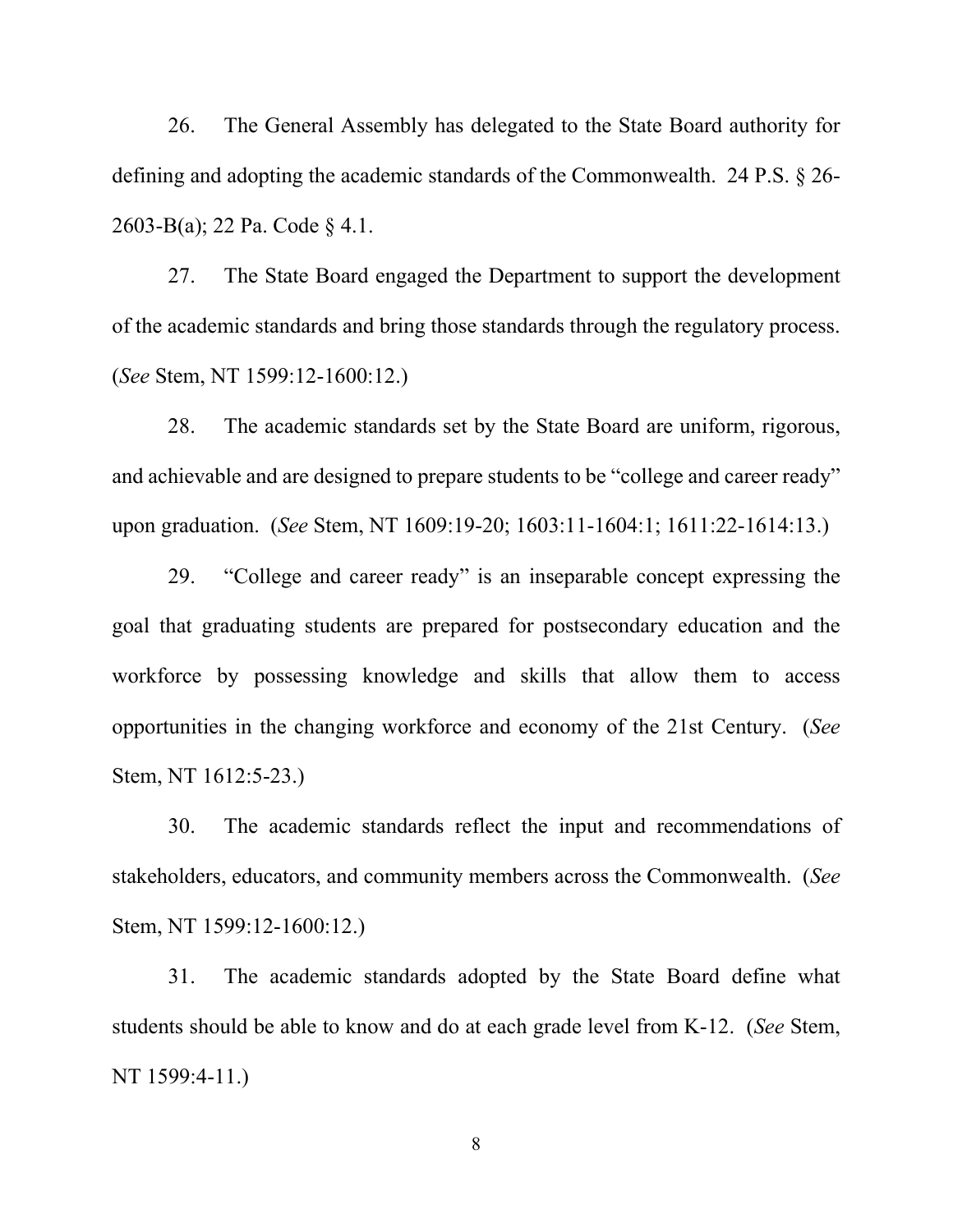26. The General Assembly has delegated to the State Board authority for defining and adopting the academic standards of the Commonwealth. 24 P.S. § 26-2603-B(a); 22 Pa. Code § 4.1.

27. The State Board engaged the Department to support the development of the academic standards and bring those standards through the regulatory process. (*See* Stem, NT 1599:12-1600:12.)

28. The academic standards set by the State Board are uniform, rigorous, and achievable and are designed to prepare students to be "college and career ready" upon graduation. (*See* Stem, NT 1609:19-20; 1603:11-1604:1; 1611:22-1614:13.)

29. "College and career ready" is an inseparable concept expressing the goal that graduating students are prepared for postsecondary education and the workforce by possessing knowledge and skills that allow them to access opportunities in the changing workforce and economy of the 21st Century. (*See* Stem, NT 1612:5-23.)

30. The academic standards reflect the input and recommendations of stakeholders, educators, and community members across the Commonwealth. (*See* Stem, NT 1599:12-1600:12.)

31. The academic standards adopted by the State Board define what students should be able to know and do at each grade level from K-12. (*See* Stem, NT 1599:4-11.)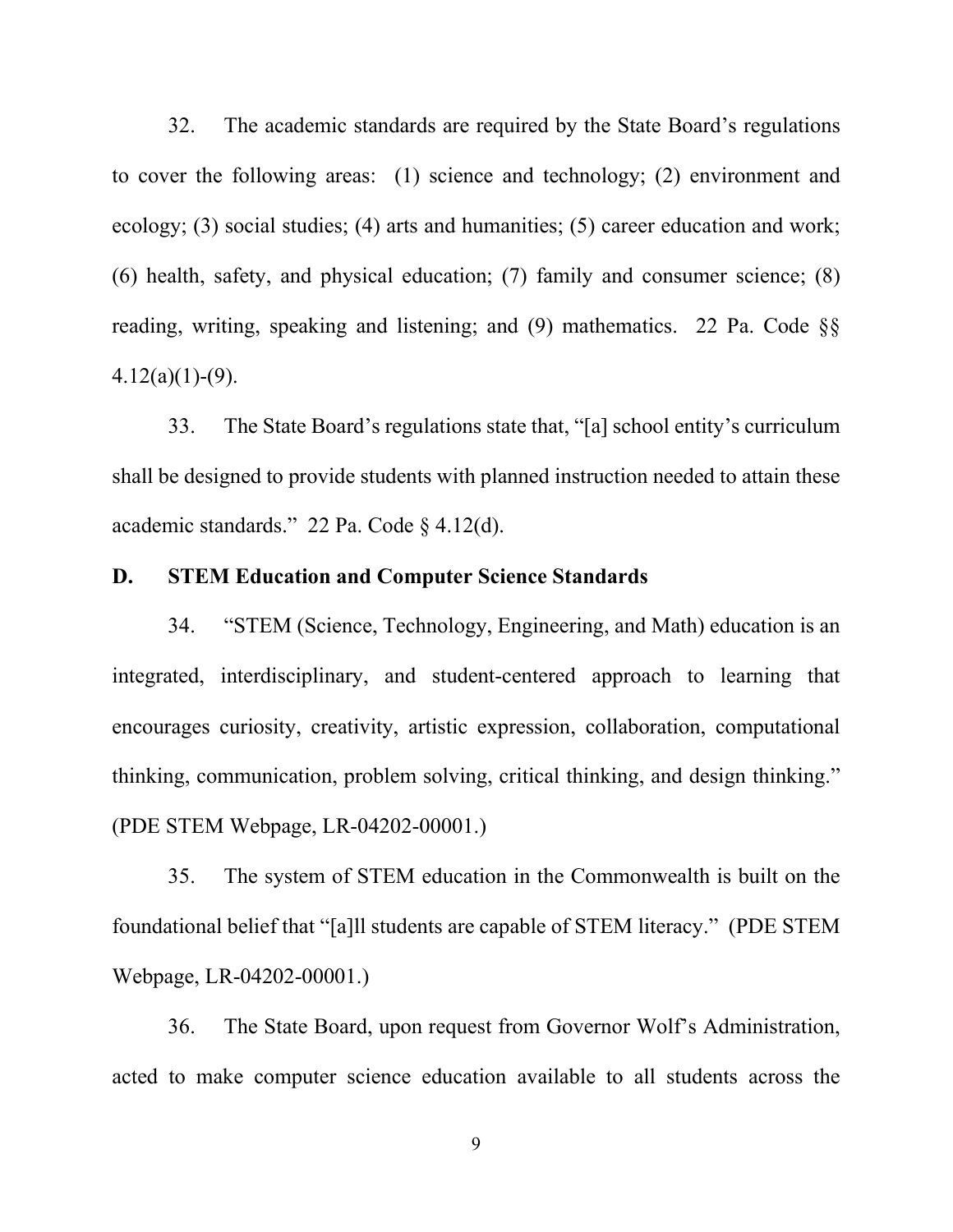32. The academic standards are required by the State Board's regulations to cover the following areas: (1) science and technology; (2) environment and ecology; (3) social studies; (4) arts and humanities; (5) career education and work; (6) health, safety, and physical education; (7) family and consumer science; (8) reading, writing, speaking and listening; and (9) mathematics. 22 Pa. Code §§ 4.12(a)(1)-(9).

33. The State Board's regulations state that, "[a] school entity's curriculum shall be designed to provide students with planned instruction needed to attain these academic standards." 22 Pa. Code § 4.12(d).

## D. STEM Education and Computer Science Standards

34. "STEM (Science, Technology, Engineering, and Math) education is an integrated, interdisciplinary, and student-centered approach to learning that encourages curiosity, creativity, artistic expression, collaboration, computational thinking, communication, problem solving, critical thinking, and design thinking." (PDE STEM Webpage, LR-04202-00001.)

35. The system of STEM education in the Commonwealth is built on the foundational belief that "[a]ll students are capable of STEM literacy." (PDE STEM Webpage, LR-04202-00001.)

36. The State Board, upon request from Governor Wolf's Administration, acted to make computer science education available to all students across the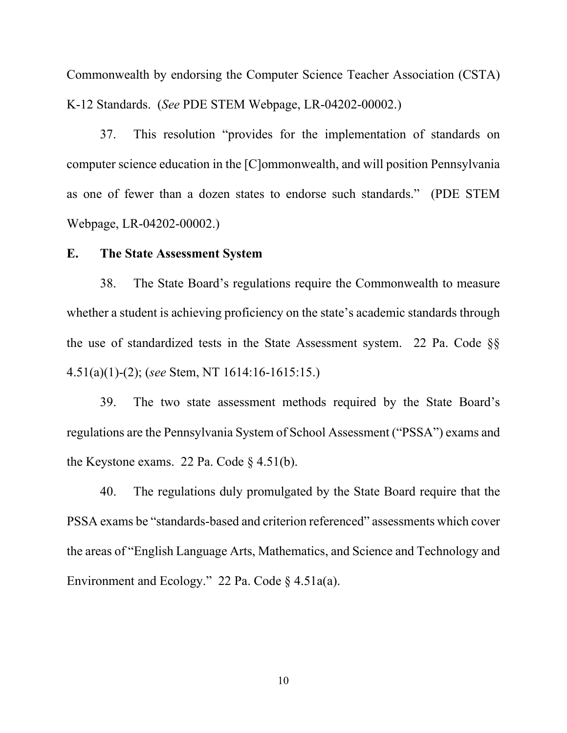Commonwealth by endorsing the Computer Science Teacher Association (CSTA) K-12 Standards. (*See* PDE STEM Webpage, LR-04202-00002.)

37. This resolution "provides for the implementation of standards on computer science education in the [C]ommonwealth, and will position Pennsylvania as one of fewer than a dozen states to endorse such standards." (PDE STEM Webpage, LR-04202-00002.)

**E. The State Assessment System**

38. The State Board's regulations require the Commonwealth to measure whether a student is achieving proficiency on the state's academic standards through the use of standardized tests in the State Assessment system. 22 Pa. Code §§ 4.51(a)(1)-(2); (*see* Stem, NT 1614:16-1615:15.)

39. The two state assessment methods required by the State Board's regulations are the Pennsylvania System of School Assessment ("PSSA") exams and the Keystone exams. 22 Pa. Code § 4.51(b).

40. The regulations duly promulgated by the State Board require that the PSSA exams be "standards-based and criterion referenced" assessments which cover the areas of "English Language Arts, Mathematics, and Science and Technology and Environment and Ecology." 22 Pa. Code § 4.51a(a).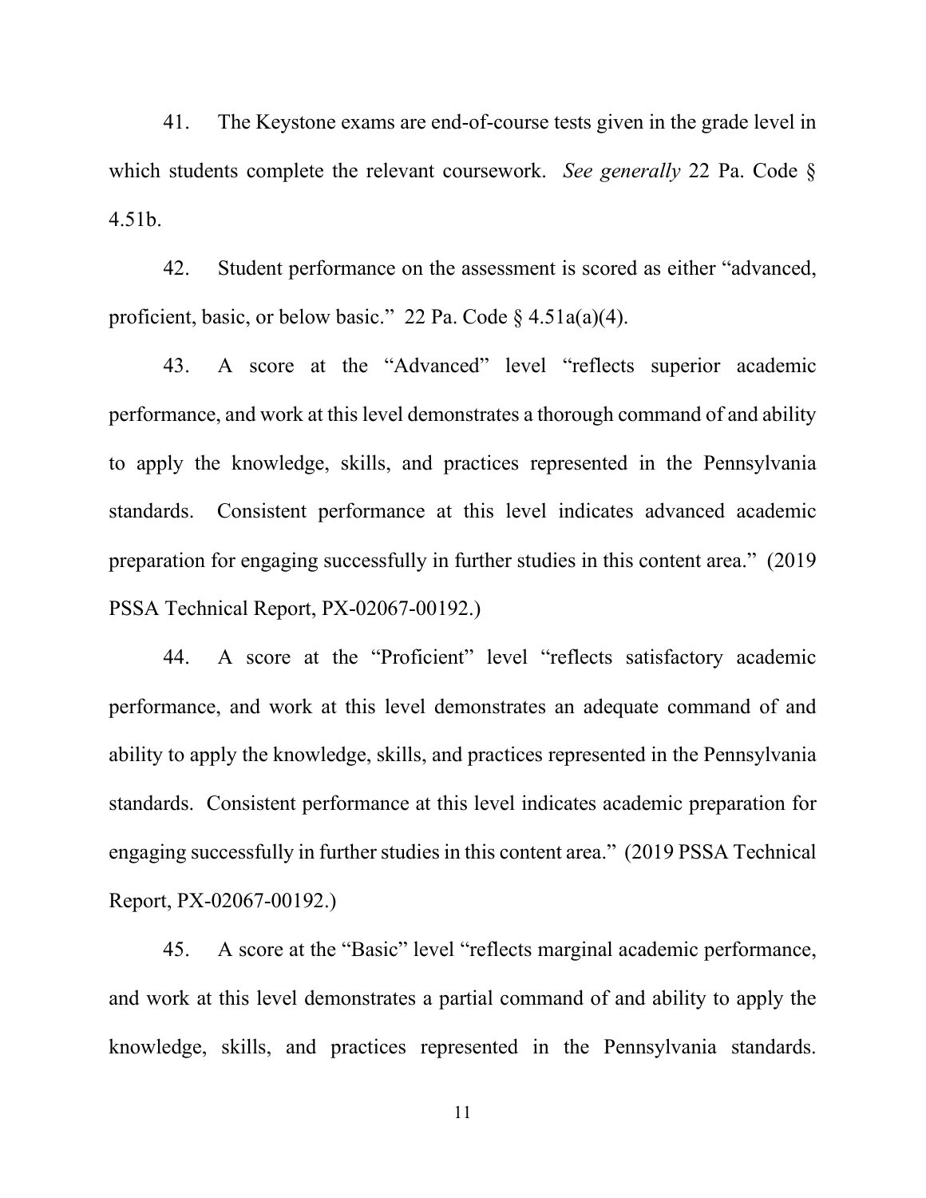41. The Keystone exams are end-of-course tests given in the grade level in which students complete the relevant coursework. *See generally* 22 Pa. Code § 4.51b.

42. Student performance on the assessment is scored as either "advanced, proficient, basic, or below basic." 22 Pa. Code § 4.51a(a)(4).

43. A score at the "Advanced" level "reflects superior academic performance, and work at this level demonstrates a thorough command of and ability to apply the knowledge, skills, and practices represented in the Pennsylvania standards. Consistent performance at this level indicates advanced academic preparation for engaging successfully in further studies in this content area." (2019 PSSA Technical Report, PX-02067-00192.)

44. A score at the "Proficient" level "reflects satisfactory academic performance, and work at this level demonstrates an adequate command of and ability to apply the knowledge, skills, and practices represented in the Pennsylvania standards. Consistent performance at this level indicates academic preparation for engaging successfully in further studies in this content area." (2019 PSSA Technical Report, PX-02067-00192.)

45. A score at the "Basic" level "reflects marginal academic performance, and work at this level demonstrates a partial command of and ability to apply the knowledge, skills, and practices represented in the Pennsylvania standards.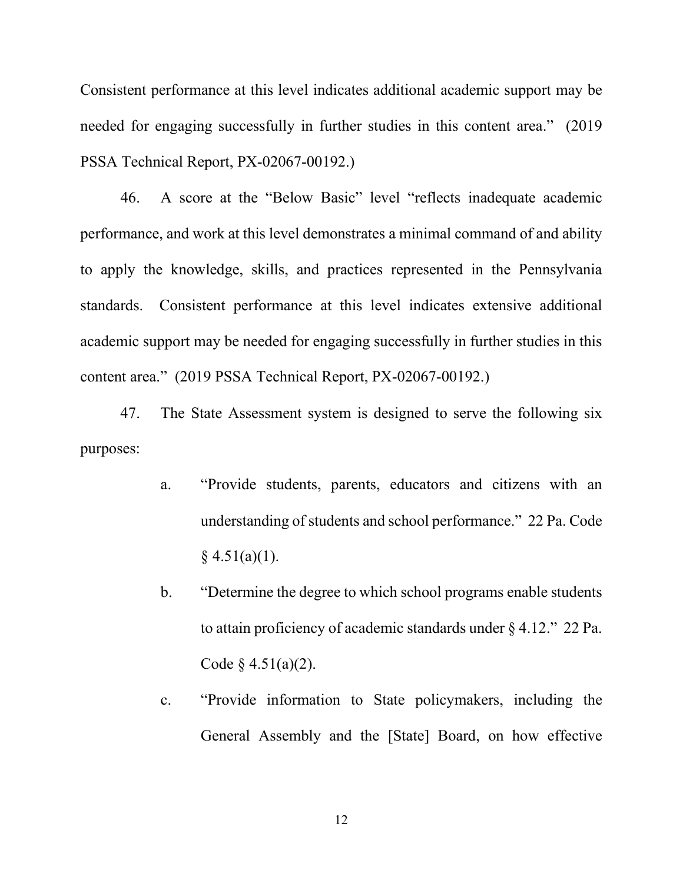Consistent performance at this level indicates additional academic support may be needed for engaging successfully in further studies in this content area." (2019 PSSA Technical Report, PX-02067-00192.)

46. A score at the "Below Basic" level "reflects inadequate academic performance, and work at this level demonstrates a minimal command of and ability to apply the knowledge, skills, and practices represented in the Pennsylvania standards. Consistent performance at this level indicates extensive additional academic support may be needed for engaging successfully in further studies in this content area." (2019 PSSA Technical Report, PX-02067-00192.)

47. The State Assessment system is designed to serve the following six purposes:

> a. "Provide students, parents, educators and citizens with an understanding of students and school performance." 22 Pa. Code § 4.51(a)(1).
>
> b. "Determine the degree to which school programs enable students to attain proficiency of academic standards under § 4.12." 22 Pa. Code § 4.51(a)(2).
>
> c. "Provide information to State policymakers, including the General Assembly and the [State] Board, on how effective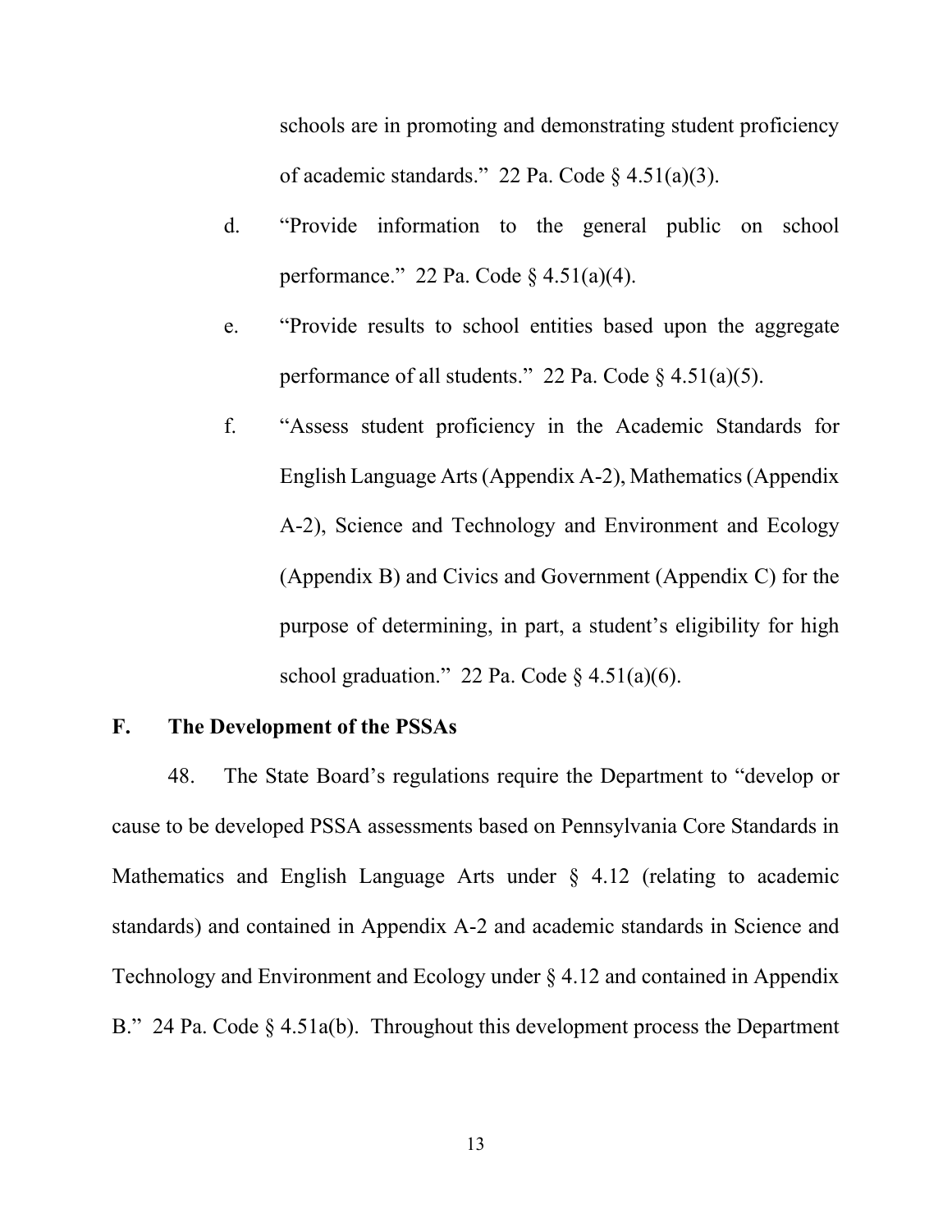schools are in promoting and demonstrating student proficiency of academic standards." 22 Pa. Code § 4.51(a)(3).

d. "Provide information to the general public on school performance." 22 Pa. Code § 4.51(a)(4).

e. "Provide results to school entities based upon the aggregate performance of all students." 22 Pa. Code § 4.51(a)(5).

f. "Assess student proficiency in the Academic Standards for English Language Arts (Appendix A-2), Mathematics (Appendix A-2), Science and Technology and Environment and Ecology (Appendix B) and Civics and Government (Appendix C) for the purpose of determining, in part, a student's eligibility for high school graduation." 22 Pa. Code § 4.51(a)(6).

## F. The Development of the PSSAs

48. The State Board's regulations require the Department to "develop or cause to be developed PSSA assessments based on Pennsylvania Core Standards in Mathematics and English Language Arts under § 4.12 (relating to academic standards) and contained in Appendix A-2 and academic standards in Science and Technology and Environment and Ecology under § 4.12 and contained in Appendix B." 24 Pa. Code § 4.51a(b). Throughout this development process the Department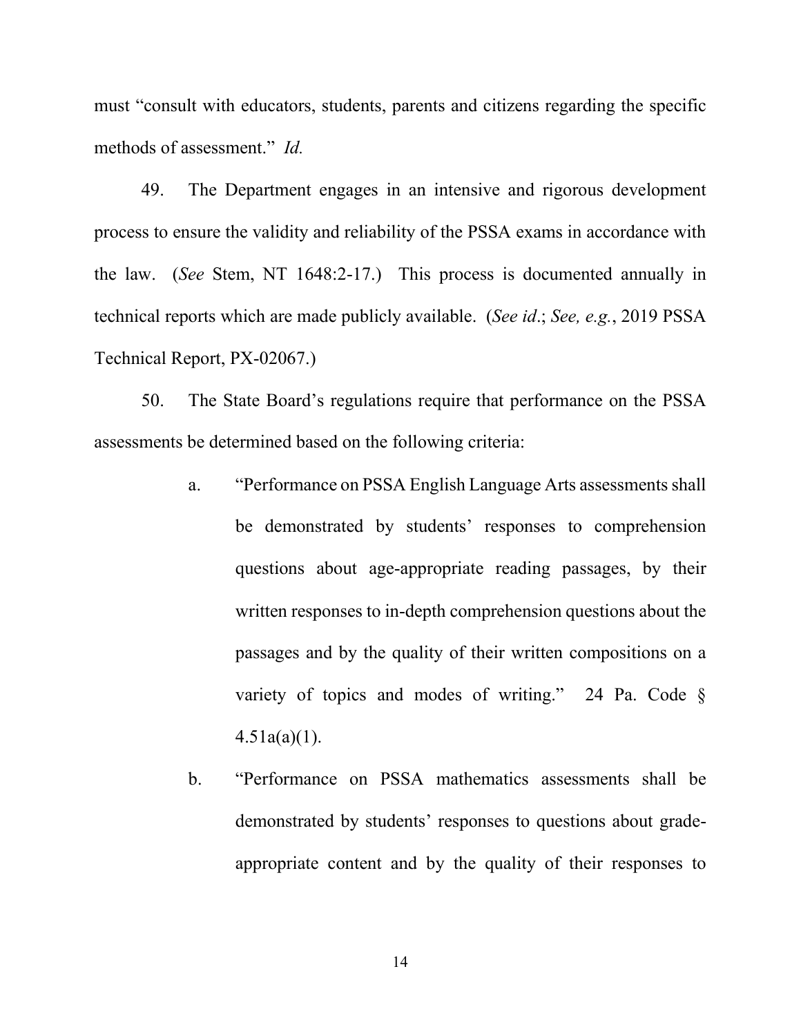must "consult with educators, students, parents and citizens regarding the specific methods of assessment." *Id.*

49. The Department engages in an intensive and rigorous development process to ensure the validity and reliability of the PSSA exams in accordance with the law. (*See* Stem, NT 1648:2-17.) This process is documented annually in technical reports which are made publicly available. (*See id*.; *See, e.g.*, 2019 PSSA Technical Report, PX-02067.)

50. The State Board's regulations require that performance on the PSSA assessments be determined based on the following criteria:

a. "Performance on PSSA English Language Arts assessments shall be demonstrated by students' responses to comprehension questions about age-appropriate reading passages, by their written responses to in-depth comprehension questions about the passages and by the quality of their written compositions on a variety of topics and modes of writing." 24 Pa. Code § 4.51a(a)(1).

b. "Performance on PSSA mathematics assessments shall be demonstrated by students' responses to questions about grade-appropriate content and by the quality of their responses to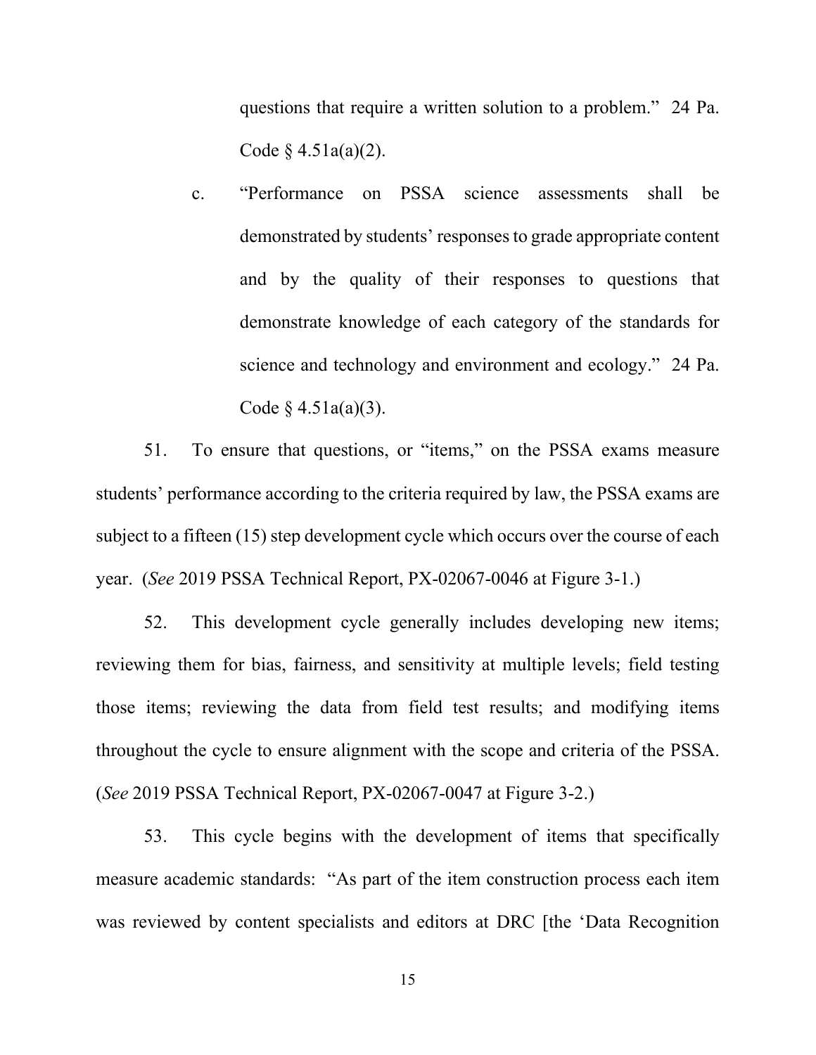questions that require a written solution to a problem." 24 Pa. Code § 4.51a(a)(2).

c. "Performance on PSSA science assessments shall be demonstrated by students' responses to grade appropriate content and by the quality of their responses to questions that demonstrate knowledge of each category of the standards for science and technology and environment and ecology." 24 Pa. Code § 4.51a(a)(3).

51. To ensure that questions, or "items," on the PSSA exams measure students' performance according to the criteria required by law, the PSSA exams are subject to a fifteen (15) step development cycle which occurs over the course of each year. (*See* 2019 PSSA Technical Report, PX-02067-0046 at Figure 3-1.)

52. This development cycle generally includes developing new items; reviewing them for bias, fairness, and sensitivity at multiple levels; field testing those items; reviewing the data from field test results; and modifying items throughout the cycle to ensure alignment with the scope and criteria of the PSSA. (*See* 2019 PSSA Technical Report, PX-02067-0047 at Figure 3-2.)

53. This cycle begins with the development of items that specifically measure academic standards: "As part of the item construction process each item was reviewed by content specialists and editors at DRC [the 'Data Recognition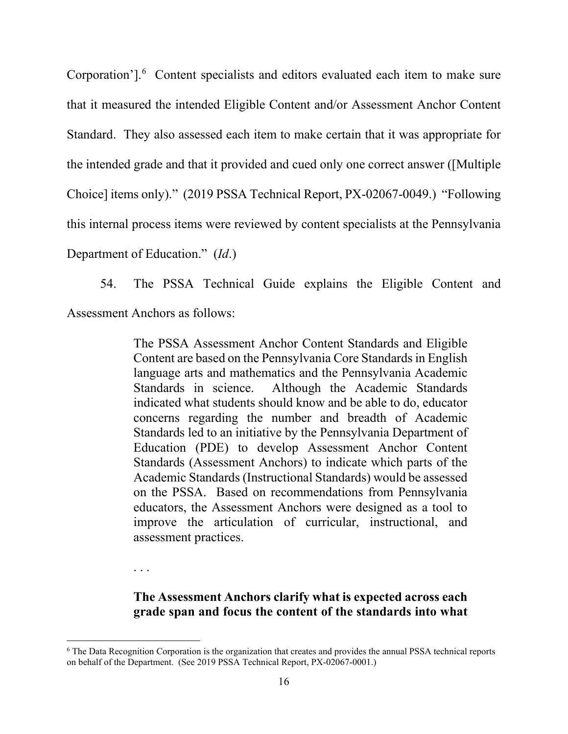Corporation']. [6] Content specialists and editors evaluated each item to make sure that it measured the intended Eligible Content and/or Assessment Anchor Content Standard. They also assessed each item to make certain that it was appropriate for the intended grade and that it provided and cued only one correct answer ([Multiple Choice] items only)." (2019 PSSA Technical Report, PX-02067-0049.) "Following this internal process items were reviewed by content specialists at the Pennsylvania Department of Education." (*Id*.)

54. The PSSA Technical Guide explains the Eligible Content and Assessment Anchors as follows:

> The PSSA Assessment Anchor Content Standards and Eligible Content are based on the Pennsylvania Core Standards in English language arts and mathematics and the Pennsylvania Academic Standards in science. Although the Academic Standards indicated what students should know and be able to do, educator concerns regarding the number and breadth of Academic Standards led to an initiative by the Pennsylvania Department of Education (PDE) to develop Assessment Anchor Content Standards (Assessment Anchors) to indicate which parts of the Academic Standards (Instructional Standards) would be assessed on the PSSA. Based on recommendations from Pennsylvania educators, the Assessment Anchors were designed as a tool to improve the articulation of curricular, instructional, and assessment practices.
>
> . . .
>
> **The Assessment Anchors clarify what is expected across each grade span and focus the content of the standards into what**

---

[6] The Data Recognition Corporation is the organization that creates and provides the annual PSSA technical reports on behalf of the Department. (See 2019 PSSA Technical Report, PX-02067-0001.)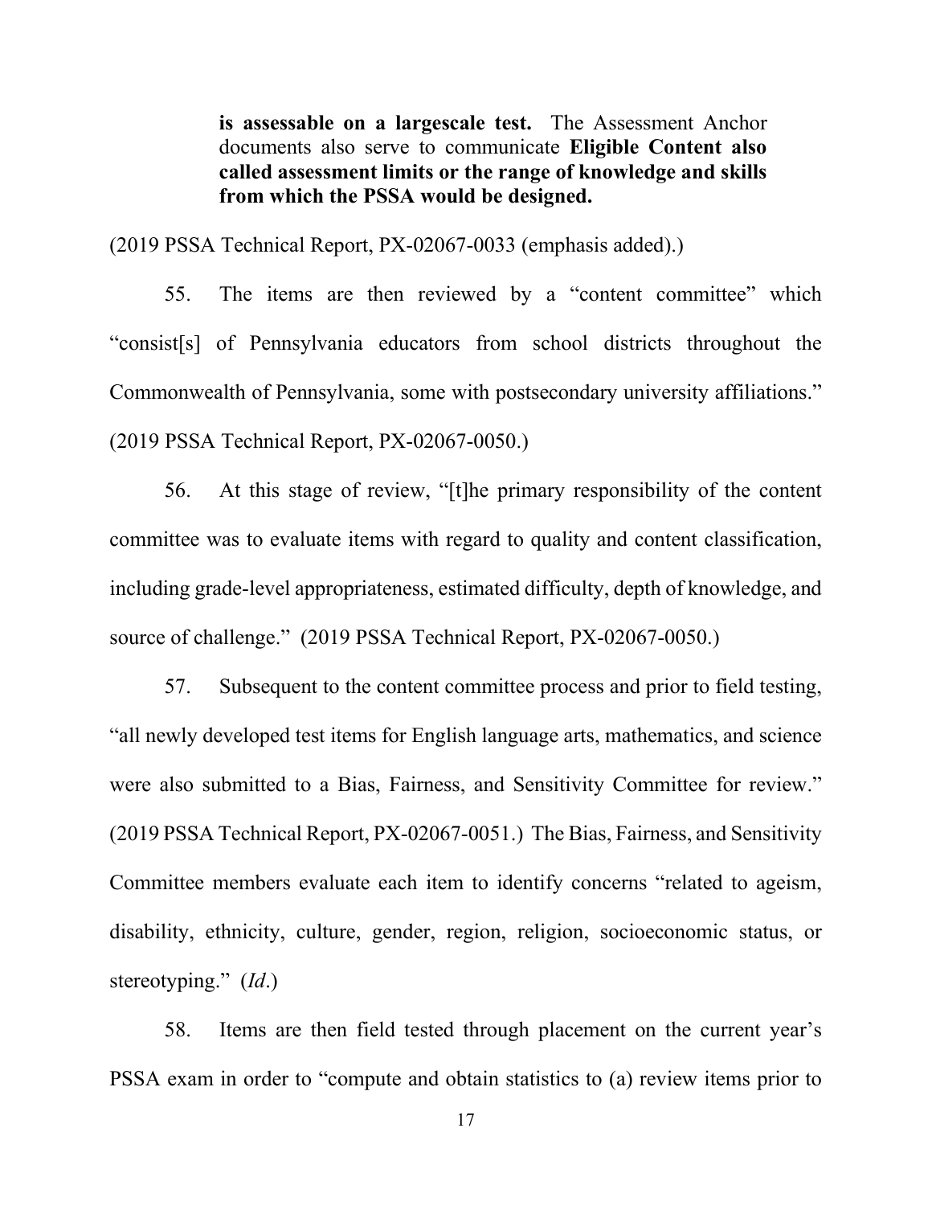> **is assessable on a largescale test.** The Assessment Anchor documents also serve to communicate **Eligible Content also called assessment limits or the range of knowledge and skills from which the PSSA would be designed.**

(2019 PSSA Technical Report, PX-02067-0033 (emphasis added).)

55. The items are then reviewed by a "content committee" which "consist[s] of Pennsylvania educators from school districts throughout the Commonwealth of Pennsylvania, some with postsecondary university affiliations." (2019 PSSA Technical Report, PX-02067-0050.)

56. At this stage of review, "[t]he primary responsibility of the content committee was to evaluate items with regard to quality and content classification, including grade-level appropriateness, estimated difficulty, depth of knowledge, and source of challenge." (2019 PSSA Technical Report, PX-02067-0050.)

57. Subsequent to the content committee process and prior to field testing, "all newly developed test items for English language arts, mathematics, and science were also submitted to a Bias, Fairness, and Sensitivity Committee for review." (2019 PSSA Technical Report, PX-02067-0051.) The Bias, Fairness, and Sensitivity Committee members evaluate each item to identify concerns "related to ageism, disability, ethnicity, culture, gender, region, religion, socioeconomic status, or stereotyping." (*Id*.)

58. Items are then field tested through placement on the current year's PSSA exam in order to "compute and obtain statistics to (a) review items prior to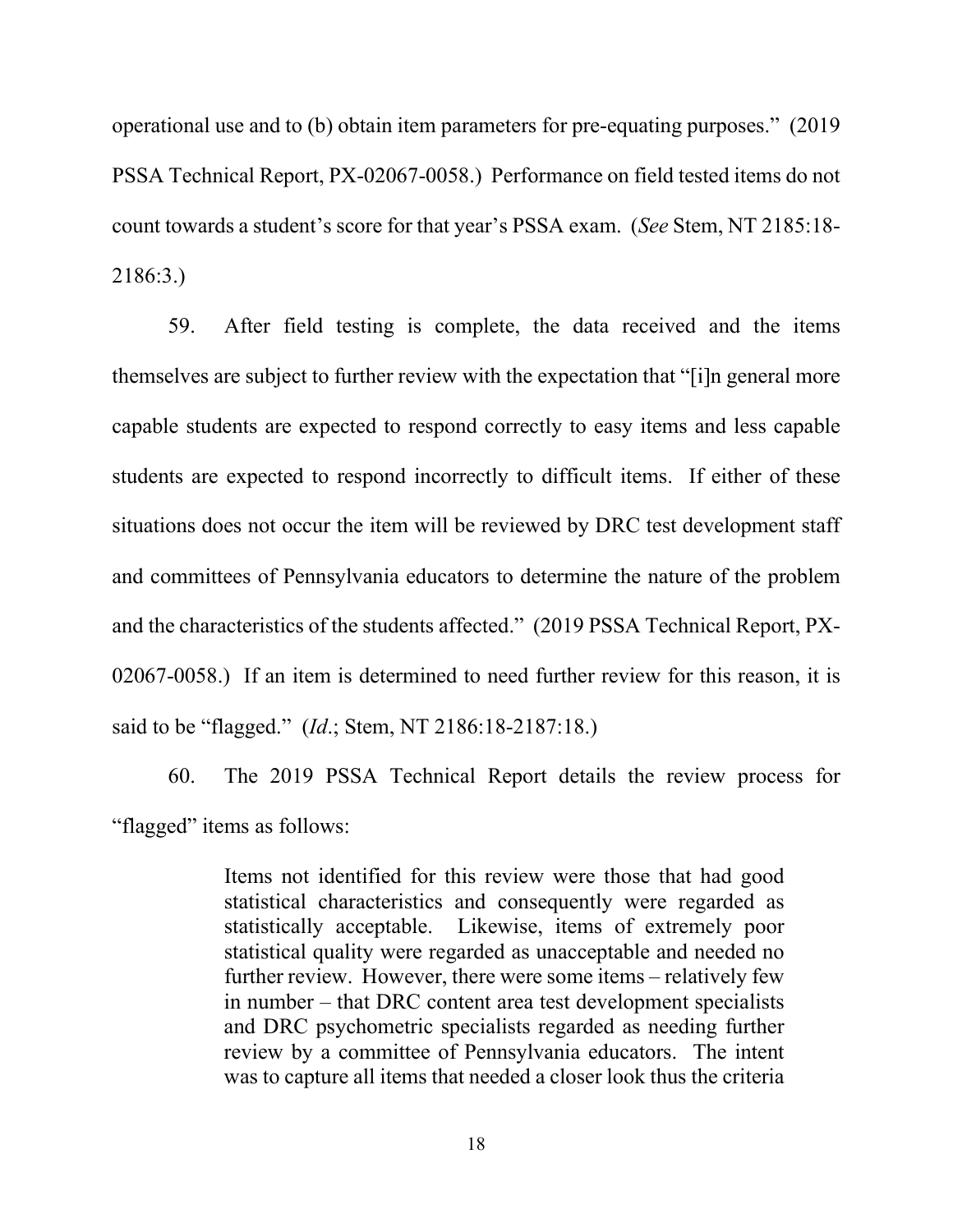operational use and to (b) obtain item parameters for pre-equating purposes." (2019 PSSA Technical Report, PX-02067-0058.) Performance on field tested items do not count towards a student's score for that year's PSSA exam. (*See* Stem, NT 2185:18-2186:3.)

59. After field testing is complete, the data received and the items themselves are subject to further review with the expectation that "[i]n general more capable students are expected to respond correctly to easy items and less capable students are expected to respond incorrectly to difficult items. If either of these situations does not occur the item will be reviewed by DRC test development staff and committees of Pennsylvania educators to determine the nature of the problem and the characteristics of the students affected." (2019 PSSA Technical Report, PX-02067-0058.) If an item is determined to need further review for this reason, it is said to be "flagged." (*Id*.; Stem, NT 2186:18-2187:18.)

60. The 2019 PSSA Technical Report details the review process for "flagged" items as follows:

> Items not identified for this review were those that had good statistical characteristics and consequently were regarded as statistically acceptable. Likewise, items of extremely poor statistical quality were regarded as unacceptable and needed no further review. However, there were some items – relatively few in number – that DRC content area test development specialists and DRC psychometric specialists regarded as needing further review by a committee of Pennsylvania educators. The intent was to capture all items that needed a closer look thus the criteria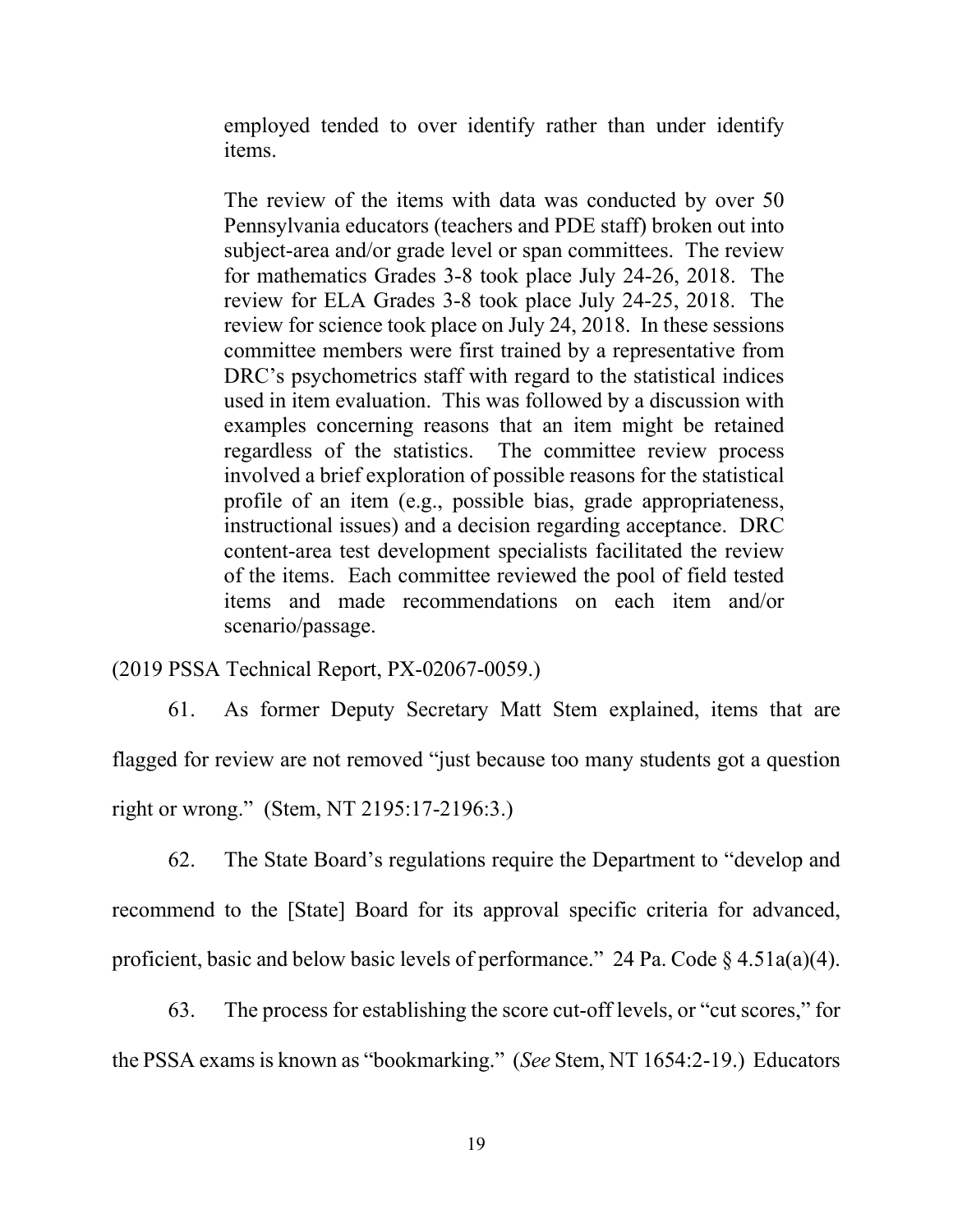> employed tended to over identify rather than under identify items.
>
> The review of the items with data was conducted by over 50 Pennsylvania educators (teachers and PDE staff) broken out into subject-area and/or grade level or span committees. The review for mathematics Grades 3-8 took place July 24-26, 2018. The review for ELA Grades 3-8 took place July 24-25, 2018. The review for science took place on July 24, 2018. In these sessions committee members were first trained by a representative from DRC's psychometrics staff with regard to the statistical indices used in item evaluation. This was followed by a discussion with examples concerning reasons that an item might be retained regardless of the statistics. The committee review process involved a brief exploration of possible reasons for the statistical profile of an item (e.g., possible bias, grade appropriateness, instructional issues) and a decision regarding acceptance. DRC content-area test development specialists facilitated the review of the items. Each committee reviewed the pool of field tested items and made recommendations on each item and/or scenario/passage.

(2019 PSSA Technical Report, PX-02067-0059.)

61. As former Deputy Secretary Matt Stem explained, items that are flagged for review are not removed "just because too many students got a question right or wrong." (Stem, NT 2195:17-2196:3.)

62. The State Board's regulations require the Department to "develop and recommend to the [State] Board for its approval specific criteria for advanced, proficient, basic and below basic levels of performance." 24 Pa. Code § 4.51a(a)(4).

63. The process for establishing the score cut-off levels, or "cut scores," for the PSSA exams is known as "bookmarking." (*See* Stem, NT 1654:2-19.) Educators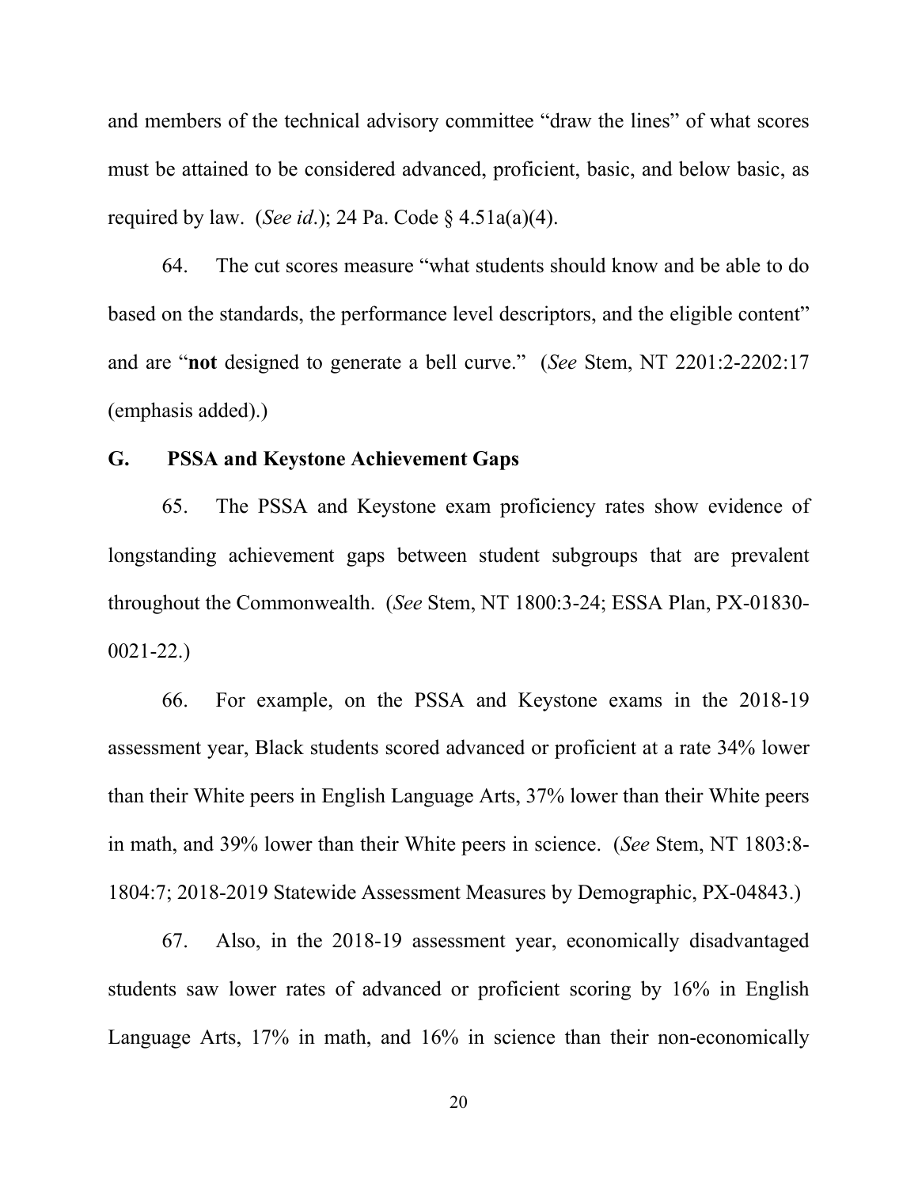and members of the technical advisory committee "draw the lines" of what scores must be attained to be considered advanced, proficient, basic, and below basic, as required by law. (*See id*.); 24 Pa. Code § 4.51a(a)(4).

64. The cut scores measure "what students should know and be able to do based on the standards, the performance level descriptors, and the eligible content" and are "**not** designed to generate a bell curve." (*See* Stem, NT 2201:2-2202:17 (emphasis added).)

### G. PSSA and Keystone Achievement Gaps

65. The PSSA and Keystone exam proficiency rates show evidence of longstanding achievement gaps between student subgroups that are prevalent throughout the Commonwealth. (*See* Stem, NT 1800:3-24; ESSA Plan, PX-01830-0021-22.)

66. For example, on the PSSA and Keystone exams in the 2018-19 assessment year, Black students scored advanced or proficient at a rate 34% lower than their White peers in English Language Arts, 37% lower than their White peers in math, and 39% lower than their White peers in science. (*See* Stem, NT 1803:8-1804:7; 2018-2019 Statewide Assessment Measures by Demographic, PX-04843.)

67. Also, in the 2018-19 assessment year, economically disadvantaged students saw lower rates of advanced or proficient scoring by 16% in English Language Arts, 17% in math, and 16% in science than their non-economically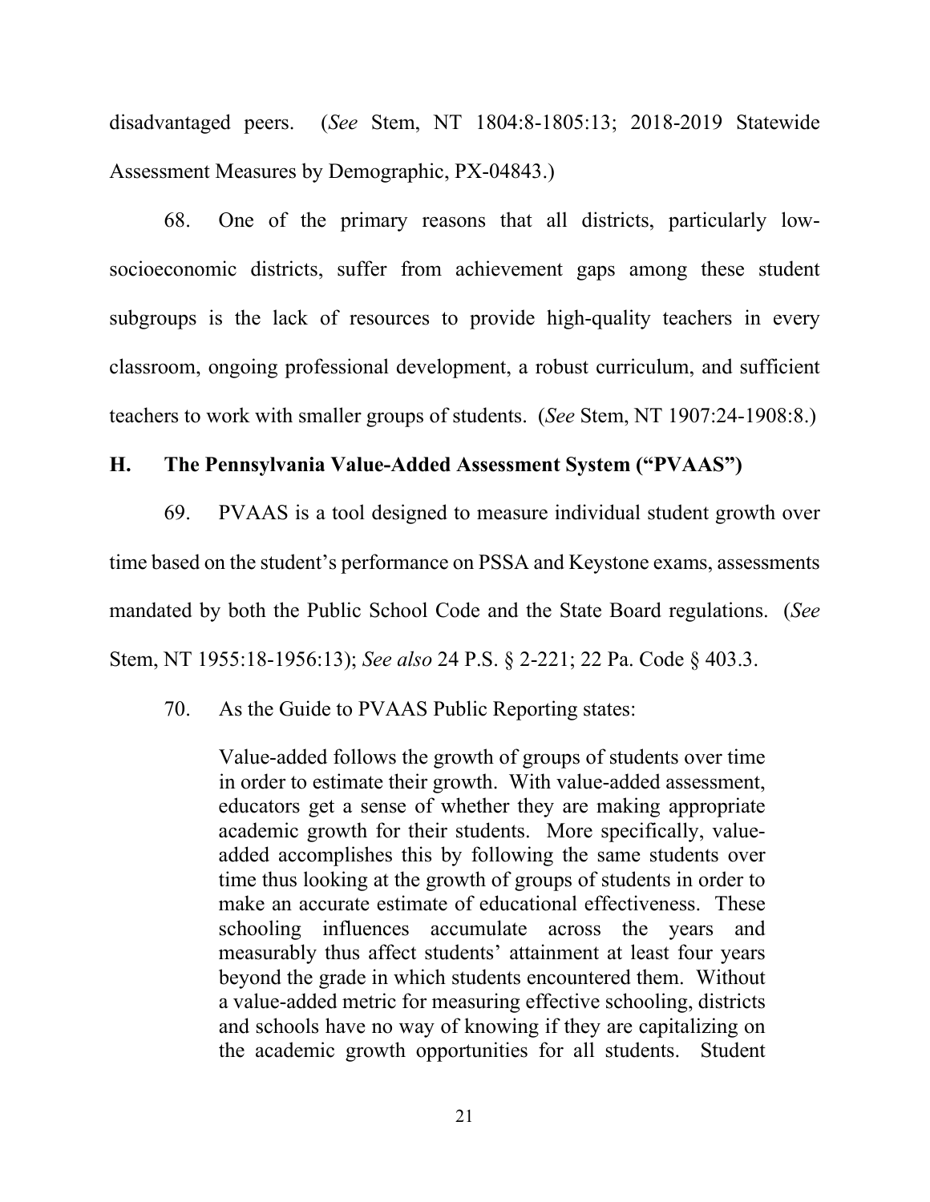disadvantaged peers. (*See* Stem, NT 1804:8-1805:13; 2018-2019 Statewide Assessment Measures by Demographic, PX-04843.)

68. One of the primary reasons that all districts, particularly low-socioeconomic districts, suffer from achievement gaps among these student subgroups is the lack of resources to provide high-quality teachers in every classroom, ongoing professional development, a robust curriculum, and sufficient teachers to work with smaller groups of students. (*See* Stem, NT 1907:24-1908:8.)

## H. The Pennsylvania Value-Added Assessment System ("PVAAS")

69. PVAAS is a tool designed to measure individual student growth over time based on the student's performance on PSSA and Keystone exams, assessments mandated by both the Public School Code and the State Board regulations. (*See* Stem, NT 1955:18-1956:13); *See also* 24 P.S. § 2-221; 22 Pa. Code § 403.3.

70. As the Guide to PVAAS Public Reporting states:

> Value-added follows the growth of groups of students over time in order to estimate their growth. With value-added assessment, educators get a sense of whether they are making appropriate academic growth for their students. More specifically, value-added accomplishes this by following the same students over time thus looking at the growth of groups of students in order to make an accurate estimate of educational effectiveness. These schooling influences accumulate across the years and measurably thus affect students' attainment at least four years beyond the grade in which students encountered them. Without a value-added metric for measuring effective schooling, districts and schools have no way of knowing if they are capitalizing on the academic growth opportunities for all students. Student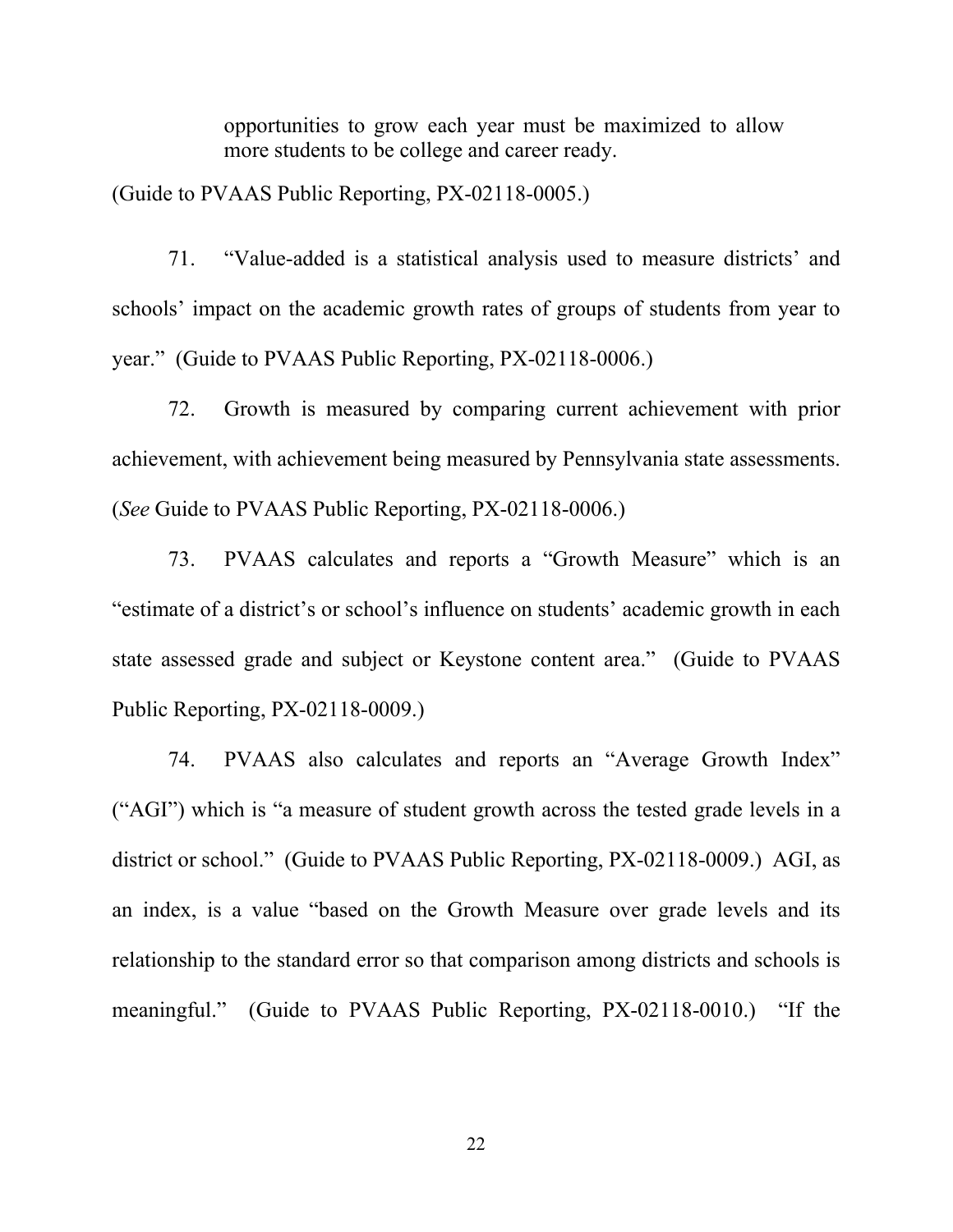> opportunities to grow each year must be maximized to allow more students to be college and career ready.

(Guide to PVAAS Public Reporting, PX-02118-0005.)

71. "Value-added is a statistical analysis used to measure districts' and schools' impact on the academic growth rates of groups of students from year to year." (Guide to PVAAS Public Reporting, PX-02118-0006.)

72. Growth is measured by comparing current achievement with prior achievement, with achievement being measured by Pennsylvania state assessments. (*See* Guide to PVAAS Public Reporting, PX-02118-0006.)

73. PVAAS calculates and reports a "Growth Measure" which is an "estimate of a district's or school's influence on students' academic growth in each state assessed grade and subject or Keystone content area." (Guide to PVAAS Public Reporting, PX-02118-0009.)

74. PVAAS also calculates and reports an "Average Growth Index" ("AGI") which is "a measure of student growth across the tested grade levels in a district or school." (Guide to PVAAS Public Reporting, PX-02118-0009.) AGI, as an index, is a value "based on the Growth Measure over grade levels and its relationship to the standard error so that comparison among districts and schools is meaningful." (Guide to PVAAS Public Reporting, PX-02118-0010.) "If the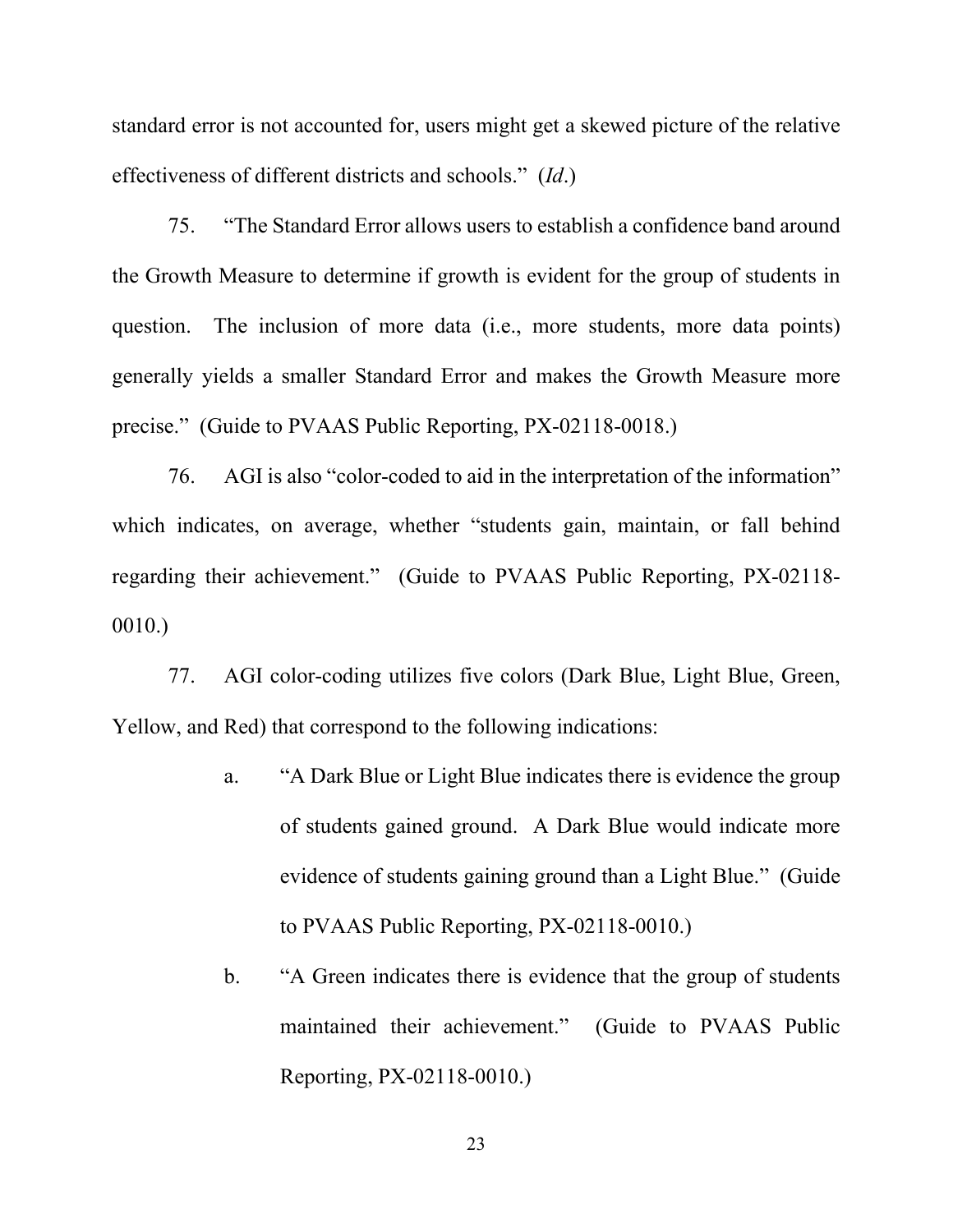standard error is not accounted for, users might get a skewed picture of the relative effectiveness of different districts and schools." (*Id*.)

75. "The Standard Error allows users to establish a confidence band around the Growth Measure to determine if growth is evident for the group of students in question. The inclusion of more data (i.e., more students, more data points) generally yields a smaller Standard Error and makes the Growth Measure more precise." (Guide to PVAAS Public Reporting, PX-02118-0018.)

76. AGI is also "color-coded to aid in the interpretation of the information" which indicates, on average, whether "students gain, maintain, or fall behind regarding their achievement." (Guide to PVAAS Public Reporting, PX-02118-0010.)

77. AGI color-coding utilizes five colors (Dark Blue, Light Blue, Green, Yellow, and Red) that correspond to the following indications:

a. "A Dark Blue or Light Blue indicates there is evidence the group of students gained ground. A Dark Blue would indicate more evidence of students gaining ground than a Light Blue." (Guide to PVAAS Public Reporting, PX-02118-0010.)

b. "A Green indicates there is evidence that the group of students maintained their achievement." (Guide to PVAAS Public Reporting, PX-02118-0010.)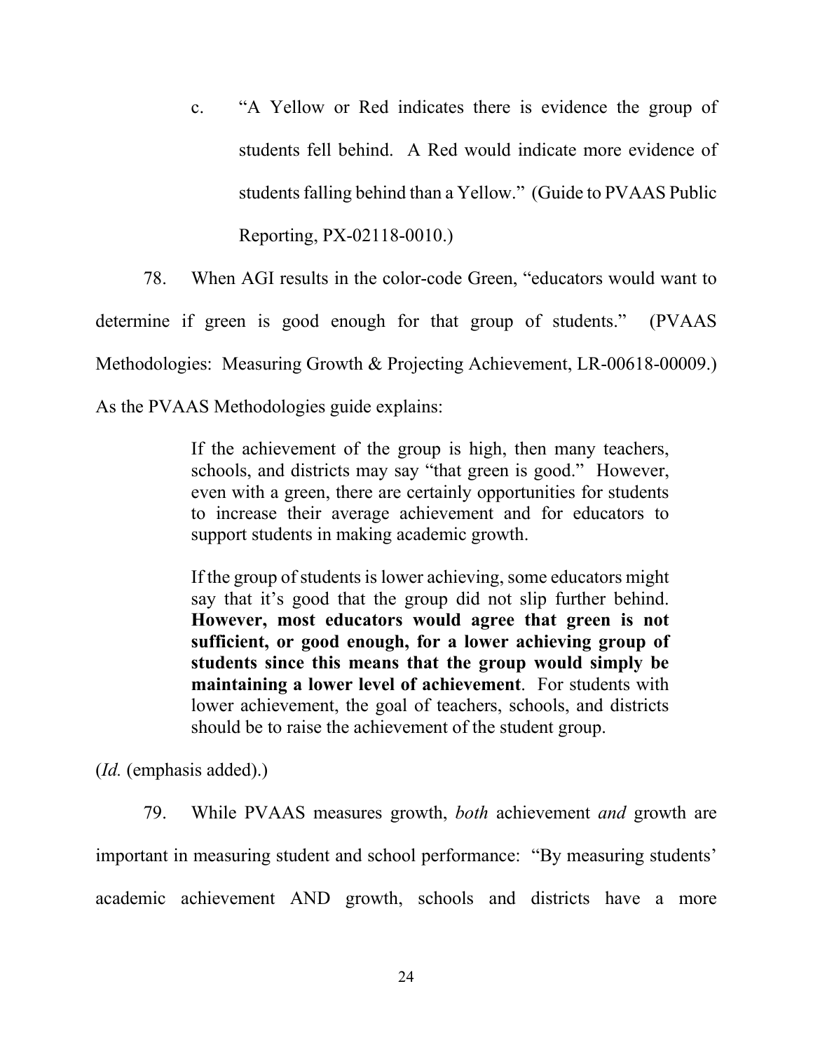c. "A Yellow or Red indicates there is evidence the group of students fell behind. A Red would indicate more evidence of students falling behind than a Yellow." (Guide to PVAAS Public Reporting, PX-02118-0010.)

78. When AGI results in the color-code Green, "educators would want to determine if green is good enough for that group of students." (PVAAS Methodologies: Measuring Growth & Projecting Achievement, LR-00618-00009.) As the PVAAS Methodologies guide explains:

> If the achievement of the group is high, then many teachers, schools, and districts may say "that green is good." However, even with a green, there are certainly opportunities for students to increase their average achievement and for educators to support students in making academic growth.
>
> If the group of students is lower achieving, some educators might say that it's good that the group did not slip further behind. **However, most educators would agree that green is not sufficient, or good enough, for a lower achieving group of students since this means that the group would simply be maintaining a lower level of achievement**. For students with lower achievement, the goal of teachers, schools, and districts should be to raise the achievement of the student group.

(*Id.* (emphasis added).)

79. While PVAAS measures growth, *both* achievement *and* growth are important in measuring student and school performance: "By measuring students' academic achievement AND growth, schools and districts have a more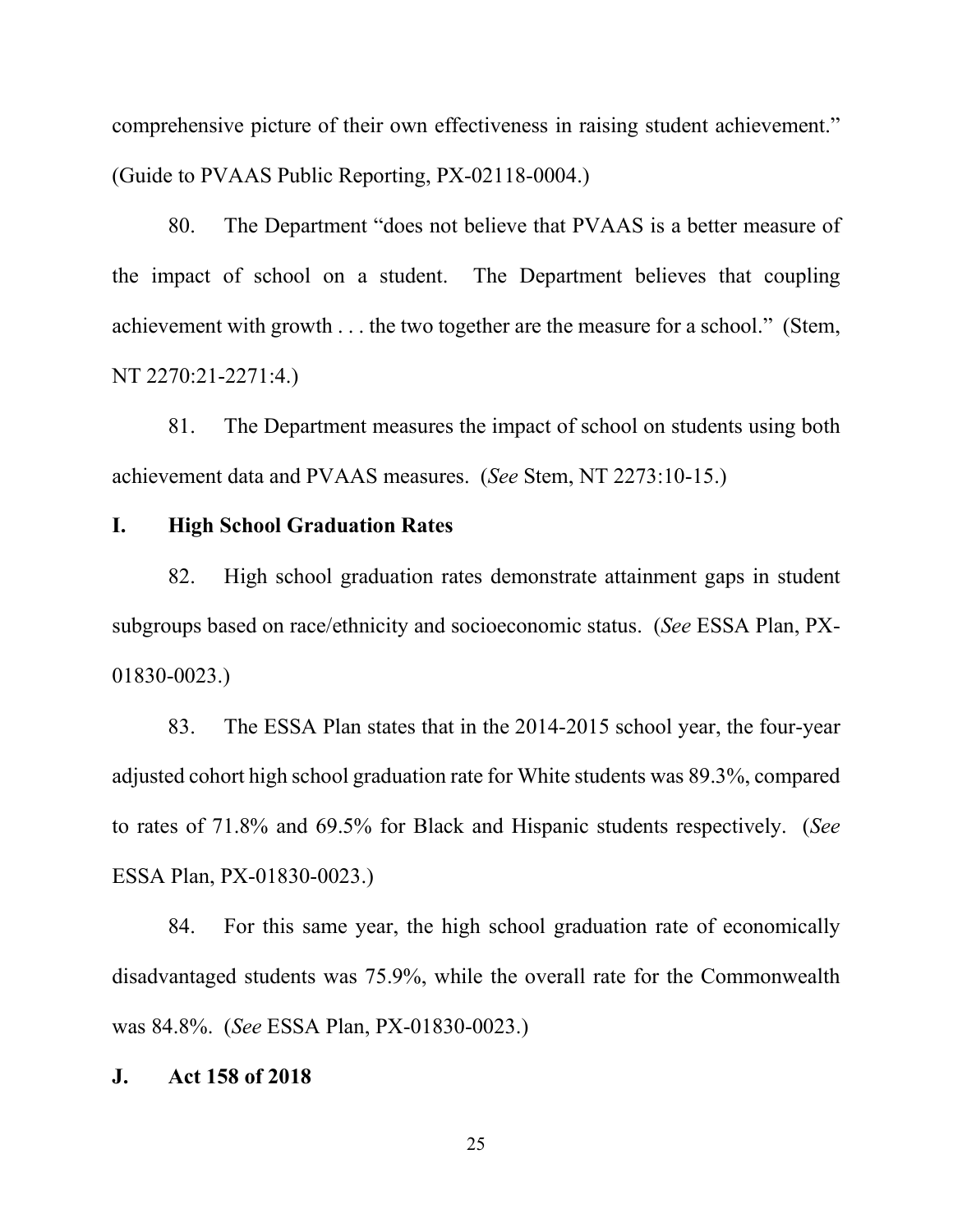comprehensive picture of their own effectiveness in raising student achievement." (Guide to PVAAS Public Reporting, PX-02118-0004.)

80. The Department "does not believe that PVAAS is a better measure of the impact of school on a student. The Department believes that coupling achievement with growth . . . the two together are the measure for a school." (Stem, NT 2270:21-2271:4.)

81. The Department measures the impact of school on students using both achievement data and PVAAS measures. (*See* Stem, NT 2273:10-15.)

## I. High School Graduation Rates

82. High school graduation rates demonstrate attainment gaps in student subgroups based on race/ethnicity and socioeconomic status. (*See* ESSA Plan, PX-01830-0023.)

83. The ESSA Plan states that in the 2014-2015 school year, the four-year adjusted cohort high school graduation rate for White students was 89.3%, compared to rates of 71.8% and 69.5% for Black and Hispanic students respectively. (*See* ESSA Plan, PX-01830-0023.)

84. For this same year, the high school graduation rate of economically disadvantaged students was 75.9%, while the overall rate for the Commonwealth was 84.8%. (*See* ESSA Plan, PX-01830-0023.)

## J. Act 158 of 2018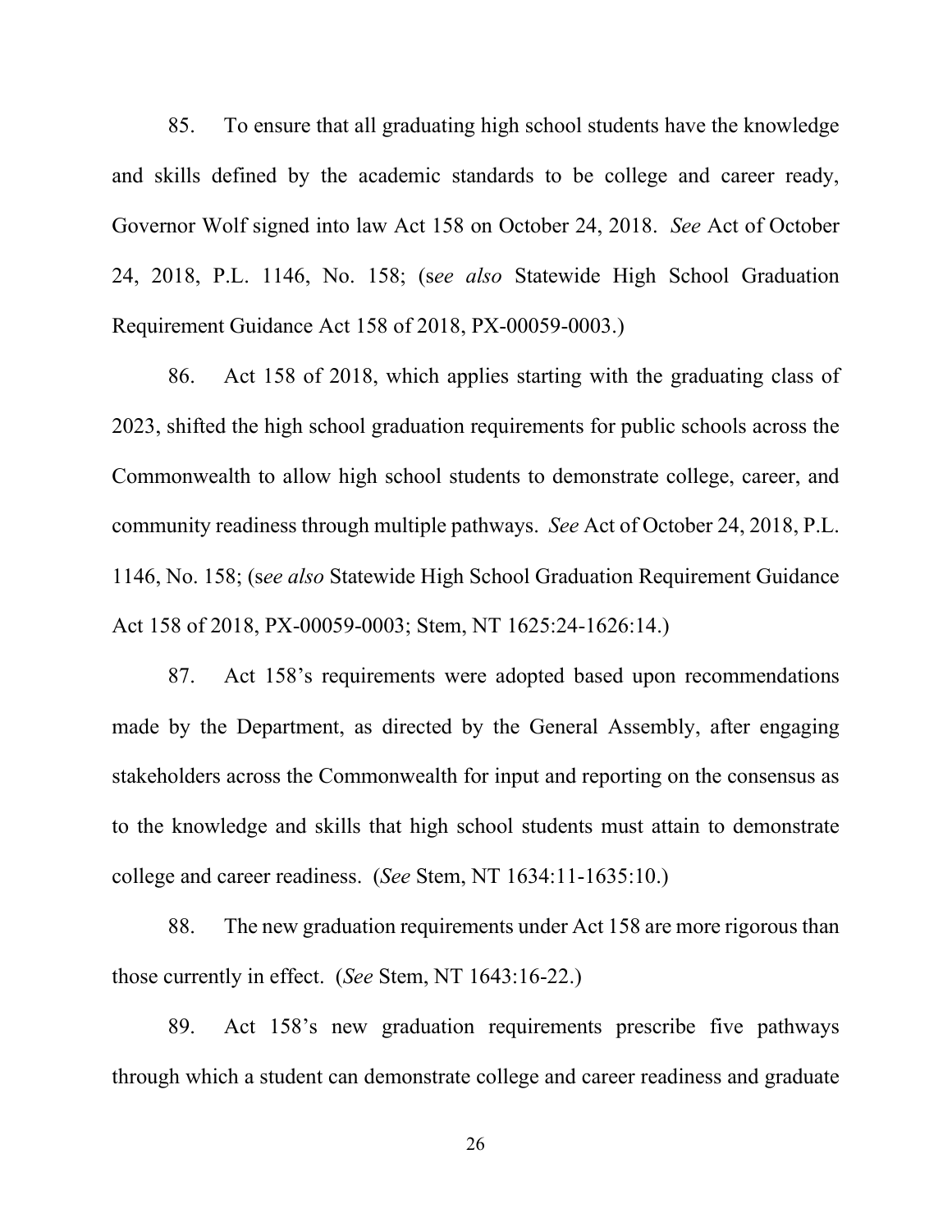85. To ensure that all graduating high school students have the knowledge and skills defined by the academic standards to be college and career ready, Governor Wolf signed into law Act 158 on October 24, 2018. *See* Act of October 24, 2018, P.L. 1146, No. 158; (s*ee also* Statewide High School Graduation Requirement Guidance Act 158 of 2018, PX-00059-0003.)

86. Act 158 of 2018, which applies starting with the graduating class of 2023, shifted the high school graduation requirements for public schools across the Commonwealth to allow high school students to demonstrate college, career, and community readiness through multiple pathways. *See* Act of October 24, 2018, P.L. 1146, No. 158; (s*ee also* Statewide High School Graduation Requirement Guidance Act 158 of 2018, PX-00059-0003; Stem, NT 1625:24-1626:14.)

87. Act 158's requirements were adopted based upon recommendations made by the Department, as directed by the General Assembly, after engaging stakeholders across the Commonwealth for input and reporting on the consensus as to the knowledge and skills that high school students must attain to demonstrate college and career readiness. (*See* Stem, NT 1634:11-1635:10.)

88. The new graduation requirements under Act 158 are more rigorous than those currently in effect. (*See* Stem, NT 1643:16-22.)

89. Act 158's new graduation requirements prescribe five pathways through which a student can demonstrate college and career readiness and graduate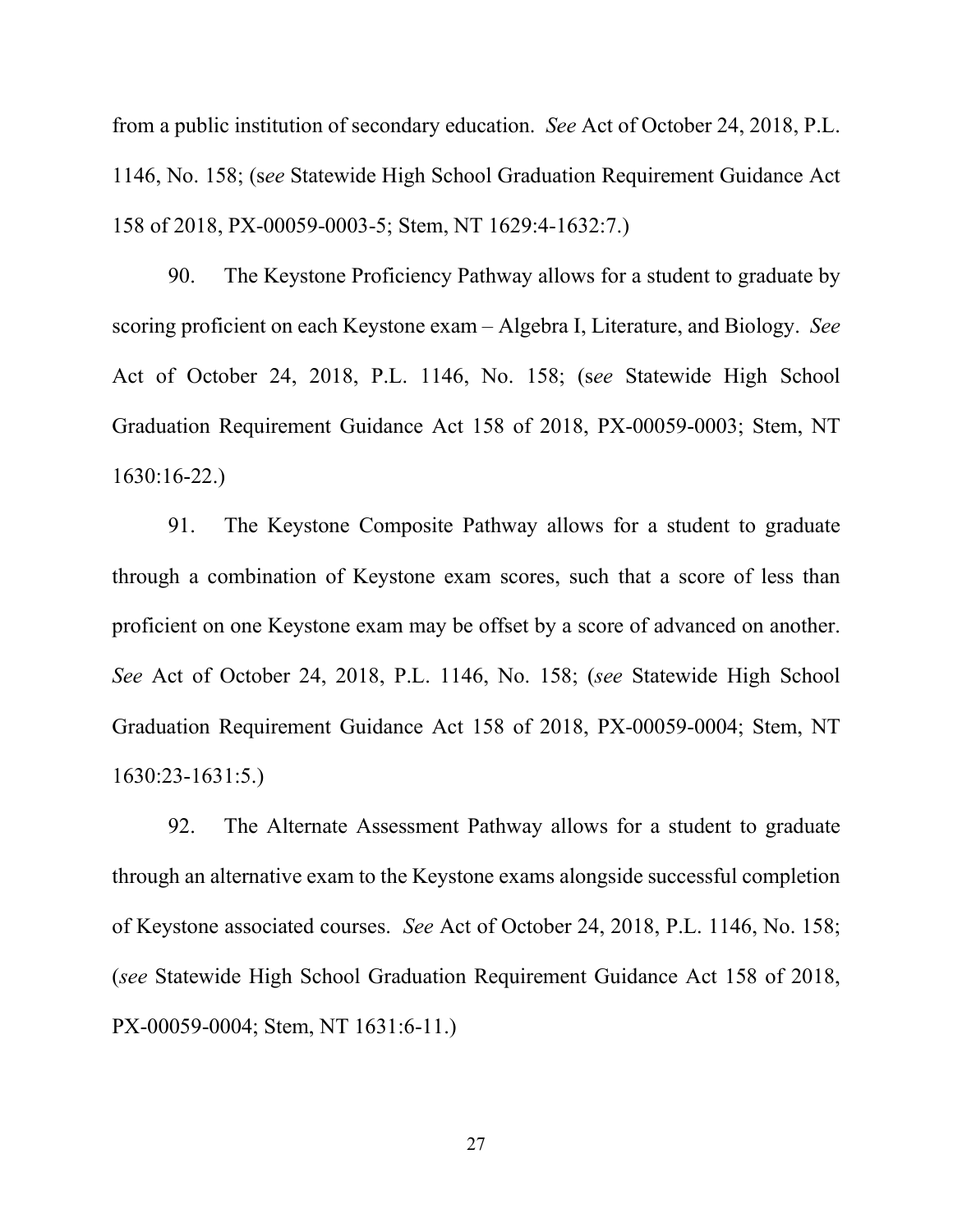from a public institution of secondary education. *See* Act of October 24, 2018, P.L. 1146, No. 158; (s*ee* Statewide High School Graduation Requirement Guidance Act 158 of 2018, PX-00059-0003-5; Stem, NT 1629:4-1632:7.)

90. The Keystone Proficiency Pathway allows for a student to graduate by scoring proficient on each Keystone exam – Algebra I, Literature, and Biology. *See* Act of October 24, 2018, P.L. 1146, No. 158; (s*ee* Statewide High School Graduation Requirement Guidance Act 158 of 2018, PX-00059-0003; Stem, NT 1630:16-22.)

91. The Keystone Composite Pathway allows for a student to graduate through a combination of Keystone exam scores, such that a score of less than proficient on one Keystone exam may be offset by a score of advanced on another. *See* Act of October 24, 2018, P.L. 1146, No. 158; (*see* Statewide High School Graduation Requirement Guidance Act 158 of 2018, PX-00059-0004; Stem, NT 1630:23-1631:5.)

92. The Alternate Assessment Pathway allows for a student to graduate through an alternative exam to the Keystone exams alongside successful completion of Keystone associated courses. *See* Act of October 24, 2018, P.L. 1146, No. 158; (*see* Statewide High School Graduation Requirement Guidance Act 158 of 2018, PX-00059-0004; Stem, NT 1631:6-11.)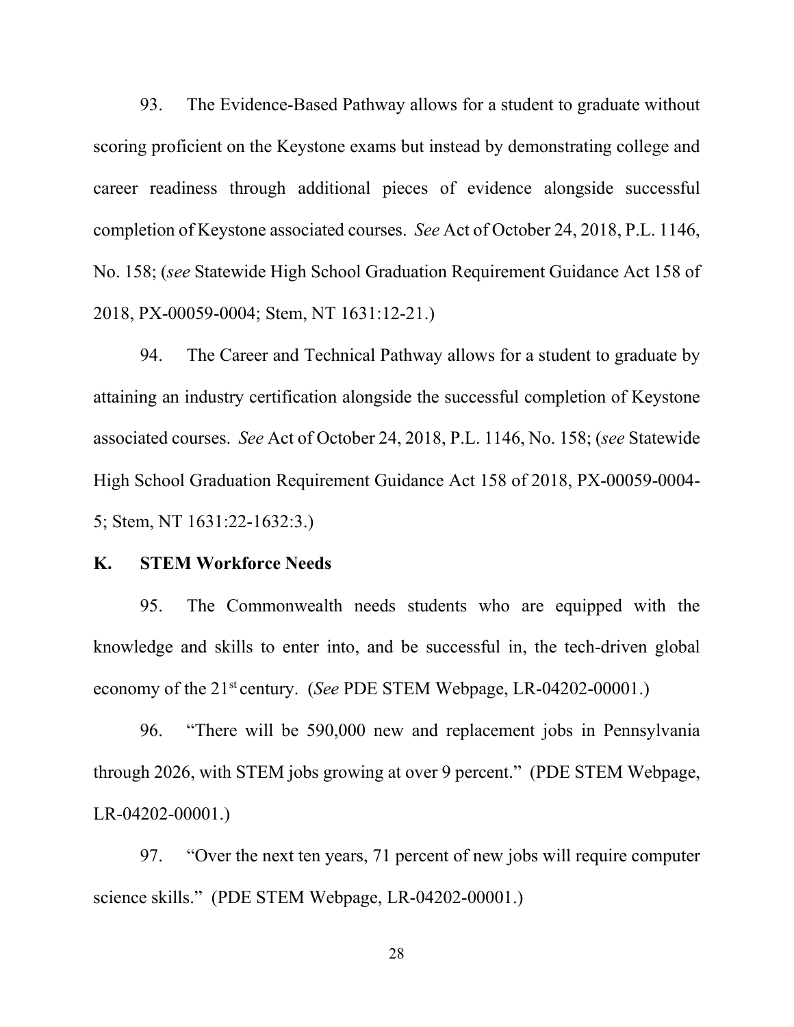93. The Evidence-Based Pathway allows for a student to graduate without scoring proficient on the Keystone exams but instead by demonstrating college and career readiness through additional pieces of evidence alongside successful completion of Keystone associated courses. *See* Act of October 24, 2018, P.L. 1146, No. 158; (*see* Statewide High School Graduation Requirement Guidance Act 158 of 2018, PX-00059-0004; Stem, NT 1631:12-21.)

94. The Career and Technical Pathway allows for a student to graduate by attaining an industry certification alongside the successful completion of Keystone associated courses. *See* Act of October 24, 2018, P.L. 1146, No. 158; (*see* Statewide High School Graduation Requirement Guidance Act 158 of 2018, PX-00059-0004-5; Stem, NT 1631:22-1632:3.)

## K. STEM Workforce Needs

95. The Commonwealth needs students who are equipped with the knowledge and skills to enter into, and be successful in, the tech-driven global economy of the 21st century. (*See* PDE STEM Webpage, LR-04202-00001.)

96. "There will be 590,000 new and replacement jobs in Pennsylvania through 2026, with STEM jobs growing at over 9 percent." (PDE STEM Webpage, LR-04202-00001.)

97. "Over the next ten years, 71 percent of new jobs will require computer science skills." (PDE STEM Webpage, LR-04202-00001.)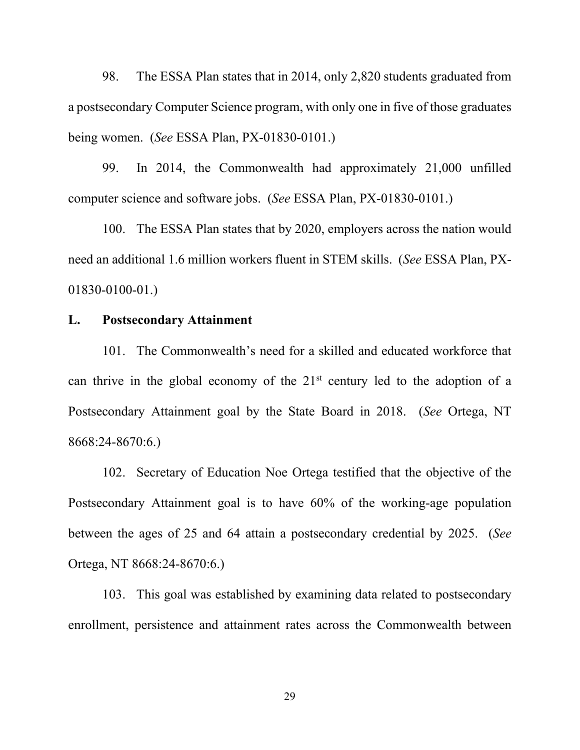98. The ESSA Plan states that in 2014, only 2,820 students graduated from a postsecondary Computer Science program, with only one in five of those graduates being women. (*See* ESSA Plan, PX-01830-0101.)

99. In 2014, the Commonwealth had approximately 21,000 unfilled computer science and software jobs. (*See* ESSA Plan, PX-01830-0101.)

100. The ESSA Plan states that by 2020, employers across the nation would need an additional 1.6 million workers fluent in STEM skills. (*See* ESSA Plan, PX-01830-0100-01.)

**L. Postsecondary Attainment**

101. The Commonwealth's need for a skilled and educated workforce that can thrive in the global economy of the 21st century led to the adoption of a Postsecondary Attainment goal by the State Board in 2018. (*See* Ortega, NT 8668:24-8670:6.)

102. Secretary of Education Noe Ortega testified that the objective of the Postsecondary Attainment goal is to have 60% of the working-age population between the ages of 25 and 64 attain a postsecondary credential by 2025. (*See* Ortega, NT 8668:24-8670:6.)

103. This goal was established by examining data related to postsecondary enrollment, persistence and attainment rates across the Commonwealth between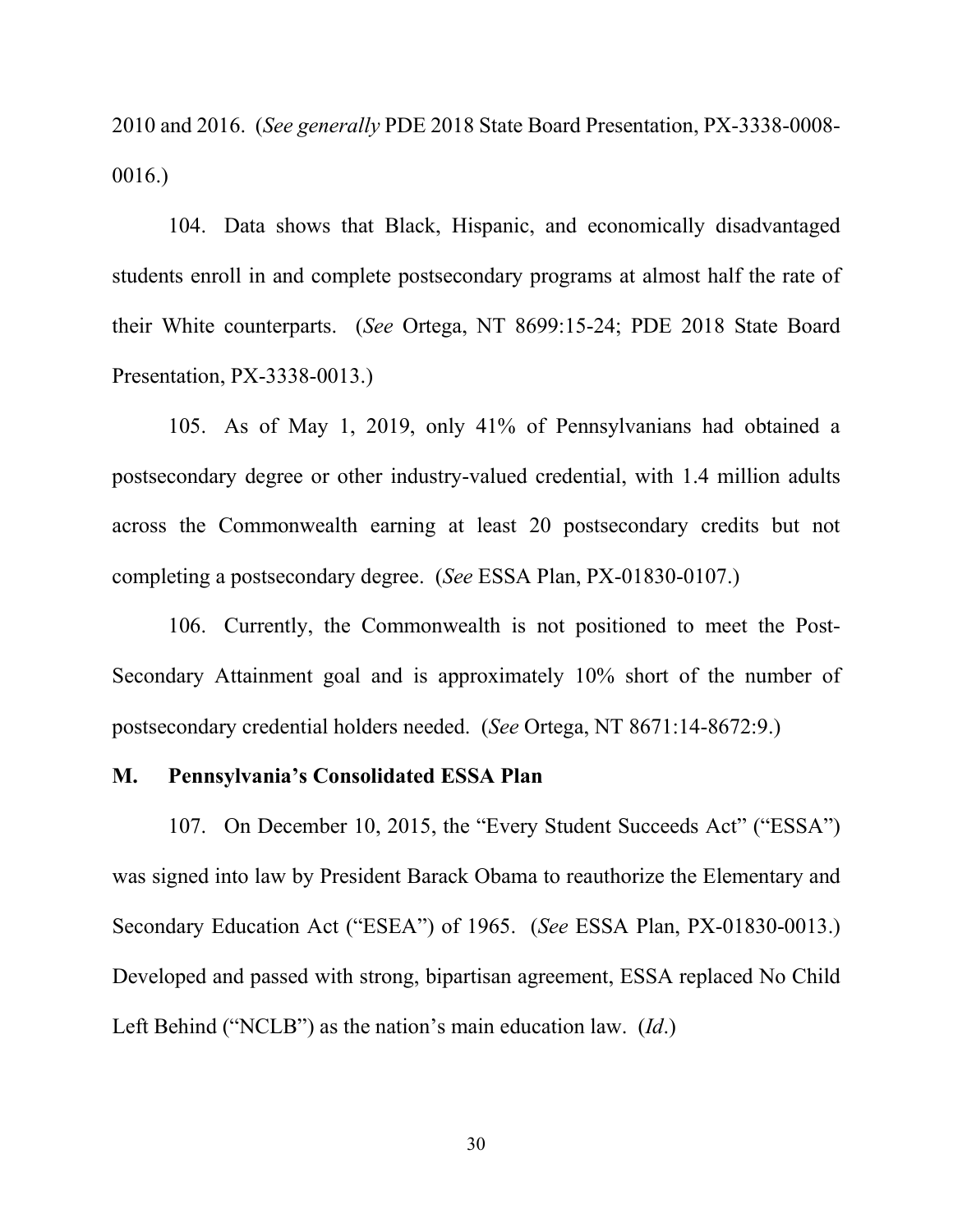2010 and 2016. (*See generally* PDE 2018 State Board Presentation, PX-3338-0008-0016.)

104. Data shows that Black, Hispanic, and economically disadvantaged students enroll in and complete postsecondary programs at almost half the rate of their White counterparts. (*See* Ortega, NT 8699:15-24; PDE 2018 State Board Presentation, PX-3338-0013.)

105. As of May 1, 2019, only 41% of Pennsylvanians had obtained a postsecondary degree or other industry-valued credential, with 1.4 million adults across the Commonwealth earning at least 20 postsecondary credits but not completing a postsecondary degree. (*See* ESSA Plan, PX-01830-0107.)

106. Currently, the Commonwealth is not positioned to meet the Post-Secondary Attainment goal and is approximately 10% short of the number of postsecondary credential holders needed. (*See* Ortega, NT 8671:14-8672:9.)

## M. Pennsylvania's Consolidated ESSA Plan

107. On December 10, 2015, the "Every Student Succeeds Act" ("ESSA") was signed into law by President Barack Obama to reauthorize the Elementary and Secondary Education Act ("ESEA") of 1965. (*See* ESSA Plan, PX-01830-0013.) Developed and passed with strong, bipartisan agreement, ESSA replaced No Child Left Behind ("NCLB") as the nation's main education law. (*Id*.)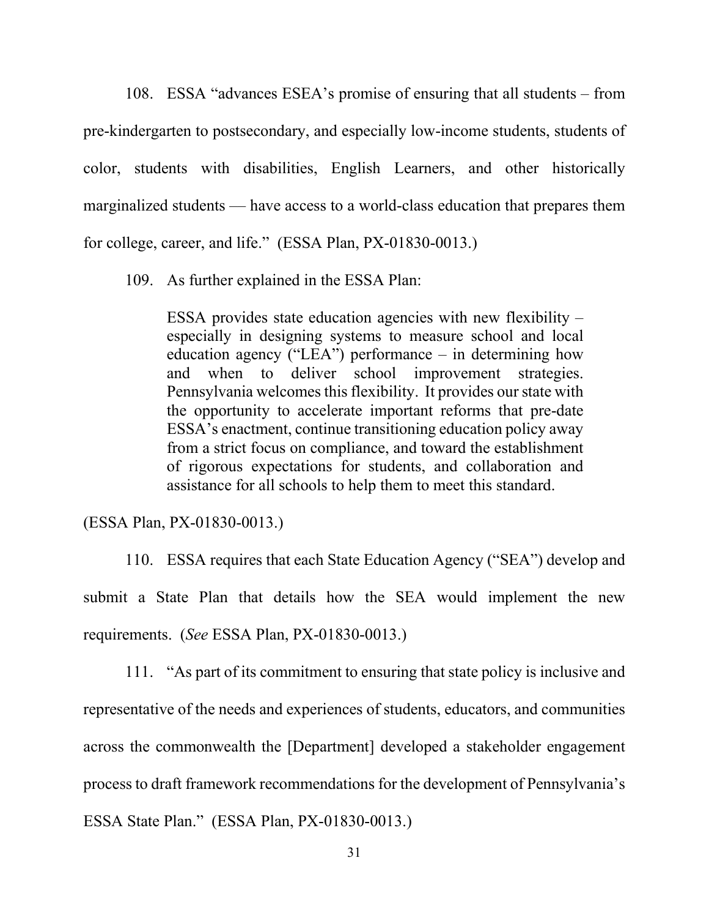108. ESSA "advances ESEA's promise of ensuring that all students – from pre-kindergarten to postsecondary, and especially low-income students, students of color, students with disabilities, English Learners, and other historically marginalized students — have access to a world-class education that prepares them for college, career, and life." (ESSA Plan, PX-01830-0013.)

109. As further explained in the ESSA Plan:

> ESSA provides state education agencies with new flexibility – especially in designing systems to measure school and local education agency ("LEA") performance – in determining how and when to deliver school improvement strategies. Pennsylvania welcomes this flexibility. It provides our state with the opportunity to accelerate important reforms that pre-date ESSA's enactment, continue transitioning education policy away from a strict focus on compliance, and toward the establishment of rigorous expectations for students, and collaboration and assistance for all schools to help them to meet this standard.

(ESSA Plan, PX-01830-0013.)

110. ESSA requires that each State Education Agency ("SEA") develop and submit a State Plan that details how the SEA would implement the new requirements. (*See* ESSA Plan, PX-01830-0013.)

111. "As part of its commitment to ensuring that state policy is inclusive and representative of the needs and experiences of students, educators, and communities across the commonwealth the [Department] developed a stakeholder engagement process to draft framework recommendations for the development of Pennsylvania's ESSA State Plan." (ESSA Plan, PX-01830-0013.)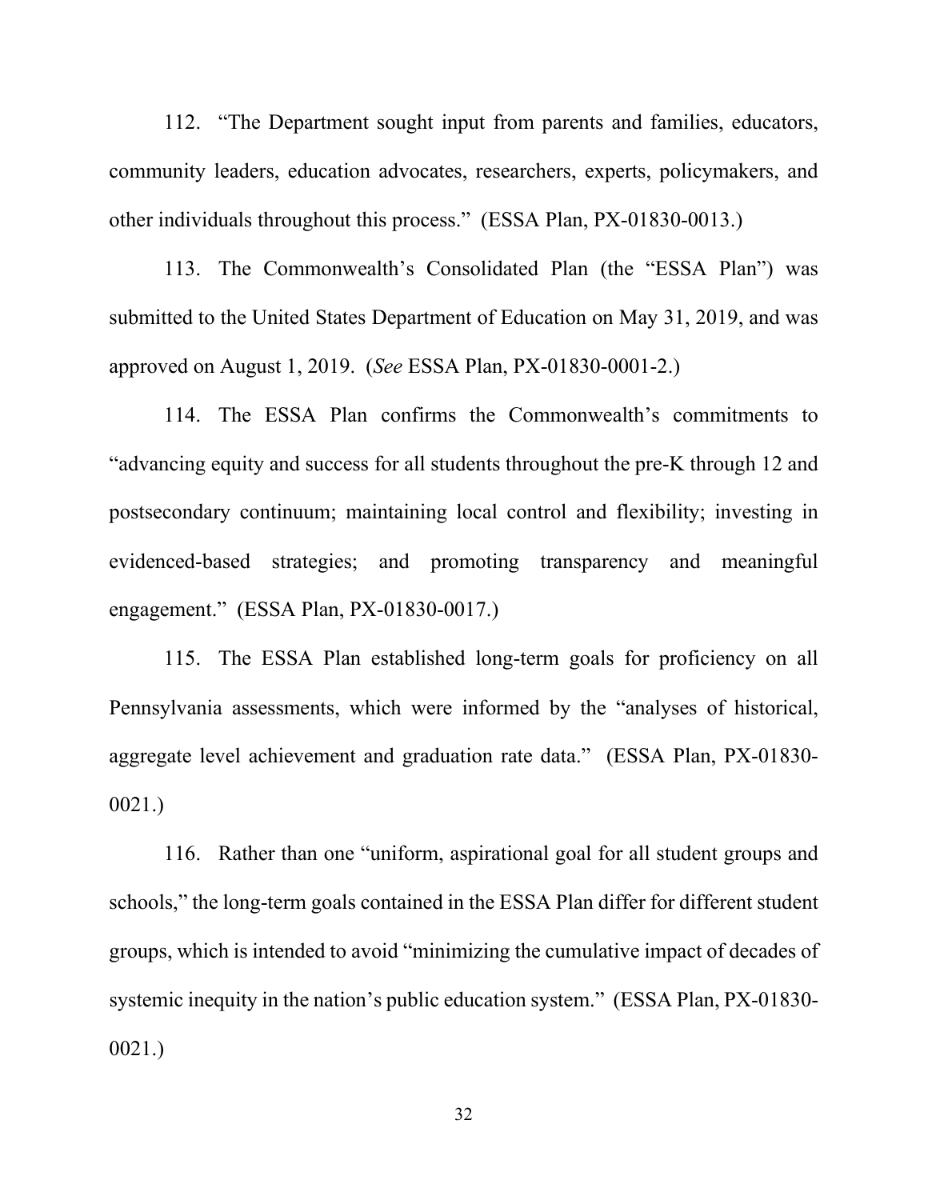112. "The Department sought input from parents and families, educators, community leaders, education advocates, researchers, experts, policymakers, and other individuals throughout this process." (ESSA Plan, PX-01830-0013.)

113. The Commonwealth's Consolidated Plan (the "ESSA Plan") was submitted to the United States Department of Education on May 31, 2019, and was approved on August 1, 2019. (*See* ESSA Plan, PX-01830-0001-2.)

114. The ESSA Plan confirms the Commonwealth's commitments to "advancing equity and success for all students throughout the pre-K through 12 and postsecondary continuum; maintaining local control and flexibility; investing in evidenced-based strategies; and promoting transparency and meaningful engagement." (ESSA Plan, PX-01830-0017.)

115. The ESSA Plan established long-term goals for proficiency on all Pennsylvania assessments, which were informed by the "analyses of historical, aggregate level achievement and graduation rate data." (ESSA Plan, PX-01830-0021.)

116. Rather than one "uniform, aspirational goal for all student groups and schools," the long-term goals contained in the ESSA Plan differ for different student groups, which is intended to avoid "minimizing the cumulative impact of decades of systemic inequity in the nation's public education system." (ESSA Plan, PX-01830-0021.)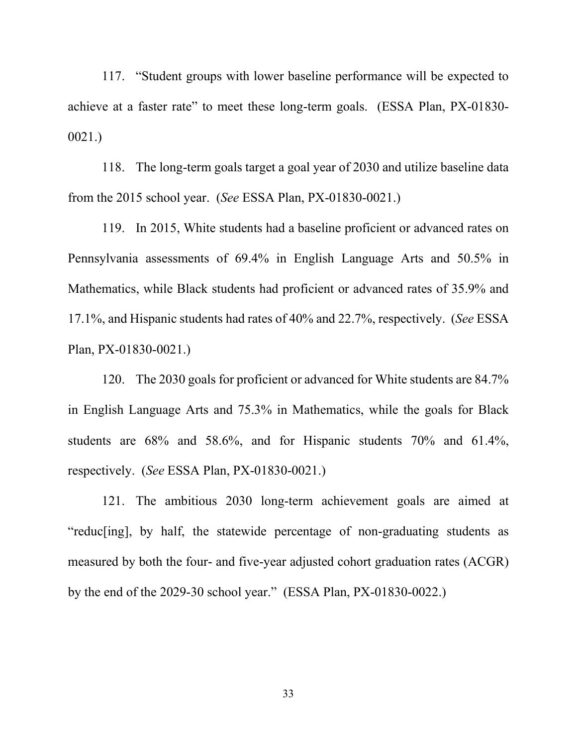117. "Student groups with lower baseline performance will be expected to achieve at a faster rate" to meet these long-term goals. (ESSA Plan, PX-01830-0021.)

118. The long-term goals target a goal year of 2030 and utilize baseline data from the 2015 school year. (*See* ESSA Plan, PX-01830-0021.)

119. In 2015, White students had a baseline proficient or advanced rates on Pennsylvania assessments of 69.4% in English Language Arts and 50.5% in Mathematics, while Black students had proficient or advanced rates of 35.9% and 17.1%, and Hispanic students had rates of 40% and 22.7%, respectively. (*See* ESSA Plan, PX-01830-0021.)

120. The 2030 goals for proficient or advanced for White students are 84.7% in English Language Arts and 75.3% in Mathematics, while the goals for Black students are 68% and 58.6%, and for Hispanic students 70% and 61.4%, respectively. (*See* ESSA Plan, PX-01830-0021.)

121. The ambitious 2030 long-term achievement goals are aimed at "reduc[ing], by half, the statewide percentage of non-graduating students as measured by both the four- and five-year adjusted cohort graduation rates (ACGR) by the end of the 2029-30 school year." (ESSA Plan, PX-01830-0022.)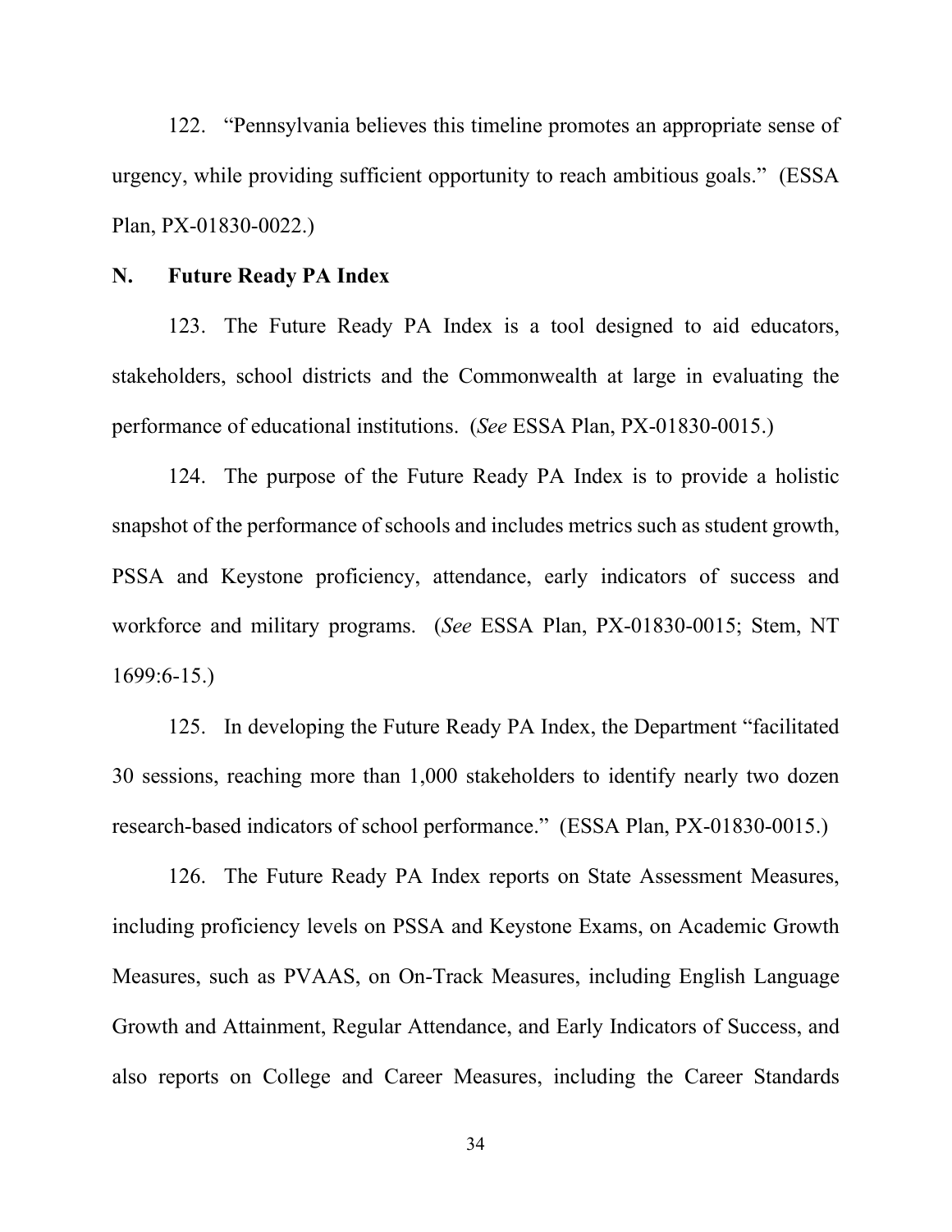122. "Pennsylvania believes this timeline promotes an appropriate sense of urgency, while providing sufficient opportunity to reach ambitious goals." (ESSA Plan, PX-01830-0022.)

## N. Future Ready PA Index

123. The Future Ready PA Index is a tool designed to aid educators, stakeholders, school districts and the Commonwealth at large in evaluating the performance of educational institutions. (*See* ESSA Plan, PX-01830-0015.)

124. The purpose of the Future Ready PA Index is to provide a holistic snapshot of the performance of schools and includes metrics such as student growth, PSSA and Keystone proficiency, attendance, early indicators of success and workforce and military programs. (*See* ESSA Plan, PX-01830-0015; Stem, NT 1699:6-15.)

125. In developing the Future Ready PA Index, the Department "facilitated 30 sessions, reaching more than 1,000 stakeholders to identify nearly two dozen research-based indicators of school performance." (ESSA Plan, PX-01830-0015.)

126. The Future Ready PA Index reports on State Assessment Measures, including proficiency levels on PSSA and Keystone Exams, on Academic Growth Measures, such as PVAAS, on On-Track Measures, including English Language Growth and Attainment, Regular Attendance, and Early Indicators of Success, and also reports on College and Career Measures, including the Career Standards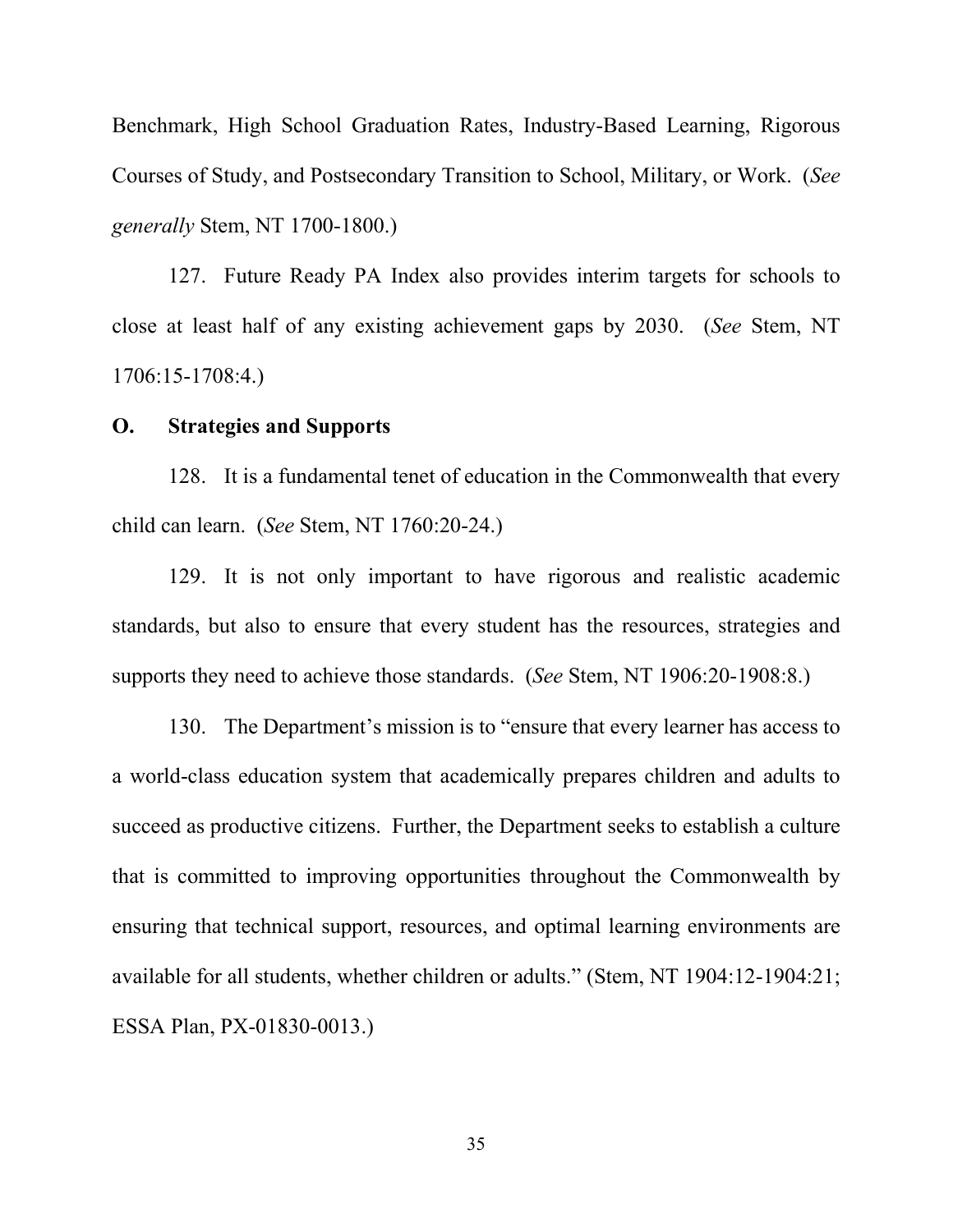Benchmark, High School Graduation Rates, Industry-Based Learning, Rigorous Courses of Study, and Postsecondary Transition to School, Military, or Work. (*See generally* Stem, NT 1700-1800.)

127. Future Ready PA Index also provides interim targets for schools to close at least half of any existing achievement gaps by 2030. (*See* Stem, NT 1706:15-1708:4.)

## O. Strategies and Supports

128. It is a fundamental tenet of education in the Commonwealth that every child can learn. (*See* Stem, NT 1760:20-24.)

129. It is not only important to have rigorous and realistic academic standards, but also to ensure that every student has the resources, strategies and supports they need to achieve those standards. (*See* Stem, NT 1906:20-1908:8.)

130. The Department's mission is to "ensure that every learner has access to a world-class education system that academically prepares children and adults to succeed as productive citizens. Further, the Department seeks to establish a culture that is committed to improving opportunities throughout the Commonwealth by ensuring that technical support, resources, and optimal learning environments are available for all students, whether children or adults." (Stem, NT 1904:12-1904:21; ESSA Plan, PX-01830-0013.)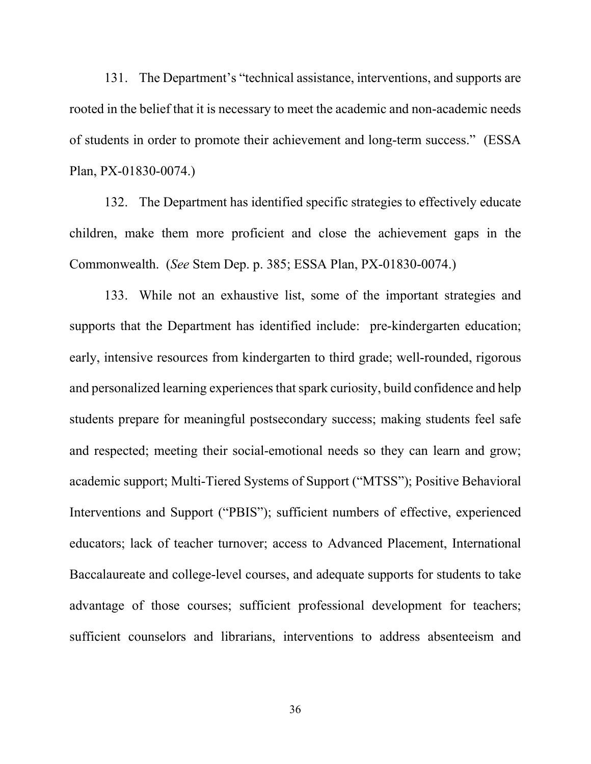131. The Department's "technical assistance, interventions, and supports are rooted in the belief that it is necessary to meet the academic and non-academic needs of students in order to promote their achievement and long-term success." (ESSA Plan, PX-01830-0074.)

132. The Department has identified specific strategies to effectively educate children, make them more proficient and close the achievement gaps in the Commonwealth. (*See* Stem Dep. p. 385; ESSA Plan, PX-01830-0074.)

133. While not an exhaustive list, some of the important strategies and supports that the Department has identified include: pre-kindergarten education; early, intensive resources from kindergarten to third grade; well-rounded, rigorous and personalized learning experiences that spark curiosity, build confidence and help students prepare for meaningful postsecondary success; making students feel safe and respected; meeting their social-emotional needs so they can learn and grow; academic support; Multi-Tiered Systems of Support ("MTSS"); Positive Behavioral Interventions and Support ("PBIS"); sufficient numbers of effective, experienced educators; lack of teacher turnover; access to Advanced Placement, International Baccalaureate and college-level courses, and adequate supports for students to take advantage of those courses; sufficient professional development for teachers; sufficient counselors and librarians, interventions to address absenteeism and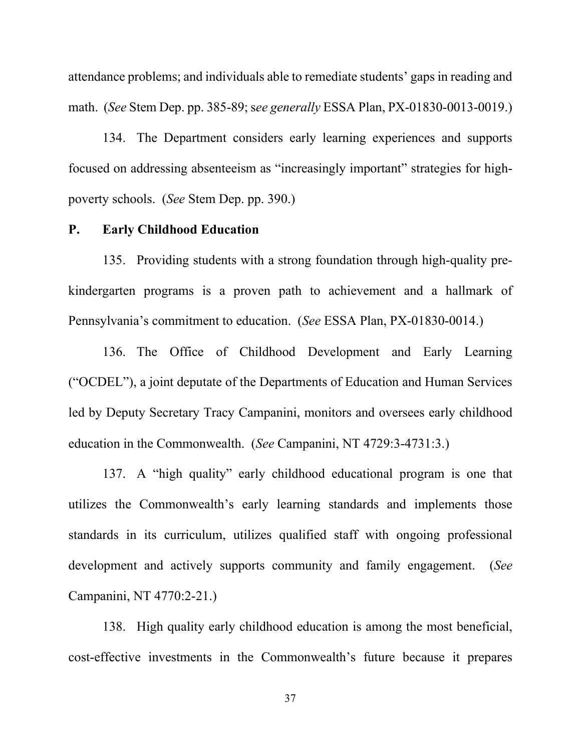attendance problems; and individuals able to remediate students' gaps in reading and math. (*See* Stem Dep. pp. 385-89; s*ee generally* ESSA Plan, PX-01830-0013-0019.)

134. The Department considers early learning experiences and supports focused on addressing absenteeism as "increasingly important" strategies for high-poverty schools. (*See* Stem Dep. pp. 390.)

## P. Early Childhood Education

135. Providing students with a strong foundation through high-quality pre-kindergarten programs is a proven path to achievement and a hallmark of Pennsylvania's commitment to education. (*See* ESSA Plan, PX-01830-0014.)

136. The Office of Childhood Development and Early Learning ("OCDEL"), a joint deputate of the Departments of Education and Human Services led by Deputy Secretary Tracy Campanini, monitors and oversees early childhood education in the Commonwealth. (*See* Campanini, NT 4729:3-4731:3.)

137. A "high quality" early childhood educational program is one that utilizes the Commonwealth's early learning standards and implements those standards in its curriculum, utilizes qualified staff with ongoing professional development and actively supports community and family engagement. (*See* Campanini, NT 4770:2-21.)

138. High quality early childhood education is among the most beneficial, cost-effective investments in the Commonwealth's future because it prepares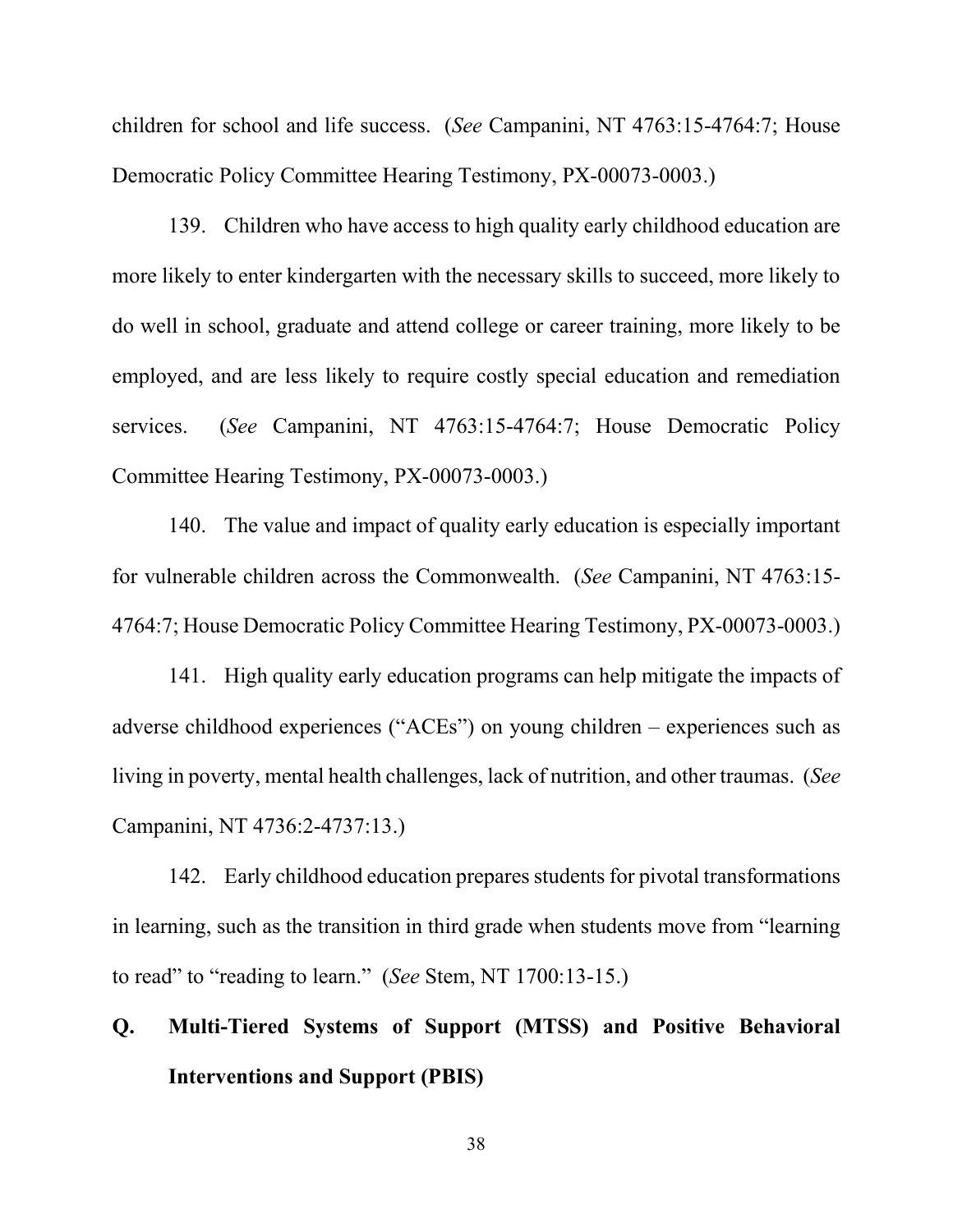children for school and life success. (*See* Campanini, NT 4763:15-4764:7; House Democratic Policy Committee Hearing Testimony, PX-00073-0003.)

139. Children who have access to high quality early childhood education are more likely to enter kindergarten with the necessary skills to succeed, more likely to do well in school, graduate and attend college or career training, more likely to be employed, and are less likely to require costly special education and remediation services. (*See* Campanini, NT 4763:15-4764:7; House Democratic Policy Committee Hearing Testimony, PX-00073-0003.)

140. The value and impact of quality early education is especially important for vulnerable children across the Commonwealth. (*See* Campanini, NT 4763:15-4764:7; House Democratic Policy Committee Hearing Testimony, PX-00073-0003.)

141. High quality early education programs can help mitigate the impacts of adverse childhood experiences ("ACEs") on young children – experiences such as living in poverty, mental health challenges, lack of nutrition, and other traumas. (*See* Campanini, NT 4736:2-4737:13.)

142. Early childhood education prepares students for pivotal transformations in learning, such as the transition in third grade when students move from "learning to read" to "reading to learn." (*See* Stem, NT 1700:13-15.)

## Q. Multi-Tiered Systems of Support (MTSS) and Positive Behavioral Interventions and Support (PBIS)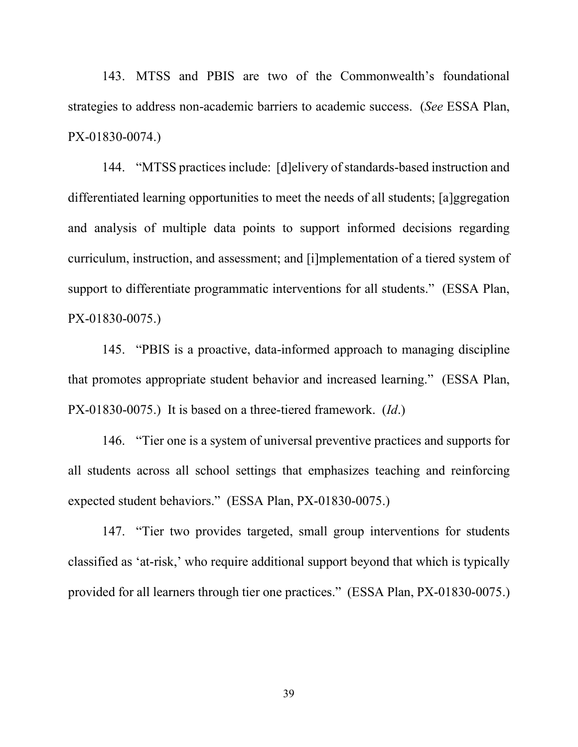143. MTSS and PBIS are two of the Commonwealth's foundational strategies to address non-academic barriers to academic success. (*See* ESSA Plan, PX-01830-0074.)

144. "MTSS practices include: [d]elivery of standards-based instruction and differentiated learning opportunities to meet the needs of all students; [a]ggregation and analysis of multiple data points to support informed decisions regarding curriculum, instruction, and assessment; and [i]mplementation of a tiered system of support to differentiate programmatic interventions for all students." (ESSA Plan, PX-01830-0075.)

145. "PBIS is a proactive, data-informed approach to managing discipline that promotes appropriate student behavior and increased learning." (ESSA Plan, PX-01830-0075.) It is based on a three-tiered framework. (*Id*.)

146. "Tier one is a system of universal preventive practices and supports for all students across all school settings that emphasizes teaching and reinforcing expected student behaviors." (ESSA Plan, PX-01830-0075.)

147. "Tier two provides targeted, small group interventions for students classified as 'at-risk,' who require additional support beyond that which is typically provided for all learners through tier one practices." (ESSA Plan, PX-01830-0075.)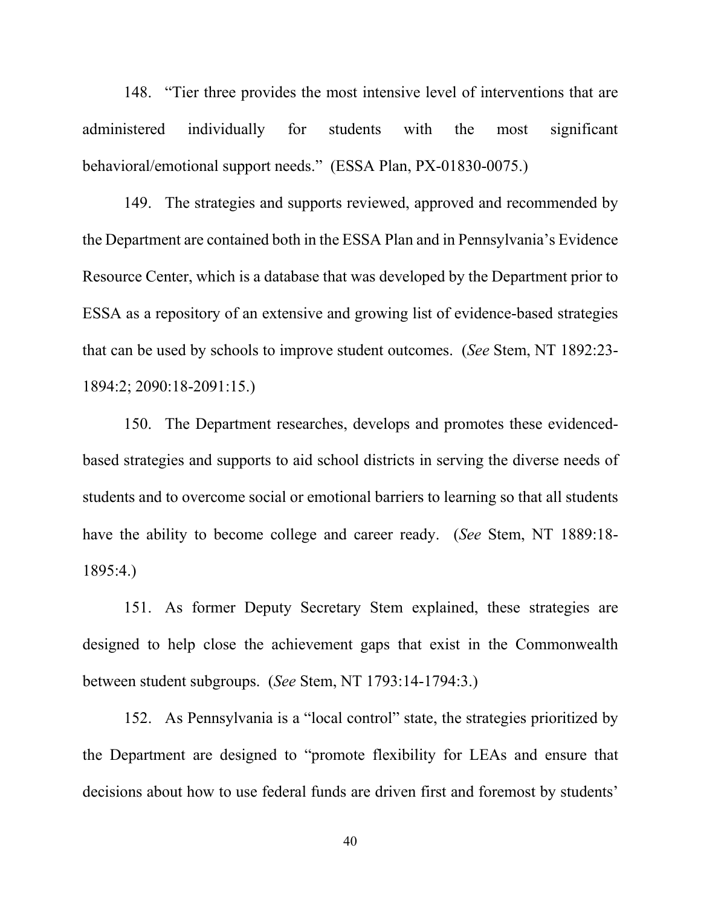148. "Tier three provides the most intensive level of interventions that are administered individually for students with the most significant behavioral/emotional support needs." (ESSA Plan, PX-01830-0075.)

149. The strategies and supports reviewed, approved and recommended by the Department are contained both in the ESSA Plan and in Pennsylvania's Evidence Resource Center, which is a database that was developed by the Department prior to ESSA as a repository of an extensive and growing list of evidence-based strategies that can be used by schools to improve student outcomes. (*See* Stem, NT 1892:23-1894:2; 2090:18-2091:15.)

150. The Department researches, develops and promotes these evidenced-based strategies and supports to aid school districts in serving the diverse needs of students and to overcome social or emotional barriers to learning so that all students have the ability to become college and career ready. (*See* Stem, NT 1889:18-1895:4.)

151. As former Deputy Secretary Stem explained, these strategies are designed to help close the achievement gaps that exist in the Commonwealth between student subgroups. (*See* Stem, NT 1793:14-1794:3.)

152. As Pennsylvania is a "local control" state, the strategies prioritized by the Department are designed to "promote flexibility for LEAs and ensure that decisions about how to use federal funds are driven first and foremost by students'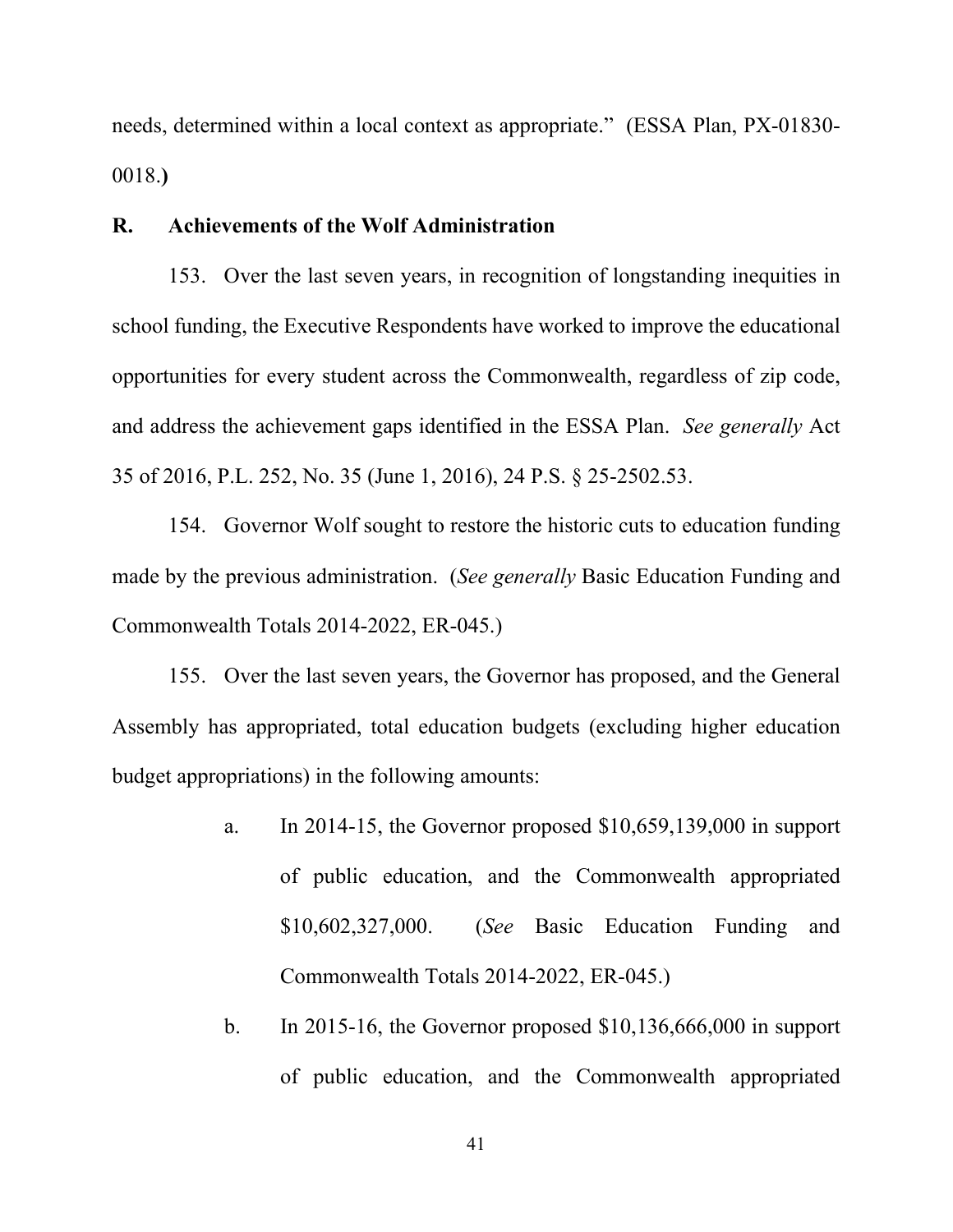needs, determined within a local context as appropriate." (ESSA Plan, PX-01830-0018.**)**

## R. Achievements of the Wolf Administration

153. Over the last seven years, in recognition of longstanding inequities in school funding, the Executive Respondents have worked to improve the educational opportunities for every student across the Commonwealth, regardless of zip code, and address the achievement gaps identified in the ESSA Plan. *See generally* Act 35 of 2016, P.L. 252, No. 35 (June 1, 2016), 24 P.S. § 25-2502.53.

154. Governor Wolf sought to restore the historic cuts to education funding made by the previous administration. (*See generally* Basic Education Funding and Commonwealth Totals 2014-2022, ER-045.)

155. Over the last seven years, the Governor has proposed, and the General Assembly has appropriated, total education budgets (excluding higher education budget appropriations) in the following amounts:

a. In 2014-15, the Governor proposed $10,659,139,000 in support of public education, and the Commonwealth appropriated $10,602,327,000. (*See* Basic Education Funding and Commonwealth Totals 2014-2022, ER-045.)

b. In 2015-16, the Governor proposed $10,136,666,000 in support of public education, and the Commonwealth appropriated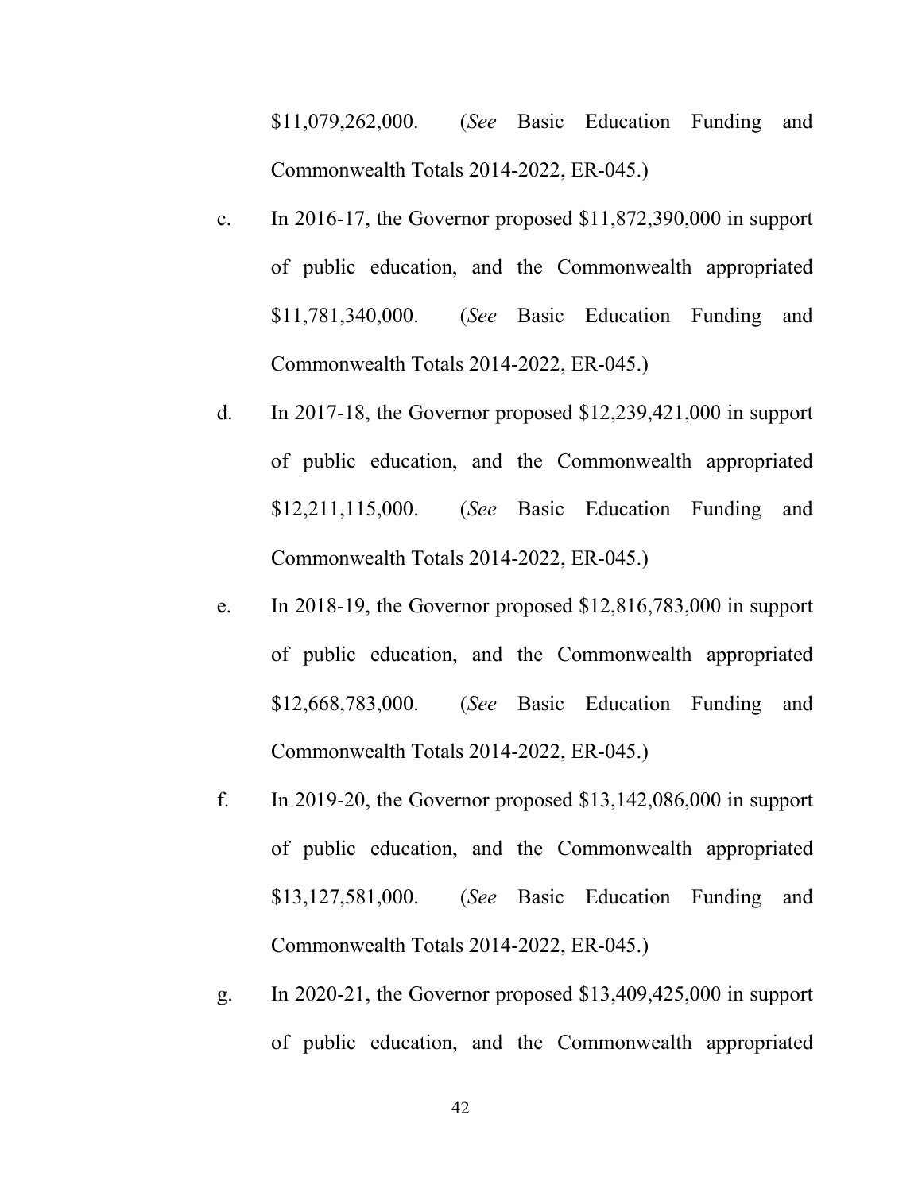$11,079,262,000. (*See* Basic Education Funding and Commonwealth Totals 2014-2022, ER-045.)

c. In 2016-17, the Governor proposed $11,872,390,000 in support of public education, and the Commonwealth appropriated $11,781,340,000. (*See* Basic Education Funding and Commonwealth Totals 2014-2022, ER-045.)

d. In 2017-18, the Governor proposed $12,239,421,000 in support of public education, and the Commonwealth appropriated $12,211,115,000. (*See* Basic Education Funding and Commonwealth Totals 2014-2022, ER-045.)

e. In 2018-19, the Governor proposed $12,816,783,000 in support of public education, and the Commonwealth appropriated $12,668,783,000. (*See* Basic Education Funding and Commonwealth Totals 2014-2022, ER-045.)

f. In 2019-20, the Governor proposed $13,142,086,000 in support of public education, and the Commonwealth appropriated $13,127,581,000. (*See* Basic Education Funding and Commonwealth Totals 2014-2022, ER-045.)

g. In 2020-21, the Governor proposed $13,409,425,000 in support of public education, and the Commonwealth appropriated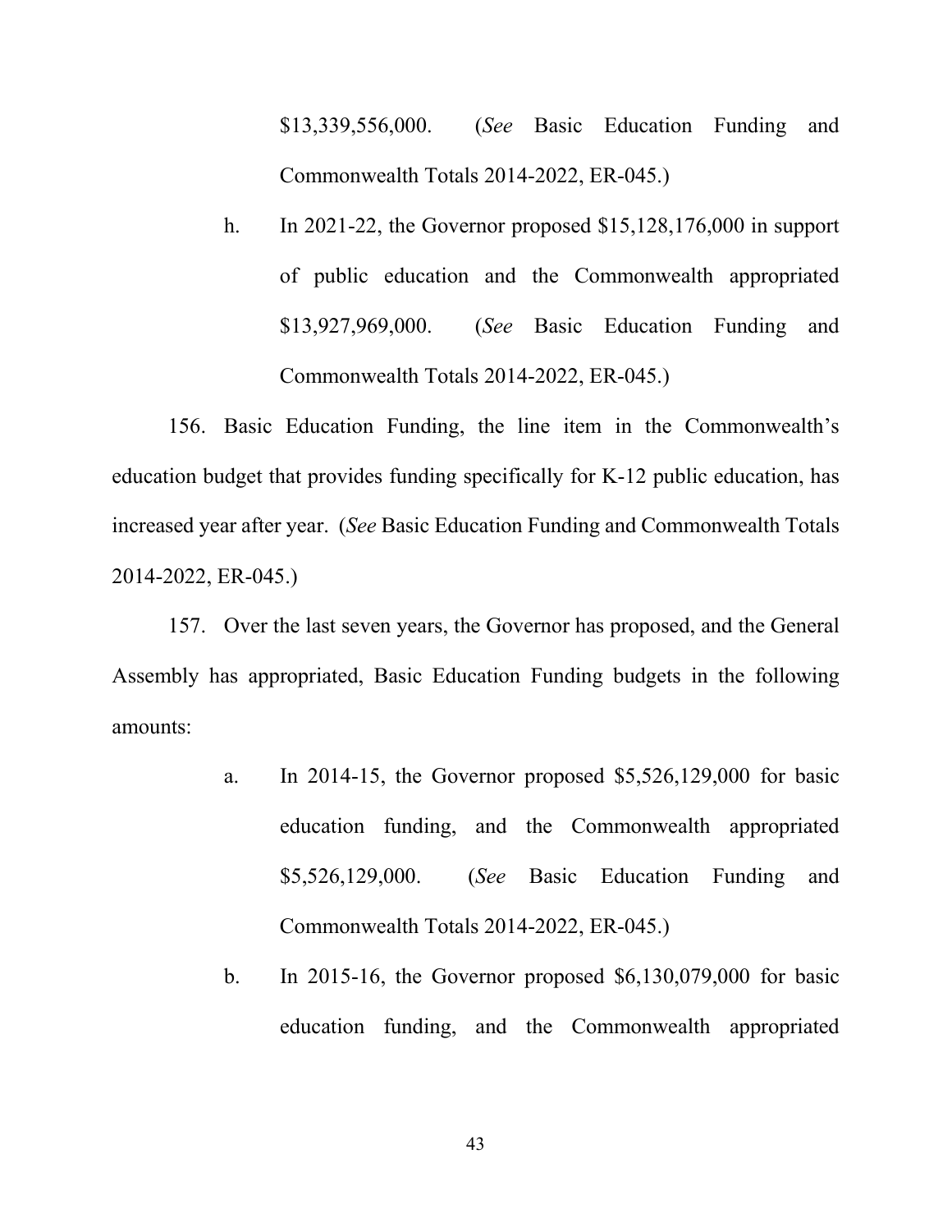$13,339,556,000. (*See* Basic Education Funding and Commonwealth Totals 2014-2022, ER-045.)

h. In 2021-22, the Governor proposed $15,128,176,000 in support of public education and the Commonwealth appropriated $13,927,969,000. (*See* Basic Education Funding and Commonwealth Totals 2014-2022, ER-045.)

156. Basic Education Funding, the line item in the Commonwealth's education budget that provides funding specifically for K-12 public education, has increased year after year. (*See* Basic Education Funding and Commonwealth Totals 2014-2022, ER-045.)

157. Over the last seven years, the Governor has proposed, and the General Assembly has appropriated, Basic Education Funding budgets in the following amounts:

a. In 2014-15, the Governor proposed $5,526,129,000 for basic education funding, and the Commonwealth appropriated $5,526,129,000. (*See* Basic Education Funding and Commonwealth Totals 2014-2022, ER-045.)

b. In 2015-16, the Governor proposed $6,130,079,000 for basic education funding, and the Commonwealth appropriated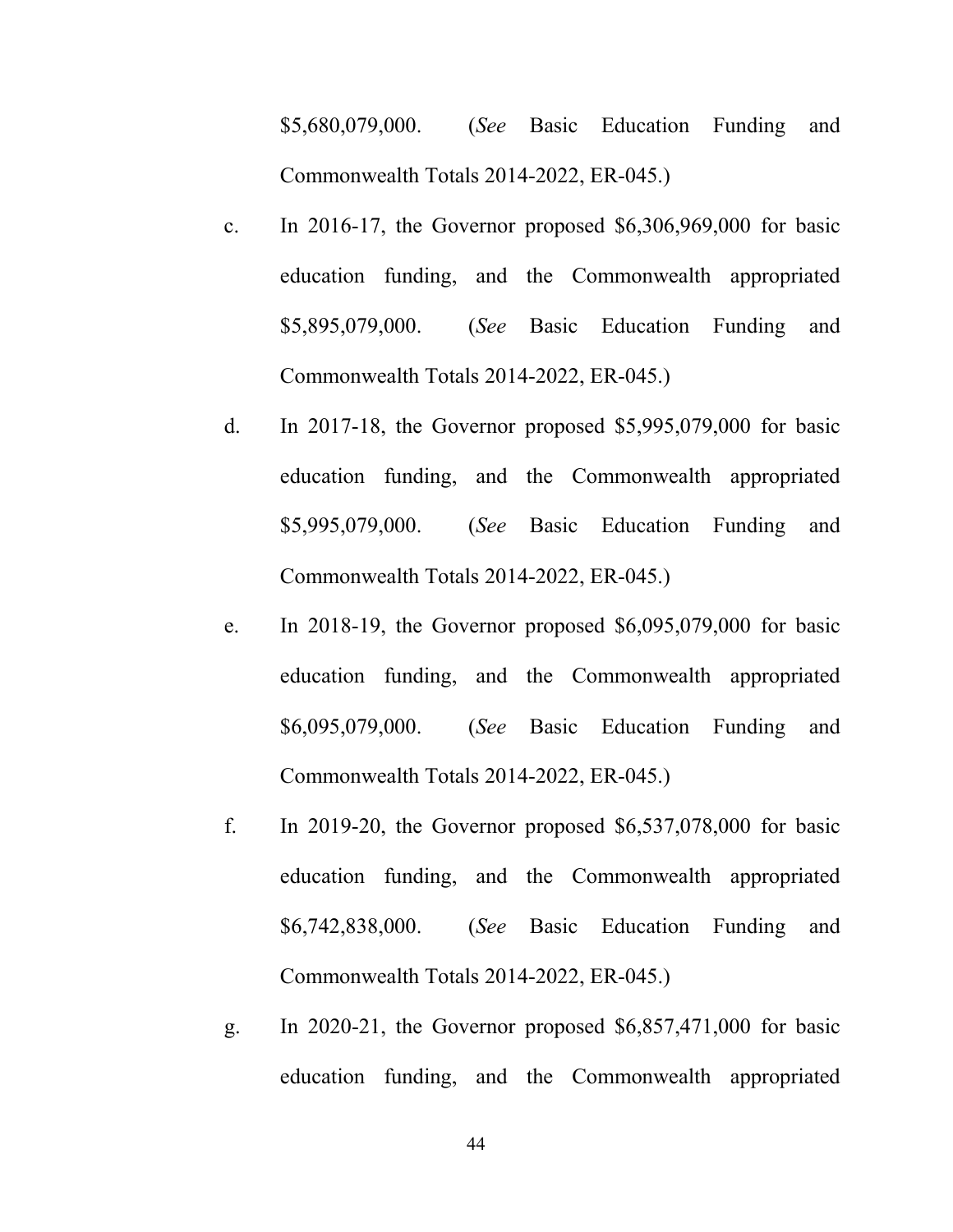$5,680,079,000. (*See* Basic Education Funding and Commonwealth Totals 2014-2022, ER-045.)

c. In 2016-17, the Governor proposed $6,306,969,000 for basic education funding, and the Commonwealth appropriated $5,895,079,000. (*See* Basic Education Funding and Commonwealth Totals 2014-2022, ER-045.)

d. In 2017-18, the Governor proposed $5,995,079,000 for basic education funding, and the Commonwealth appropriated $5,995,079,000. (*See* Basic Education Funding and Commonwealth Totals 2014-2022, ER-045.)

e. In 2018-19, the Governor proposed $6,095,079,000 for basic education funding, and the Commonwealth appropriated $6,095,079,000. (*See* Basic Education Funding and Commonwealth Totals 2014-2022, ER-045.)

f. In 2019-20, the Governor proposed $6,537,078,000 for basic education funding, and the Commonwealth appropriated $6,742,838,000. (*See* Basic Education Funding and Commonwealth Totals 2014-2022, ER-045.)

g. In 2020-21, the Governor proposed $6,857,471,000 for basic education funding, and the Commonwealth appropriated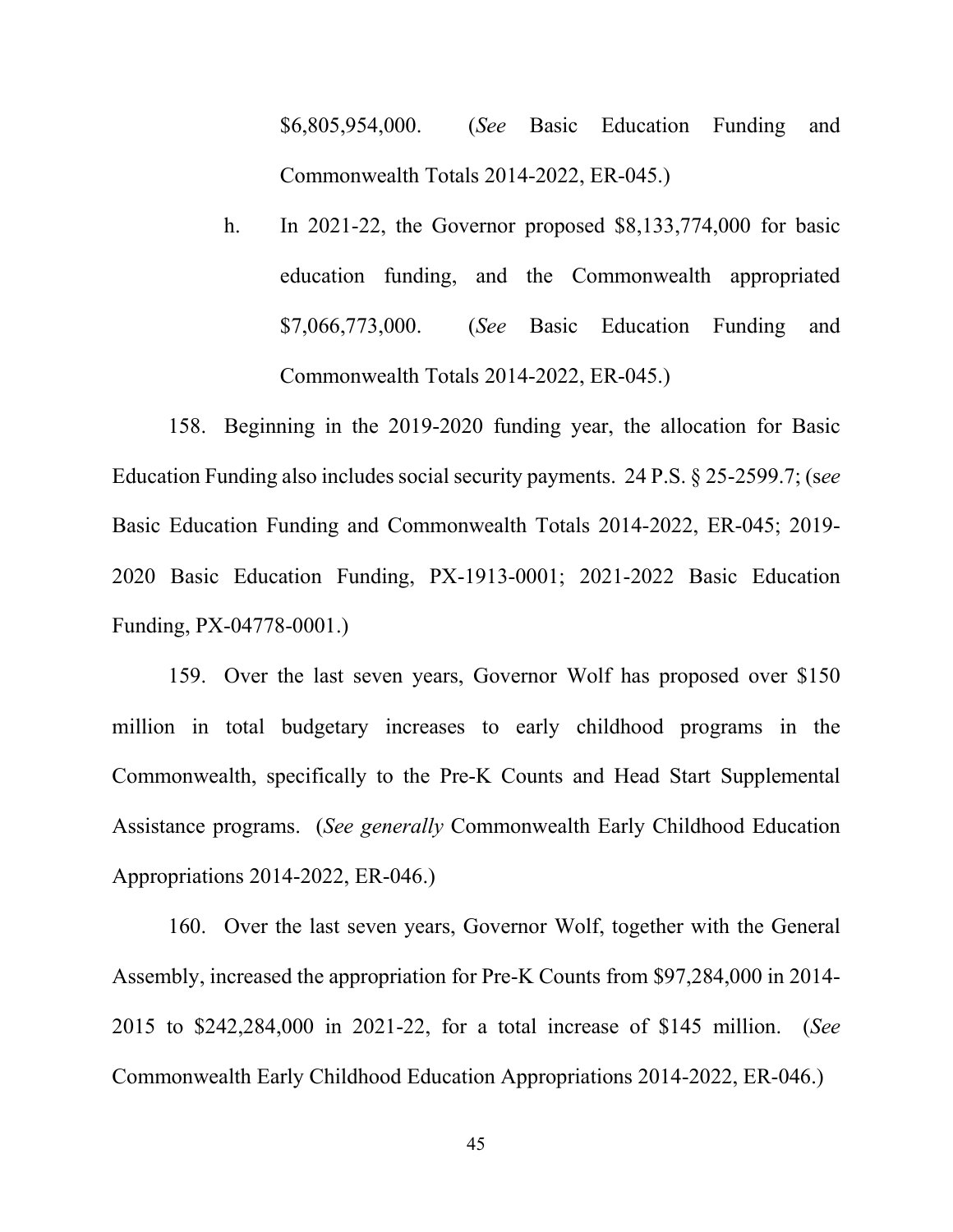$6,805,954,000. (*See* Basic Education Funding and Commonwealth Totals 2014-2022, ER-045.)

h. In 2021-22, the Governor proposed $8,133,774,000 for basic education funding, and the Commonwealth appropriated $7,066,773,000. (*See* Basic Education Funding and Commonwealth Totals 2014-2022, ER-045.)

158. Beginning in the 2019-2020 funding year, the allocation for Basic Education Funding also includes social security payments. 24 P.S. § 25-2599.7; (s*ee* Basic Education Funding and Commonwealth Totals 2014-2022, ER-045; 2019-2020 Basic Education Funding, PX-1913-0001; 2021-2022 Basic Education Funding, PX-04778-0001.)

159. Over the last seven years, Governor Wolf has proposed over $150 million in total budgetary increases to early childhood programs in the Commonwealth, specifically to the Pre-K Counts and Head Start Supplemental Assistance programs. (*See generally* Commonwealth Early Childhood Education Appropriations 2014-2022, ER-046.)

160. Over the last seven years, Governor Wolf, together with the General Assembly, increased the appropriation for Pre-K Counts from $97,284,000 in 2014-2015 to $242,284,000 in 2021-22, for a total increase of $145 million. (*See* Commonwealth Early Childhood Education Appropriations 2014-2022, ER-046.)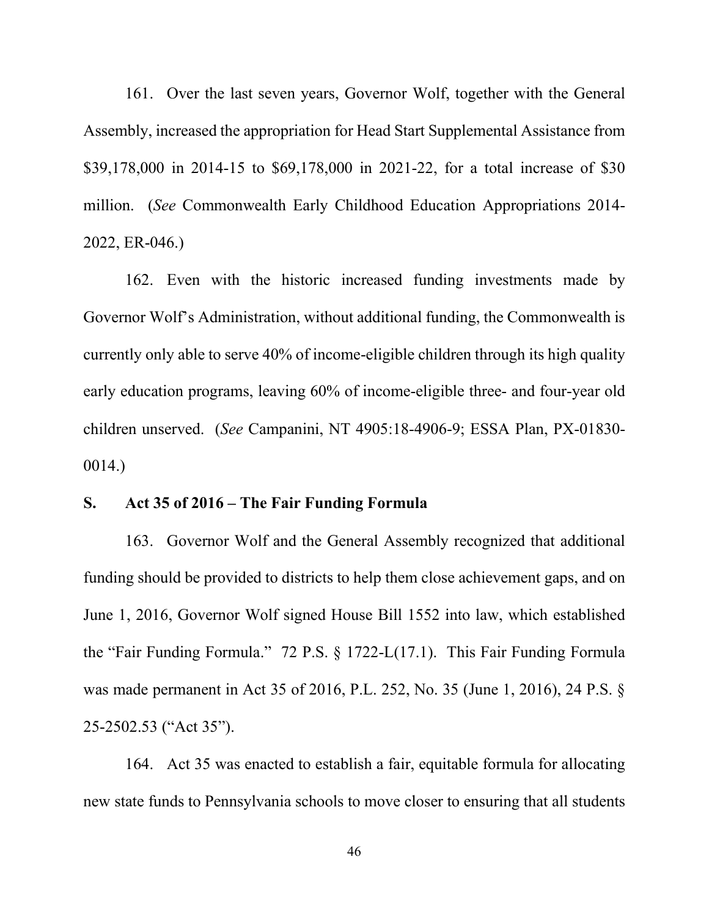161. Over the last seven years, Governor Wolf, together with the General Assembly, increased the appropriation for Head Start Supplemental Assistance from $39,178,000 in 2014-15 to $69,178,000 in 2021-22, for a total increase of $30 million. (*See* Commonwealth Early Childhood Education Appropriations 2014-2022, ER-046.)

162. Even with the historic increased funding investments made by Governor Wolf's Administration, without additional funding, the Commonwealth is currently only able to serve 40% of income-eligible children through its high quality early education programs, leaving 60% of income-eligible three- and four-year old children unserved. (*See* Campanini, NT 4905:18-4906-9; ESSA Plan, PX-01830-0014.)

## S. Act 35 of 2016 – The Fair Funding Formula

163. Governor Wolf and the General Assembly recognized that additional funding should be provided to districts to help them close achievement gaps, and on June 1, 2016, Governor Wolf signed House Bill 1552 into law, which established the "Fair Funding Formula." 72 P.S. § 1722-L(17.1). This Fair Funding Formula was made permanent in Act 35 of 2016, P.L. 252, No. 35 (June 1, 2016), 24 P.S. § 25-2502.53 ("Act 35").

164. Act 35 was enacted to establish a fair, equitable formula for allocating new state funds to Pennsylvania schools to move closer to ensuring that all students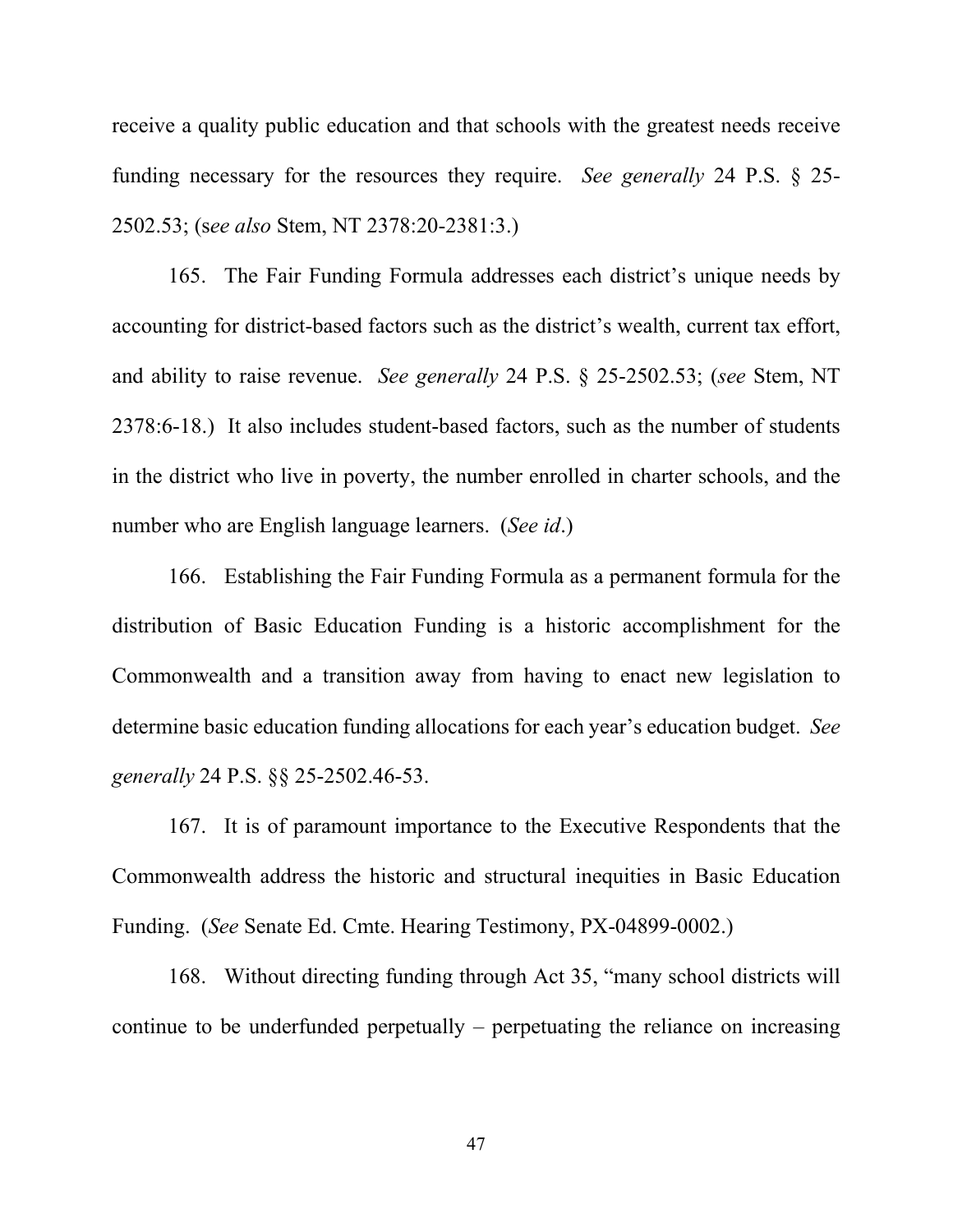receive a quality public education and that schools with the greatest needs receive funding necessary for the resources they require. *See generally* 24 P.S. § 25-2502.53; (s*ee also* Stem, NT 2378:20-2381:3.)

165. The Fair Funding Formula addresses each district's unique needs by accounting for district-based factors such as the district's wealth, current tax effort, and ability to raise revenue. *See generally* 24 P.S. § 25-2502.53; (*see* Stem, NT 2378:6-18.) It also includes student-based factors, such as the number of students in the district who live in poverty, the number enrolled in charter schools, and the number who are English language learners. (*See id*.)

166. Establishing the Fair Funding Formula as a permanent formula for the distribution of Basic Education Funding is a historic accomplishment for the Commonwealth and a transition away from having to enact new legislation to determine basic education funding allocations for each year's education budget. *See generally* 24 P.S. §§ 25-2502.46-53.

167. It is of paramount importance to the Executive Respondents that the Commonwealth address the historic and structural inequities in Basic Education Funding. (*See* Senate Ed. Cmte. Hearing Testimony, PX-04899-0002.)

168. Without directing funding through Act 35, "many school districts will continue to be underfunded perpetually – perpetuating the reliance on increasing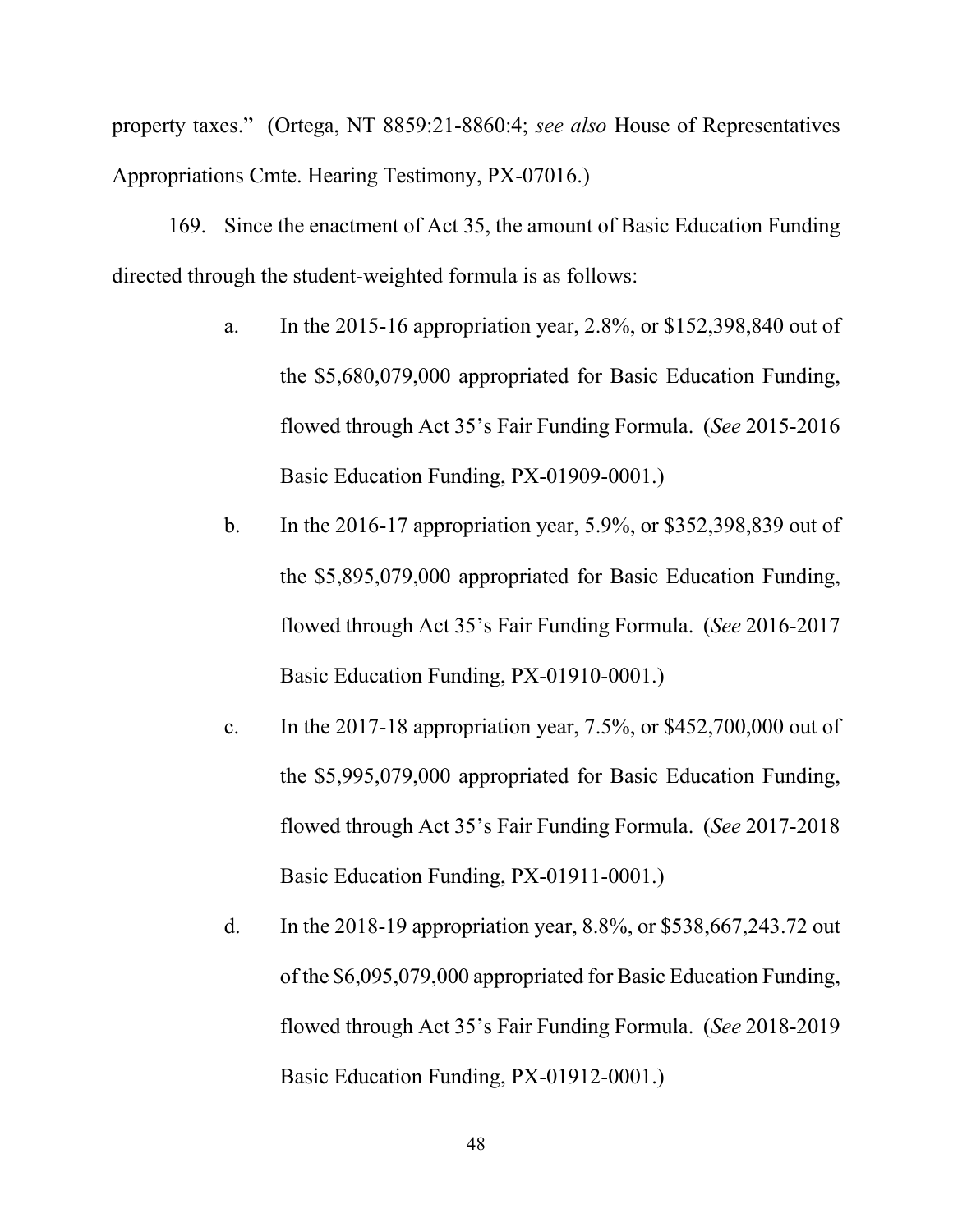property taxes." (Ortega, NT 8859:21-8860:4; *see also* House of Representatives Appropriations Cmte. Hearing Testimony, PX-07016.)

169. Since the enactment of Act 35, the amount of Basic Education Funding directed through the student-weighted formula is as follows:

a. In the 2015-16 appropriation year, 2.8%, or $152,398,840 out of the $5,680,079,000 appropriated for Basic Education Funding, flowed through Act 35's Fair Funding Formula. (*See* 2015-2016 Basic Education Funding, PX-01909-0001.)

b. In the 2016-17 appropriation year, 5.9%, or $352,398,839 out of the $5,895,079,000 appropriated for Basic Education Funding, flowed through Act 35's Fair Funding Formula. (*See* 2016-2017 Basic Education Funding, PX-01910-0001.)

c. In the 2017-18 appropriation year, 7.5%, or $452,700,000 out of the $5,995,079,000 appropriated for Basic Education Funding, flowed through Act 35's Fair Funding Formula. (*See* 2017-2018 Basic Education Funding, PX-01911-0001.)

d. In the 2018-19 appropriation year, 8.8%, or $538,667,243.72 out of the $6,095,079,000 appropriated for Basic Education Funding, flowed through Act 35's Fair Funding Formula. (*See* 2018-2019 Basic Education Funding, PX-01912-0001.)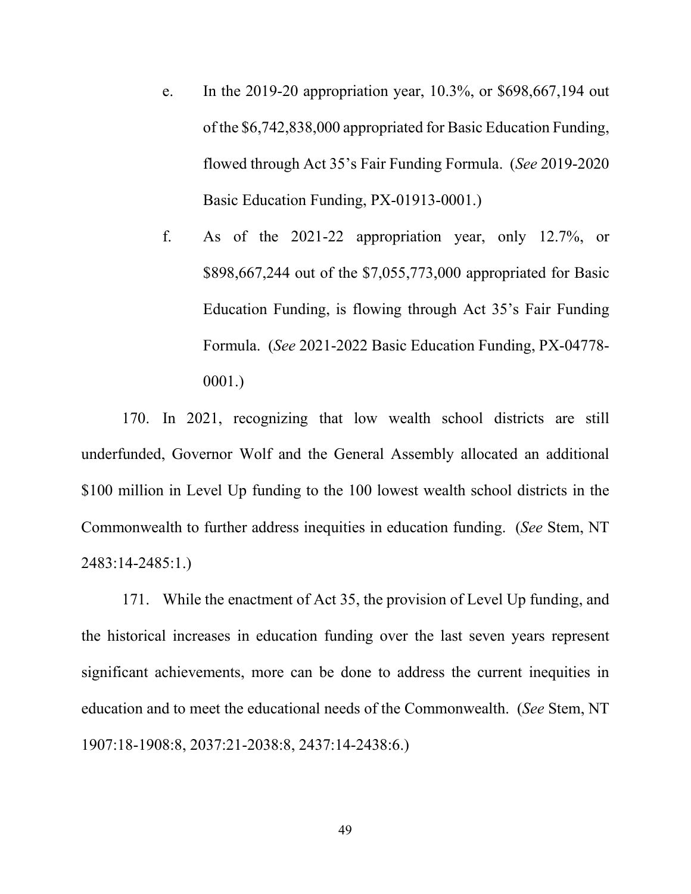e. In the 2019-20 appropriation year, 10.3%, or $698,667,194 out of the $6,742,838,000 appropriated for Basic Education Funding, flowed through Act 35's Fair Funding Formula. (*See* 2019-2020 Basic Education Funding, PX-01913-0001.)

f. As of the 2021-22 appropriation year, only 12.7%, or $898,667,244 out of the $7,055,773,000 appropriated for Basic Education Funding, is flowing through Act 35's Fair Funding Formula. (*See* 2021-2022 Basic Education Funding, PX-04778-0001.)

170. In 2021, recognizing that low wealth school districts are still underfunded, Governor Wolf and the General Assembly allocated an additional $100 million in Level Up funding to the 100 lowest wealth school districts in the Commonwealth to further address inequities in education funding. (*See* Stem, NT 2483:14-2485:1.)

171. While the enactment of Act 35, the provision of Level Up funding, and the historical increases in education funding over the last seven years represent significant achievements, more can be done to address the current inequities in education and to meet the educational needs of the Commonwealth. (*See* Stem, NT 1907:18-1908:8, 2037:21-2038:8, 2437:14-2438:6.)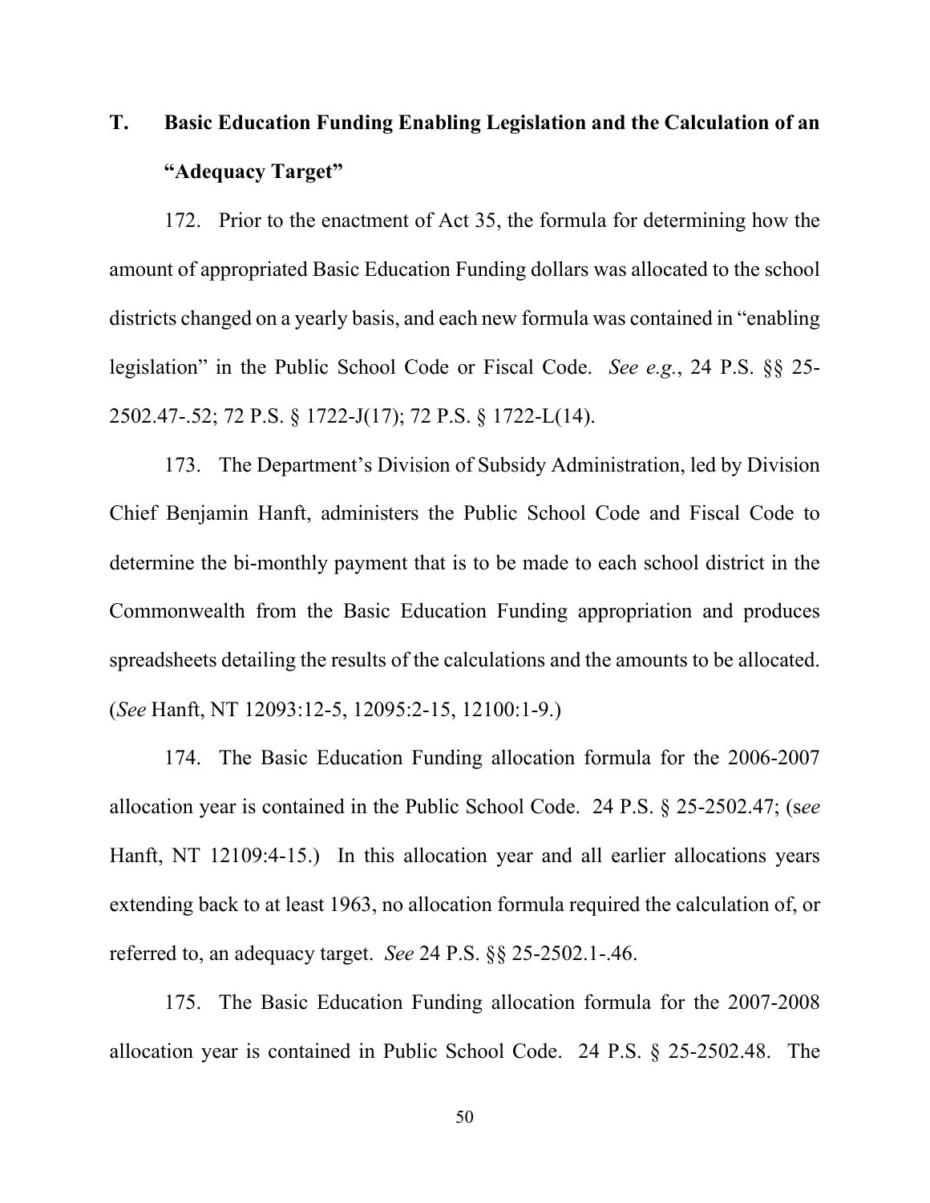## T. Basic Education Funding Enabling Legislation and the Calculation of an "Adequacy Target"

172. Prior to the enactment of Act 35, the formula for determining how the amount of appropriated Basic Education Funding dollars was allocated to the school districts changed on a yearly basis, and each new formula was contained in "enabling legislation" in the Public School Code or Fiscal Code. *See e.g.*, 24 P.S. §§ 25-2502.47-.52; 72 P.S. § 1722-J(17); 72 P.S. § 1722-L(14).

173. The Department's Division of Subsidy Administration, led by Division Chief Benjamin Hanft, administers the Public School Code and Fiscal Code to determine the bi-monthly payment that is to be made to each school district in the Commonwealth from the Basic Education Funding appropriation and produces spreadsheets detailing the results of the calculations and the amounts to be allocated. (*See* Hanft, NT 12093:12-5, 12095:2-15, 12100:1-9.)

174. The Basic Education Funding allocation formula for the 2006-2007 allocation year is contained in the Public School Code. 24 P.S. § 25-2502.47; (s*ee* Hanft, NT 12109:4-15.) In this allocation year and all earlier allocations years extending back to at least 1963, no allocation formula required the calculation of, or referred to, an adequacy target. *See* 24 P.S. §§ 25-2502.1-.46.

175. The Basic Education Funding allocation formula for the 2007-2008 allocation year is contained in Public School Code. 24 P.S. § 25-2502.48. The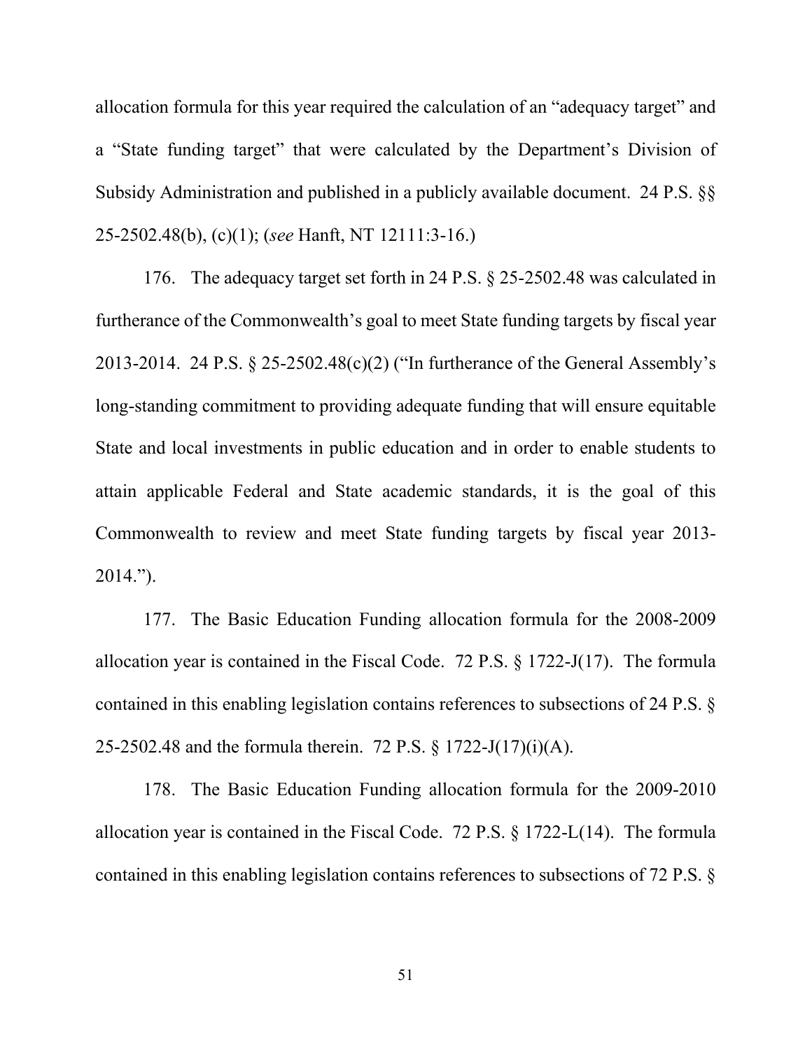allocation formula for this year required the calculation of an "adequacy target" and a "State funding target" that were calculated by the Department's Division of Subsidy Administration and published in a publicly available document. 24 P.S. §§ 25-2502.48(b), (c)(1); (*see* Hanft, NT 12111:3-16.)

176. The adequacy target set forth in 24 P.S. § 25-2502.48 was calculated in furtherance of the Commonwealth's goal to meet State funding targets by fiscal year 2013-2014. 24 P.S. § 25-2502.48(c)(2) ("In furtherance of the General Assembly's long-standing commitment to providing adequate funding that will ensure equitable State and local investments in public education and in order to enable students to attain applicable Federal and State academic standards, it is the goal of this Commonwealth to review and meet State funding targets by fiscal year 2013-2014.").

177. The Basic Education Funding allocation formula for the 2008-2009 allocation year is contained in the Fiscal Code. 72 P.S. § 1722-J(17). The formula contained in this enabling legislation contains references to subsections of 24 P.S. § 25-2502.48 and the formula therein. 72 P.S. § 1722-J(17)(i)(A).

178. The Basic Education Funding allocation formula for the 2009-2010 allocation year is contained in the Fiscal Code. 72 P.S. § 1722-L(14). The formula contained in this enabling legislation contains references to subsections of 72 P.S. §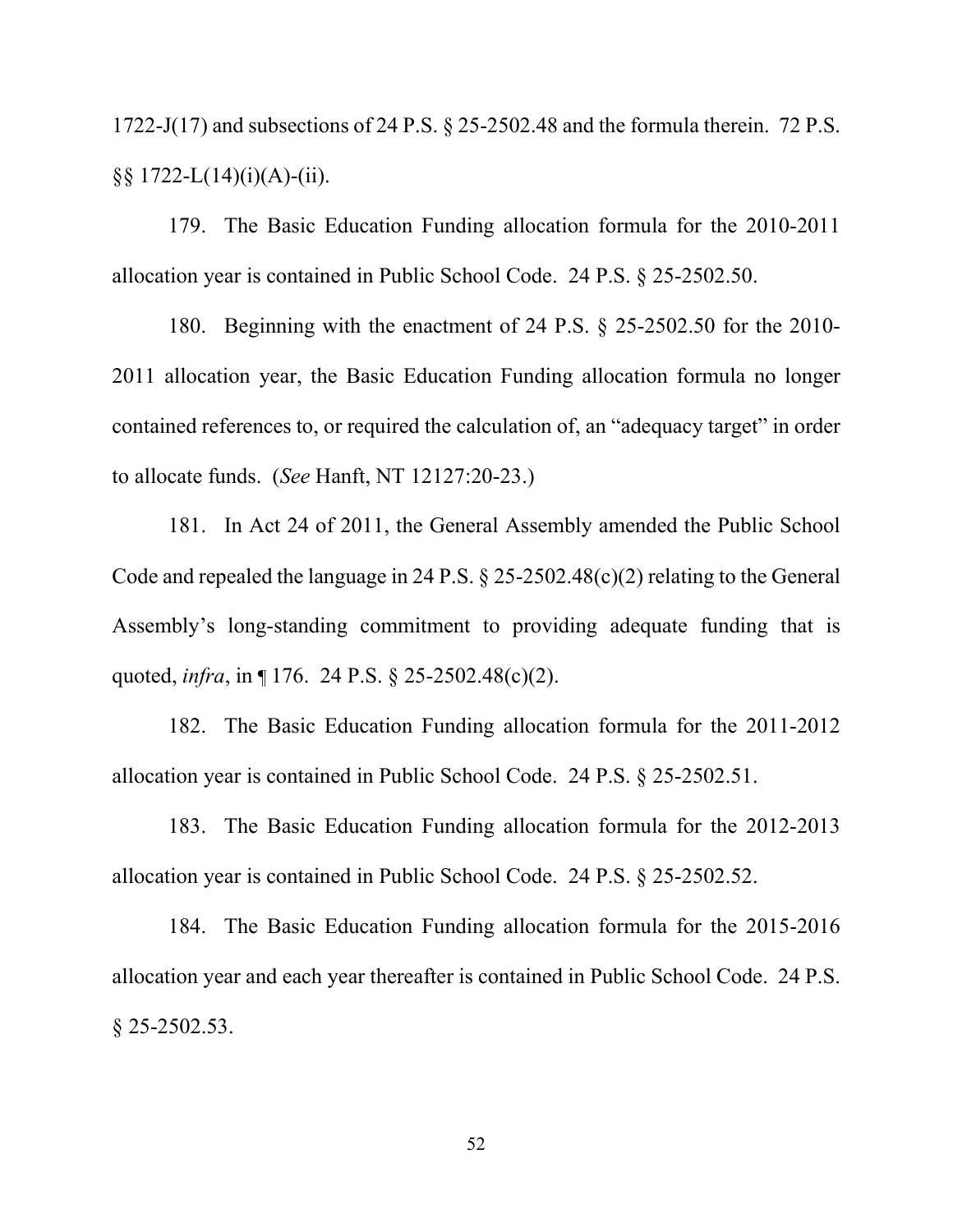1722-J(17) and subsections of 24 P.S. § 25-2502.48 and the formula therein. 72 P.S. §§ 1722-L(14)(i)(A)-(ii).

179. The Basic Education Funding allocation formula for the 2010-2011 allocation year is contained in Public School Code. 24 P.S. § 25-2502.50.

180. Beginning with the enactment of 24 P.S. § 25-2502.50 for the 2010-2011 allocation year, the Basic Education Funding allocation formula no longer contained references to, or required the calculation of, an "adequacy target" in order to allocate funds. (*See* Hanft, NT 12127:20-23.)

181. In Act 24 of 2011, the General Assembly amended the Public School Code and repealed the language in 24 P.S. § 25-2502.48(c)(2) relating to the General Assembly's long-standing commitment to providing adequate funding that is quoted, *infra*, in ¶ 176. 24 P.S. § 25-2502.48(c)(2).

182. The Basic Education Funding allocation formula for the 2011-2012 allocation year is contained in Public School Code. 24 P.S. § 25-2502.51.

183. The Basic Education Funding allocation formula for the 2012-2013 allocation year is contained in Public School Code. 24 P.S. § 25-2502.52.

184. The Basic Education Funding allocation formula for the 2015-2016 allocation year and each year thereafter is contained in Public School Code. 24 P.S. § 25-2502.53.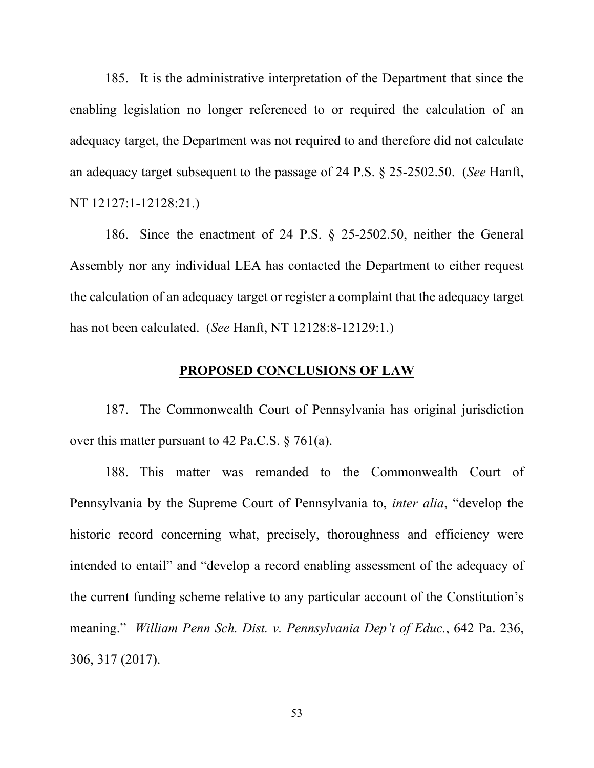185. It is the administrative interpretation of the Department that since the enabling legislation no longer referenced to or required the calculation of an adequacy target, the Department was not required to and therefore did not calculate an adequacy target subsequent to the passage of 24 P.S. § 25-2502.50. (*See* Hanft, NT 12127:1-12128:21.)

186. Since the enactment of 24 P.S. § 25-2502.50, neither the General Assembly nor any individual LEA has contacted the Department to either request the calculation of an adequacy target or register a complaint that the adequacy target has not been calculated. (*See* Hanft, NT 12128:8-12129:1.)

## PROPOSED CONCLUSIONS OF LAW

187. The Commonwealth Court of Pennsylvania has original jurisdiction over this matter pursuant to 42 Pa.C.S. § 761(a).

188. This matter was remanded to the Commonwealth Court of Pennsylvania by the Supreme Court of Pennsylvania to, *inter alia*, "develop the historic record concerning what, precisely, thoroughness and efficiency were intended to entail" and "develop a record enabling assessment of the adequacy of the current funding scheme relative to any particular account of the Constitution's meaning." *William Penn Sch. Dist. v. Pennsylvania Dep't of Educ.*, 642 Pa. 236, 306, 317 (2017).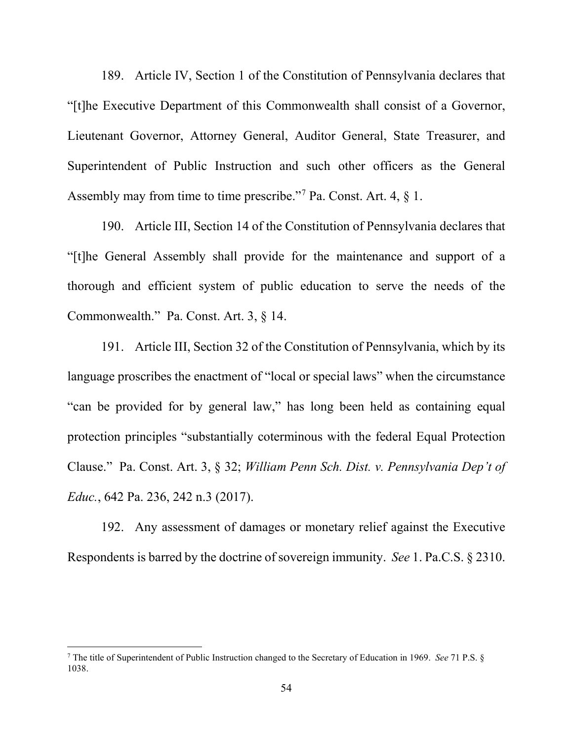189. Article IV, Section 1 of the Constitution of Pennsylvania declares that "[t]he Executive Department of this Commonwealth shall consist of a Governor, Lieutenant Governor, Attorney General, Auditor General, State Treasurer, and Superintendent of Public Instruction and such other officers as the General Assembly may from time to time prescribe."[7] Pa. Const. Art. 4, § 1.

190. Article III, Section 14 of the Constitution of Pennsylvania declares that "[t]he General Assembly shall provide for the maintenance and support of a thorough and efficient system of public education to serve the needs of the Commonwealth." Pa. Const. Art. 3, § 14.

191. Article III, Section 32 of the Constitution of Pennsylvania, which by its language proscribes the enactment of "local or special laws" when the circumstance "can be provided for by general law," has long been held as containing equal protection principles "substantially coterminous with the federal Equal Protection Clause." Pa. Const. Art. 3, § 32; *William Penn Sch. Dist. v. Pennsylvania Dep't of Educ.*, 642 Pa. 236, 242 n.3 (2017).

192. Any assessment of damages or monetary relief against the Executive Respondents is barred by the doctrine of sovereign immunity. *See* 1. Pa.C.S. § 2310.

---

[7] The title of Superintendent of Public Instruction changed to the Secretary of Education in 1969. *See* 71 P.S. § 1038.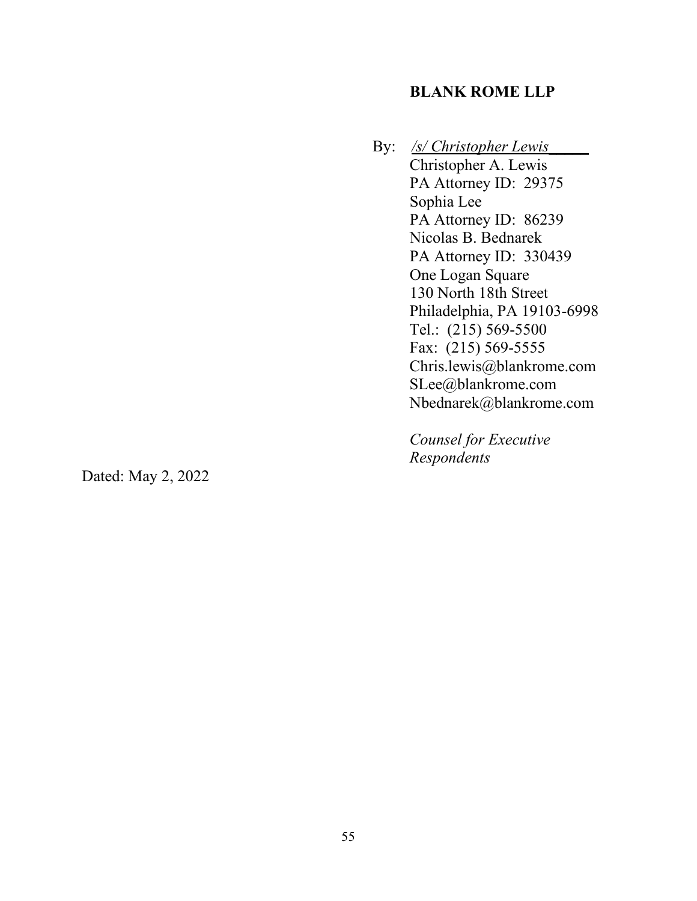**BLANK ROME LLP**

By: */s/ Christopher Lewis*

Christopher A. Lewis
PA Attorney ID: 29375
Sophia Lee
PA Attorney ID: 86239
Nicolas B. Bednarek
PA Attorney ID: 330439
One Logan Square
130 North 18th Street
Philadelphia, PA 19103-6998
Tel.: (215) 569-5500
Fax: (215) 569-5555
Chris.lewis@blankrome.com
SLee@blankrome.com
Nbednarek@blankrome.com

*Counsel for Executive Respondents*

Dated: May 2, 2022